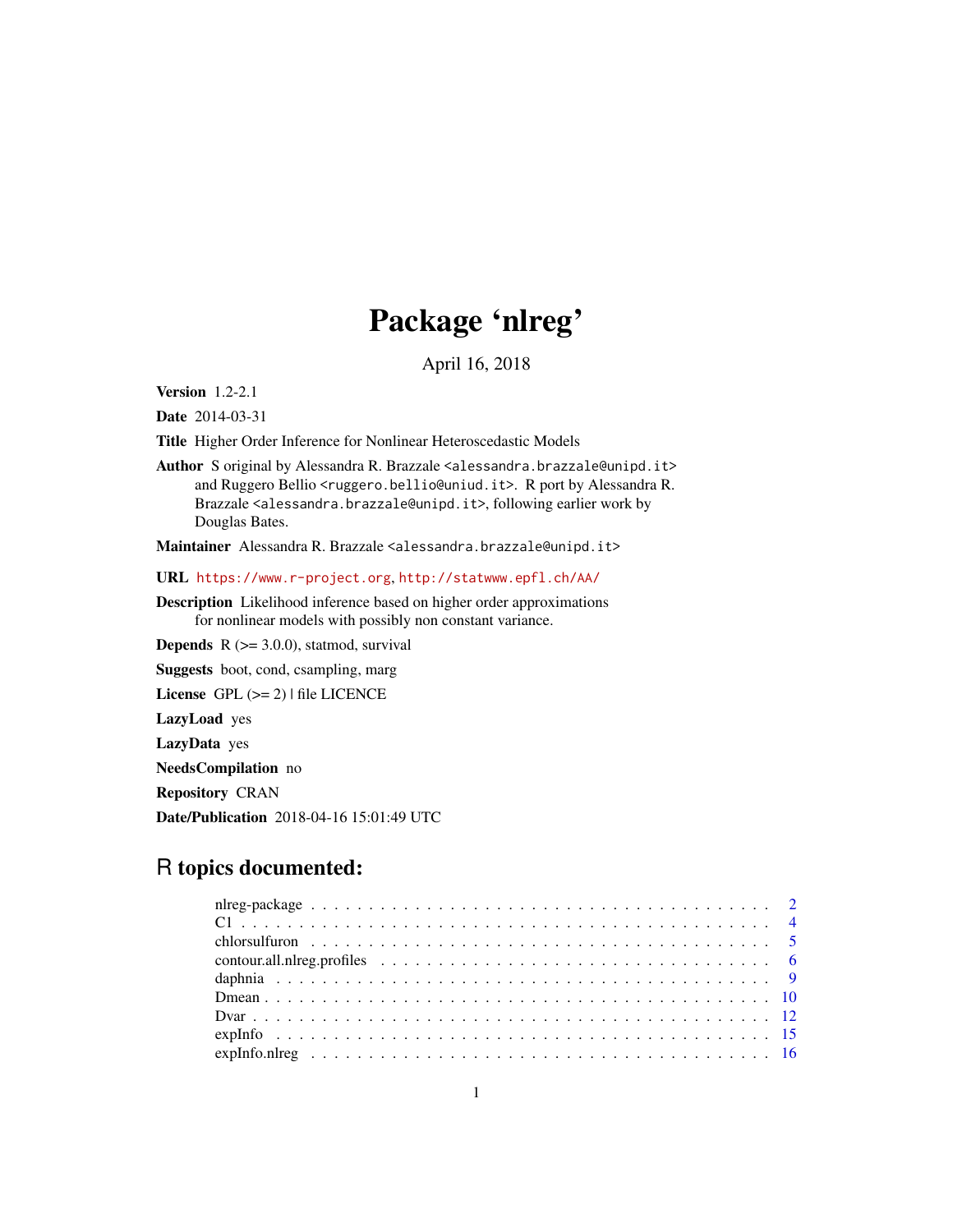# Package 'nlreg'

April 16, 2018

**Version** 1.2-2.1

**Date** 2014-03-31

**Title** Higher Order Inference for Nonlinear Heteroscedastic Models

**Author** S original by Alessandra R. Brazzale <alessandra.brazzale@unipd.it> and Ruggero Bellio <ruggero.bellio@uniud.it>. R port by Alessandra R. Brazzale <alessandra.brazzale@unipd.it>, following earlier work by Douglas Bates.

**Maintainer** Alessandra R. Brazzale <alessandra.brazzale@unipd.it>

**URL** https://www.r-project.org, http://statwww.epfl.ch/AA/

**Description** Likelihood inference based on higher order approximations for nonlinear models with possibly non constant variance.

**Depends** R (>= 3.0.0), statmod, survival

**Suggests** boot, cond, csampling, marg

**License** GPL (>= 2) | file LICENCE

**LazyLoad** yes

**LazyData** yes

**NeedsCompilation** no

**Repository** CRAN

**Date/Publication** 2018-04-16 15:01:49 UTC

## R topics documented:

| | |
|---|---|
| nlreg-package | 2 |
| C1 | 4 |
| chlorsulfuron | 5 |
| contour.all.nlreg.profiles | 6 |
| daphnia | 9 |
| Dmean | 10 |
| Dvar | 12 |
| expInfo | 15 |
| expInfo.nlreg | 16 |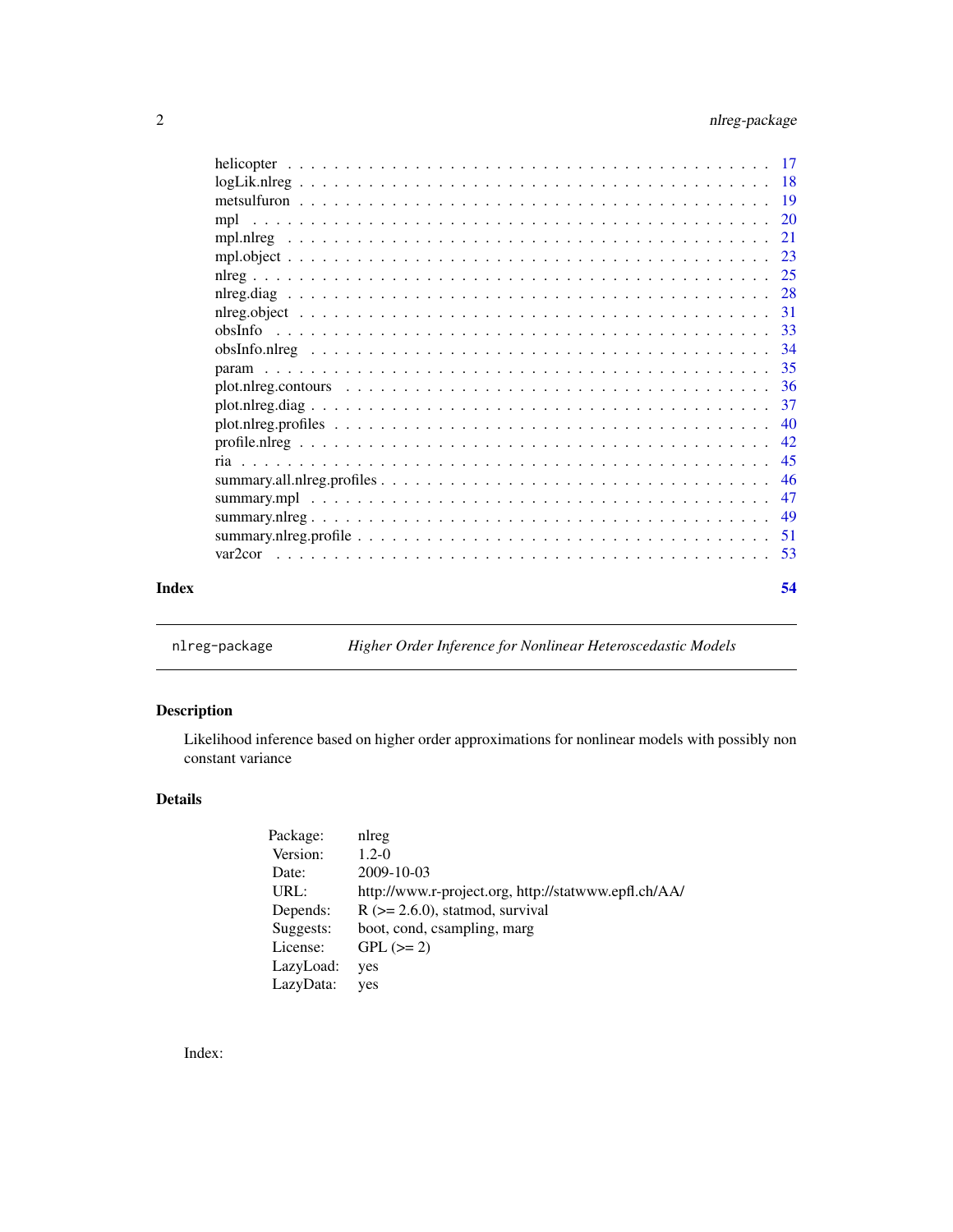| | |
|---|---|
| helicopter | 17 |
| logLik.nlreg | 18 |
| metsulfuron | 19 |
| mpl | 20 |
| mpl.nlreg | 21 |
| mpl.object | 23 |
| nlreg | 25 |
| nlreg.diag | 28 |
| nlreg.object | 31 |
| obsInfo | 33 |
| obsInfo.nlreg | 34 |
| param | 35 |
| plot.nlreg.contours | 36 |
| plot.nlreg.diag | 37 |
| plot.nlreg.profiles | 40 |
| profile.nlreg | 42 |
| ria | 45 |
| summary.all.nlreg.profiles | 46 |
| summary.mpl | 47 |
| summary.nlreg | 49 |
| summary.nlreg.profile | 51 |
| var2cor | 53 |

**Index** **54**

---

`nlreg-package` *Higher Order Inference for Nonlinear Heteroscedastic Models*

---

## Description

Likelihood inference based on higher order approximations for nonlinear models with possibly non constant variance

## Details

| | |
|---|---|
| Package: | nlreg |
| Version: | 1.2-0 |
| Date: | 2009-10-03 |
| URL: | http://www.r-project.org, http://statwww.epfl.ch/AA/ |
| Depends: | R (>= 2.6.0), statmod, survival |
| Suggests: | boot, cond, csampling, marg |
| License: | GPL (>= 2) |
| LazyLoad: | yes |
| LazyData: | yes |

Index: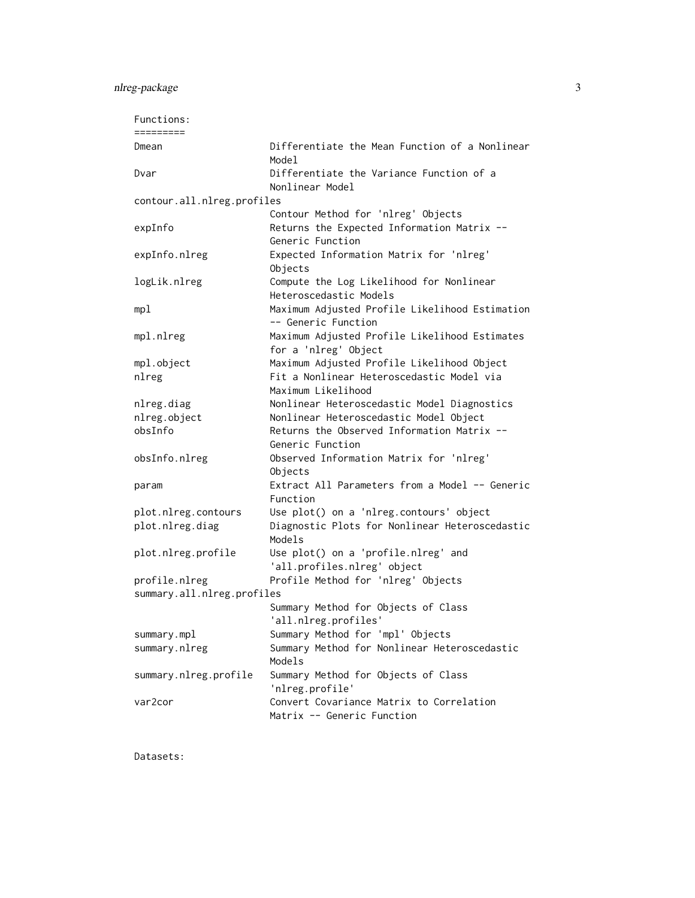```
Functions:
=========
Dmean                   Differentiate the Mean Function of a Nonlinear
                        Model
Dvar                    Differentiate the Variance Function of a
                        Nonlinear Model
contour.all.nlreg.profiles
                        Contour Method for 'nlreg' Objects
expInfo                 Returns the Expected Information Matrix --
                        Generic Function
expInfo.nlreg           Expected Information Matrix for 'nlreg'
                        Objects
logLik.nlreg            Compute the Log Likelihood for Nonlinear
                        Heteroscedastic Models
mpl                     Maximum Adjusted Profile Likelihood Estimation
                        -- Generic Function
mpl.nlreg               Maximum Adjusted Profile Likelihood Estimates
                        for a 'nlreg' Object
mpl.object              Maximum Adjusted Profile Likelihood Object
nlreg                   Fit a Nonlinear Heteroscedastic Model via
                        Maximum Likelihood
nlreg.diag              Nonlinear Heteroscedastic Model Diagnostics
nlreg.object            Nonlinear Heteroscedastic Model Object
obsInfo                 Returns the Observed Information Matrix --
                        Generic Function
obsInfo.nlreg           Observed Information Matrix for 'nlreg'
                        Objects
param                   Extract All Parameters from a Model -- Generic
                        Function
plot.nlreg.contours     Use plot() on a 'nlreg.contours' object
plot.nlreg.diag         Diagnostic Plots for Nonlinear Heteroscedastic
                        Models
plot.nlreg.profile      Use plot() on a 'profile.nlreg' and
                        'all.profiles.nlreg' object
profile.nlreg           Profile Method for 'nlreg' Objects
summary.all.nlreg.profiles
                        Summary Method for Objects of Class
                        'all.nlreg.profiles'
summary.mpl             Summary Method for 'mpl' Objects
summary.nlreg           Summary Method for Nonlinear Heteroscedastic
                        Models
summary.nlreg.profile   Summary Method for Objects of Class
                        'nlreg.profile'
var2cor                 Convert Covariance Matrix to Correlation
                        Matrix -- Generic Function


Datasets:
```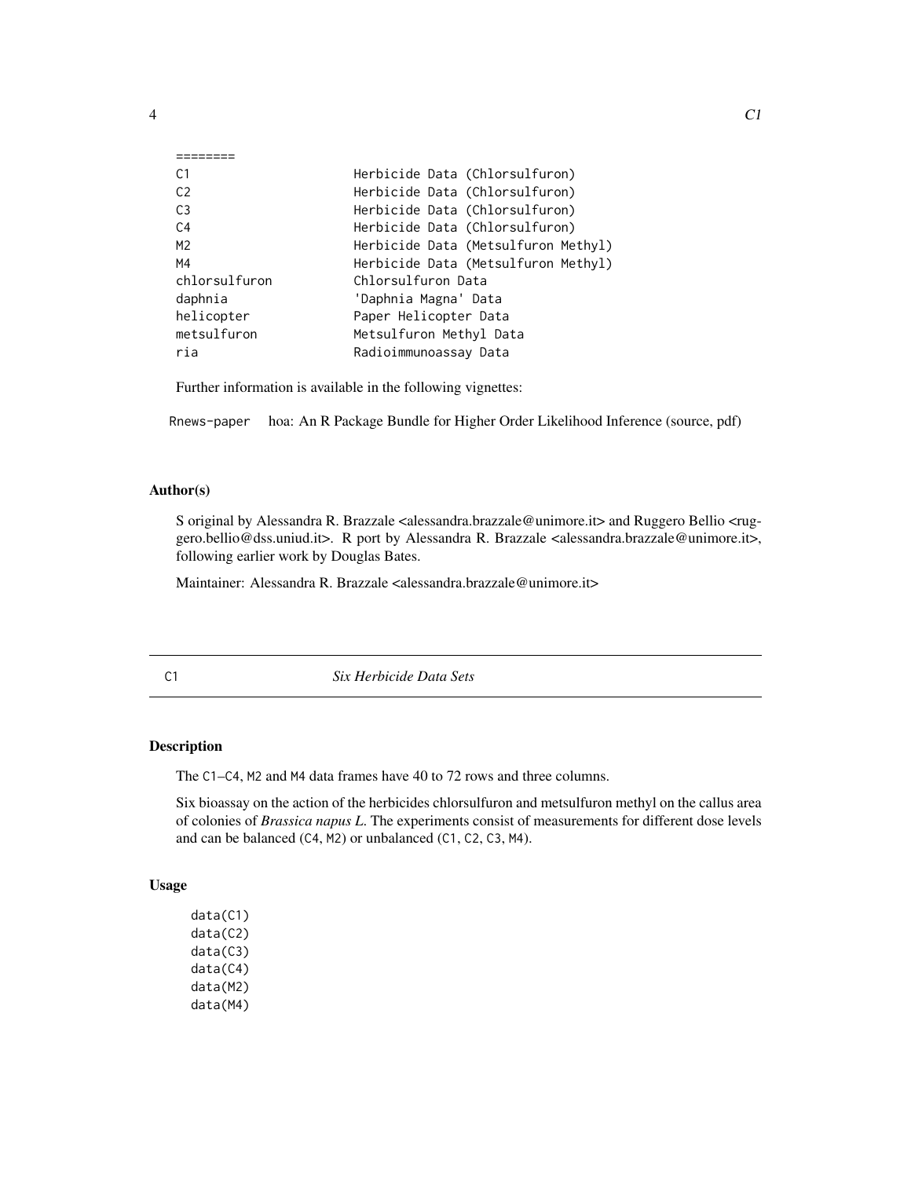```
========
C1                   Herbicide Data (Chlorsulfuron)
C2                   Herbicide Data (Chlorsulfuron)
C3                   Herbicide Data (Chlorsulfuron)
C4                   Herbicide Data (Chlorsulfuron)
M2                   Herbicide Data (Metsulfuron Methyl)
M4                   Herbicide Data (Metsulfuron Methyl)
chlorsulfuron        Chlorsulfuron Data
daphnia              'Daphnia Magna' Data
helicopter           Paper Helicopter Data
metsulfuron          Metsulfuron Methyl Data
ria                  Radioimmunoassay Data
```

Further information is available in the following vignettes:

`Rnews-paper` hoa: An R Package Bundle for Higher Order Likelihood Inference (source, pdf)

### Author(s)

S original by Alessandra R. Brazzale <alessandra.brazzale@unimore.it> and Ruggero Bellio <ruggero.bellio@dss.uniud.it>. R port by Alessandra R. Brazzale <alessandra.brazzale@unimore.it>, following earlier work by Douglas Bates.

Maintainer: Alessandra R. Brazzale <alessandra.brazzale@unimore.it>

---

## C1 — *Six Herbicide Data Sets*

### Description

The C1–C4, M2 and M4 data frames have 40 to 72 rows and three columns.

Six bioassay on the action of the herbicides chlorsulfuron and metsulfuron methyl on the callus area of colonies of *Brassica napus L.* The experiments consist of measurements for different dose levels and can be balanced (C4, M2) or unbalanced (C1, C2, C3, M4).

### Usage

```
data(C1)
data(C2)
data(C3)
data(C4)
data(M2)
data(M4)
```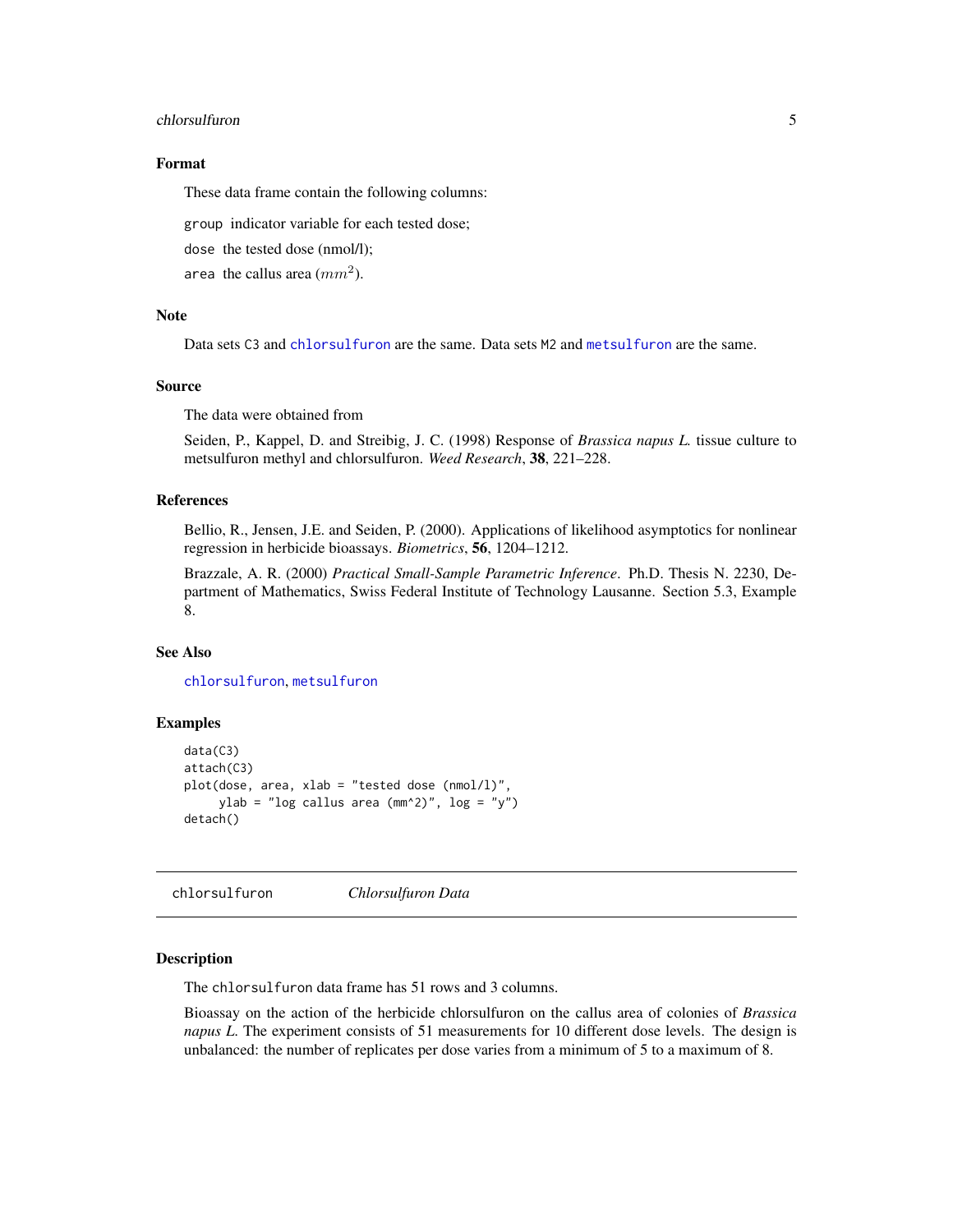### Format

These data frame contain the following columns:

`group` indicator variable for each tested dose;

`dose` the tested dose (nmol/l);

`area` the callus area ($mm^2$).

### Note

Data sets `C3` and `chlorsulfuron` are the same. Data sets `M2` and `metsulfuron` are the same.

### Source

The data were obtained from

Seiden, P., Kappel, D. and Streibig, J. C. (1998) Response of *Brassica napus L.* tissue culture to metsulfuron methyl and chlorsulfuron. *Weed Research*, **38**, 221–228.

### References

Bellio, R., Jensen, J.E. and Seiden, P. (2000). Applications of likelihood asymptotics for nonlinear regression in herbicide bioassays. *Biometrics*, **56**, 1204–1212.

Brazzale, A. R. (2000) *Practical Small-Sample Parametric Inference*. Ph.D. Thesis N. 2230, Department of Mathematics, Swiss Federal Institute of Technology Lausanne. Section 5.3, Example 8.

### See Also

`chlorsulfuron`, `metsulfuron`

### Examples

```
data(C3)
attach(C3)
plot(dose, area, xlab = "tested dose (nmol/l)",
     ylab = "log callus area (mm^2)", log = "y")
detach()
```

---

## chlorsulfuron *Chlorsulfuron Data*

---

### Description

The `chlorsulfuron` data frame has 51 rows and 3 columns.

Bioassay on the action of the herbicide chlorsulfuron on the callus area of colonies of *Brassica napus L.* The experiment consists of 51 measurements for 10 different dose levels. The design is unbalanced: the number of replicates per dose varies from a minimum of 5 to a maximum of 8.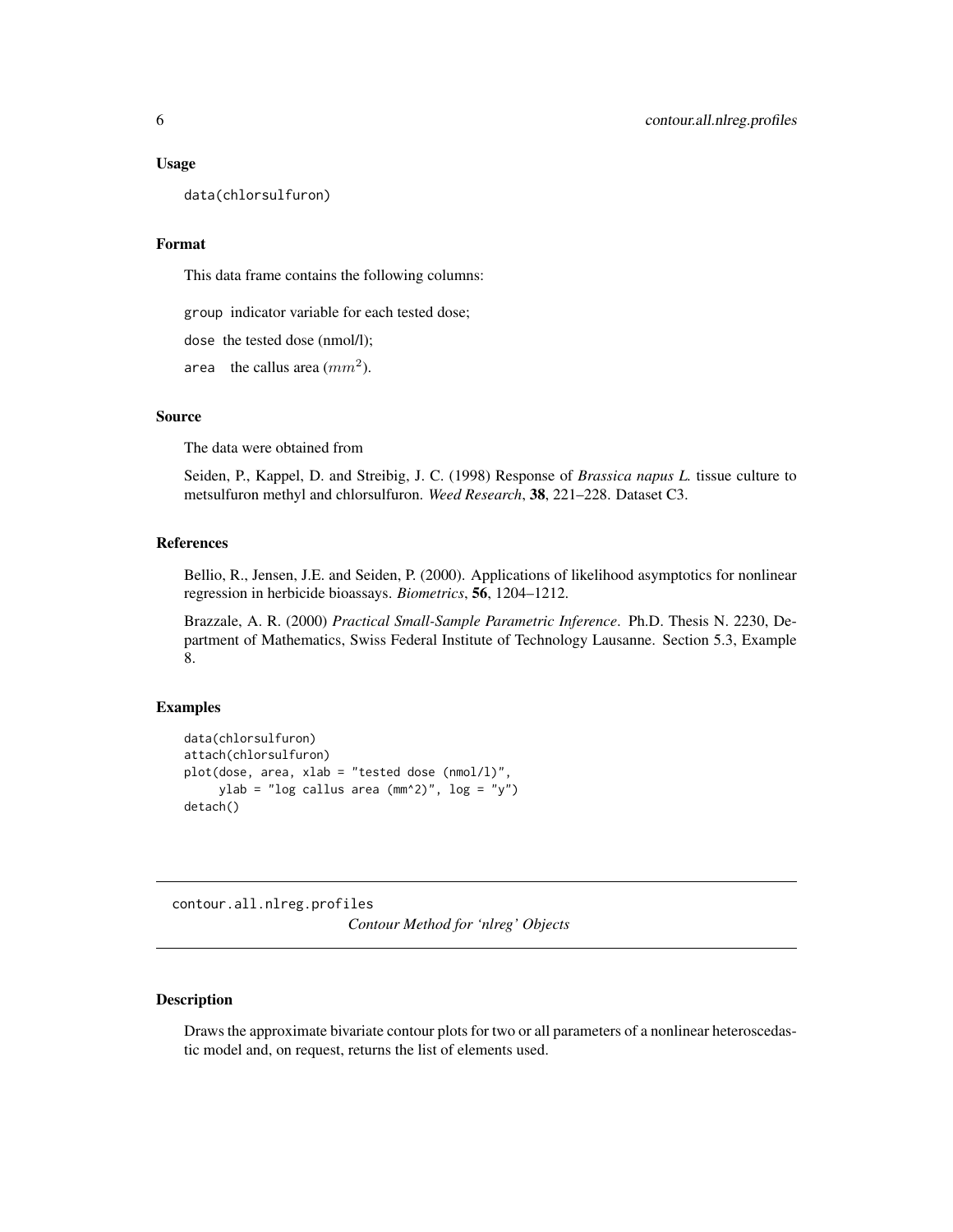### Usage

```
data(chlorsulfuron)
```

### Format

This data frame contains the following columns:

`group` indicator variable for each tested dose;

`dose` the tested dose (nmol/l);

`area` the callus area ($mm^2$).

### Source

The data were obtained from

Seiden, P., Kappel, D. and Streibig, J. C. (1998) Response of *Brassica napus L.* tissue culture to metsulfuron methyl and chlorsulfuron. *Weed Research*, **38**, 221–228. Dataset C3.

### References

Bellio, R., Jensen, J.E. and Seiden, P. (2000). Applications of likelihood asymptotics for nonlinear regression in herbicide bioassays. *Biometrics*, **56**, 1204–1212.

Brazzale, A. R. (2000) *Practical Small-Sample Parametric Inference*. Ph.D. Thesis N. 2230, Department of Mathematics, Swiss Federal Institute of Technology Lausanne. Section 5.3, Example 8.

### Examples

```
data(chlorsulfuron)
attach(chlorsulfuron)
plot(dose, area, xlab = "tested dose (nmol/l)",
     ylab = "log callus area (mm^2)", log = "y")
detach()
```

---

## contour.all.nlreg.profiles

*Contour Method for 'nlreg' Objects*

### Description

Draws the approximate bivariate contour plots for two or all parameters of a nonlinear heteroscedastic model and, on request, returns the list of elements used.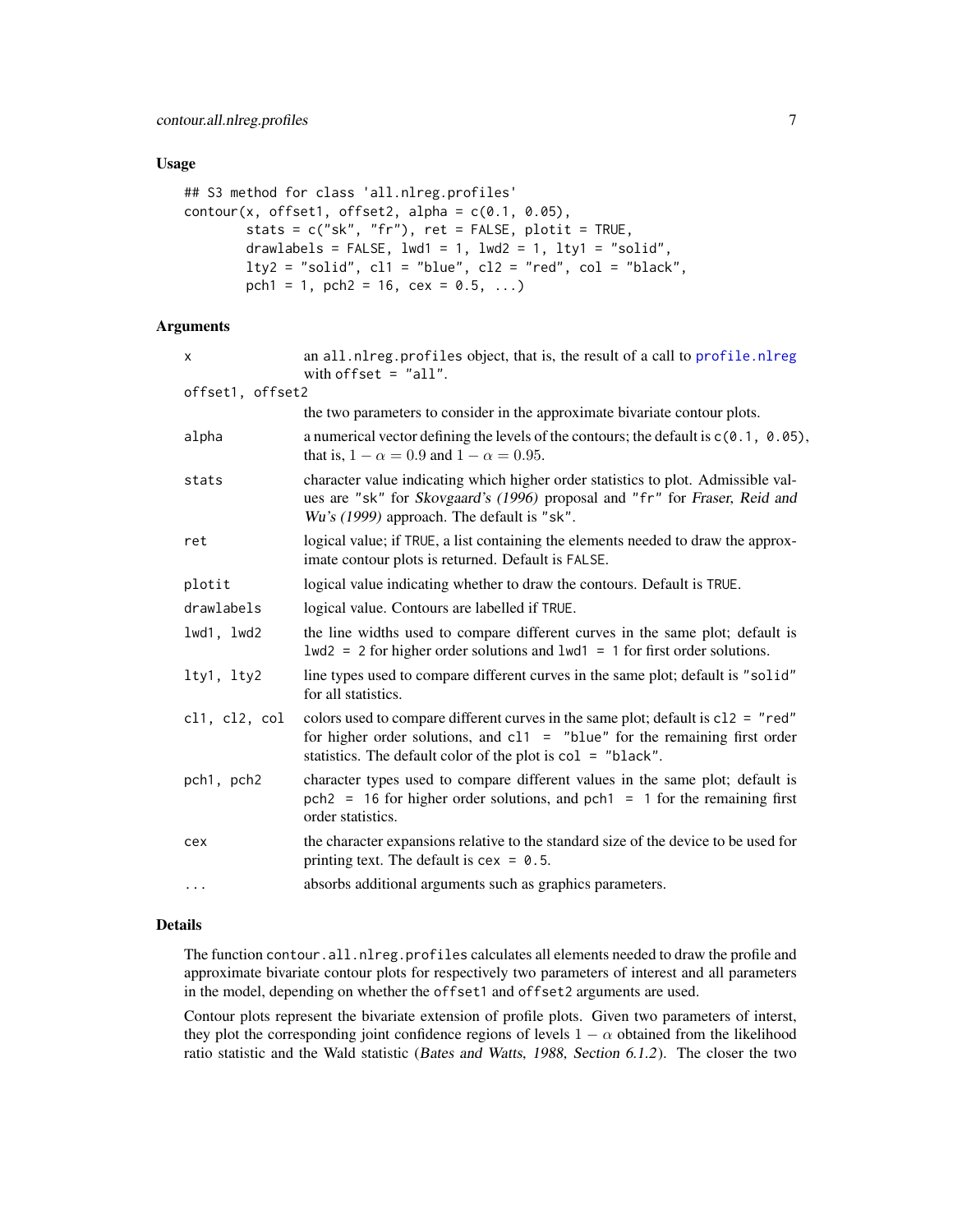## Usage

```
## S3 method for class 'all.nlreg.profiles'
contour(x, offset1, offset2, alpha = c(0.1, 0.05),
        stats = c("sk", "fr"), ret = FALSE, plotit = TRUE,
        drawlabels = FALSE, lwd1 = 1, lwd2 = 1, lty1 = "solid",
        lty2 = "solid", cl1 = "blue", cl2 = "red", col = "black",
        pch1 = 1, pch2 = 16, cex = 0.5, ...)
```

## Arguments

| | |
|---|---|
| `x` | an `all.nlreg.profiles` object, that is, the result of a call to `profile.nlreg` with `offset = "all"`. |
| `offset1, offset2` | the two parameters to consider in the approximate bivariate contour plots. |
| `alpha` | a numerical vector defining the levels of the contours; the default is `c(0.1, 0.05)`, that is, $1 - \alpha = 0.9$ and $1 - \alpha = 0.95$. |
| `stats` | character value indicating which higher order statistics to plot. Admissible values are `"sk"` for *Skovgaard's (1996)* proposal and `"fr"` for *Fraser, Reid and Wu's (1999)* approach. The default is `"sk"`. |
| `ret` | logical value; if `TRUE`, a list containing the elements needed to draw the approximate contour plots is returned. Default is `FALSE`. |
| `plotit` | logical value indicating whether to draw the contours. Default is `TRUE`. |
| `drawlabels` | logical value. Contours are labelled if `TRUE`. |
| `lwd1, lwd2` | the line widths used to compare different curves in the same plot; default is `lwd2 = 2` for higher order solutions and `lwd1 = 1` for first order solutions. |
| `lty1, lty2` | line types used to compare different curves in the same plot; default is `"solid"` for all statistics. |
| `cl1, cl2, col` | colors used to compare different curves in the same plot; default is `cl2 = "red"` for higher order solutions, and `cl1 = "blue"` for the remaining first order statistics. The default color of the plot is `col = "black"`. |
| `pch1, pch2` | character types used to compare different values in the same plot; default is `pch2 = 16` for higher order solutions, and `pch1 = 1` for the remaining first order statistics. |
| `cex` | the character expansions relative to the standard size of the device to be used for printing text. The default is `cex = 0.5`. |
| `...` | absorbs additional arguments such as graphics parameters. |

## Details

The function `contour.all.nlreg.profiles` calculates all elements needed to draw the profile and approximate bivariate contour plots for respectively two parameters of interest and all parameters in the model, depending on whether the `offset1` and `offset2` arguments are used.

Contour plots represent the bivariate extension of profile plots. Given two parameters of interst, they plot the corresponding joint confidence regions of levels $1 - \alpha$ obtained from the likelihood ratio statistic and the Wald statistic (*Bates and Watts, 1988, Section 6.1.2*). The closer the two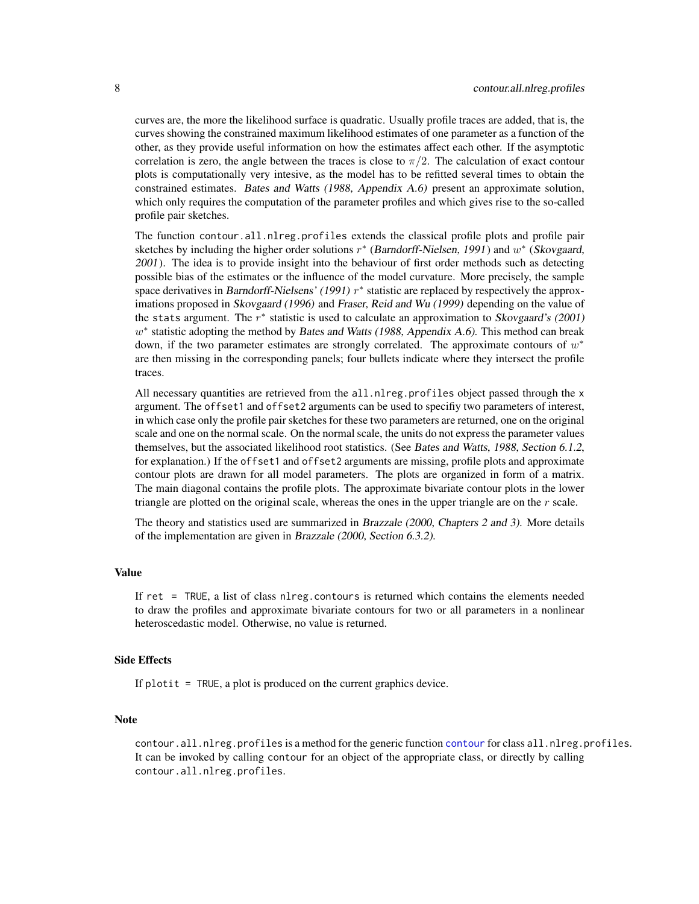curves are, the more the likelihood surface is quadratic. Usually profile traces are added, that is, the curves showing the constrained maximum likelihood estimates of one parameter as a function of the other, as they provide useful information on how the estimates affect each other. If the asymptotic correlation is zero, the angle between the traces is close to $\pi/2$. The calculation of exact contour plots is computationally very intesive, as the model has to be refitted several times to obtain the constrained estimates. *Bates and Watts (1988, Appendix A.6)* present an approximate solution, which only requires the computation of the parameter profiles and which gives rise to the so-called profile pair sketches.

The function `contour.all.nlreg.profiles` extends the classical profile plots and profile pair sketches by including the higher order solutions $r^*$ (*Barndorff-Nielsen, 1991*) and $w^*$ (*Skovgaard, 2001*). The idea is to provide insight into the behaviour of first order methods such as detecting possible bias of the estimates or the influence of the model curvature. More precisely, the sample space derivatives in *Barndorff-Nielsens' (1991)* $r^*$ statistic are replaced by respectively the approximations proposed in *Skovgaard (1996)* and *Fraser, Reid and Wu (1999)* depending on the value of the `stats` argument. The $r^*$ statistic is used to calculate an approximation to *Skovgaard's (2001)* $w^*$ statistic adopting the method by *Bates and Watts (1988, Appendix A.6)*. This method can break down, if the two parameter estimates are strongly correlated. The approximate contours of $w^*$ are then missing in the corresponding panels; four bullets indicate where they intersect the profile traces.

All necessary quantities are retrieved from the `all.nlreg.profiles` object passed through the `x` argument. The `offset1` and `offset2` arguments can be used to specifiy two parameters of interest, in which case only the profile pair sketches for these two parameters are returned, one on the original scale and one on the normal scale. On the normal scale, the units do not express the parameter values themselves, but the associated likelihood root statistics. (See *Bates and Watts, 1988, Section 6.1.2*, for explanation.) If the `offset1` and `offset2` arguments are missing, profile plots and approximate contour plots are drawn for all model parameters. The plots are organized in form of a matrix. The main diagonal contains the profile plots. The approximate bivariate contour plots in the lower triangle are plotted on the original scale, whereas the ones in the upper triangle are on the $r$ scale.

The theory and statistics used are summarized in *Brazzale (2000, Chapters 2 and 3)*. More details of the implementation are given in *Brazzale (2000, Section 6.3.2)*.

## Value

If `ret = TRUE`, a list of class `nlreg.contours` is returned which contains the elements needed to draw the profiles and approximate bivariate contours for two or all parameters in a nonlinear heteroscedastic model. Otherwise, no value is returned.

## Side Effects

If `plotit = TRUE`, a plot is produced on the current graphics device.

## Note

`contour.all.nlreg.profiles` is a method for the generic function `contour` for class `all.nlreg.profiles`. It can be invoked by calling `contour` for an object of the appropriate class, or directly by calling `contour.all.nlreg.profiles`.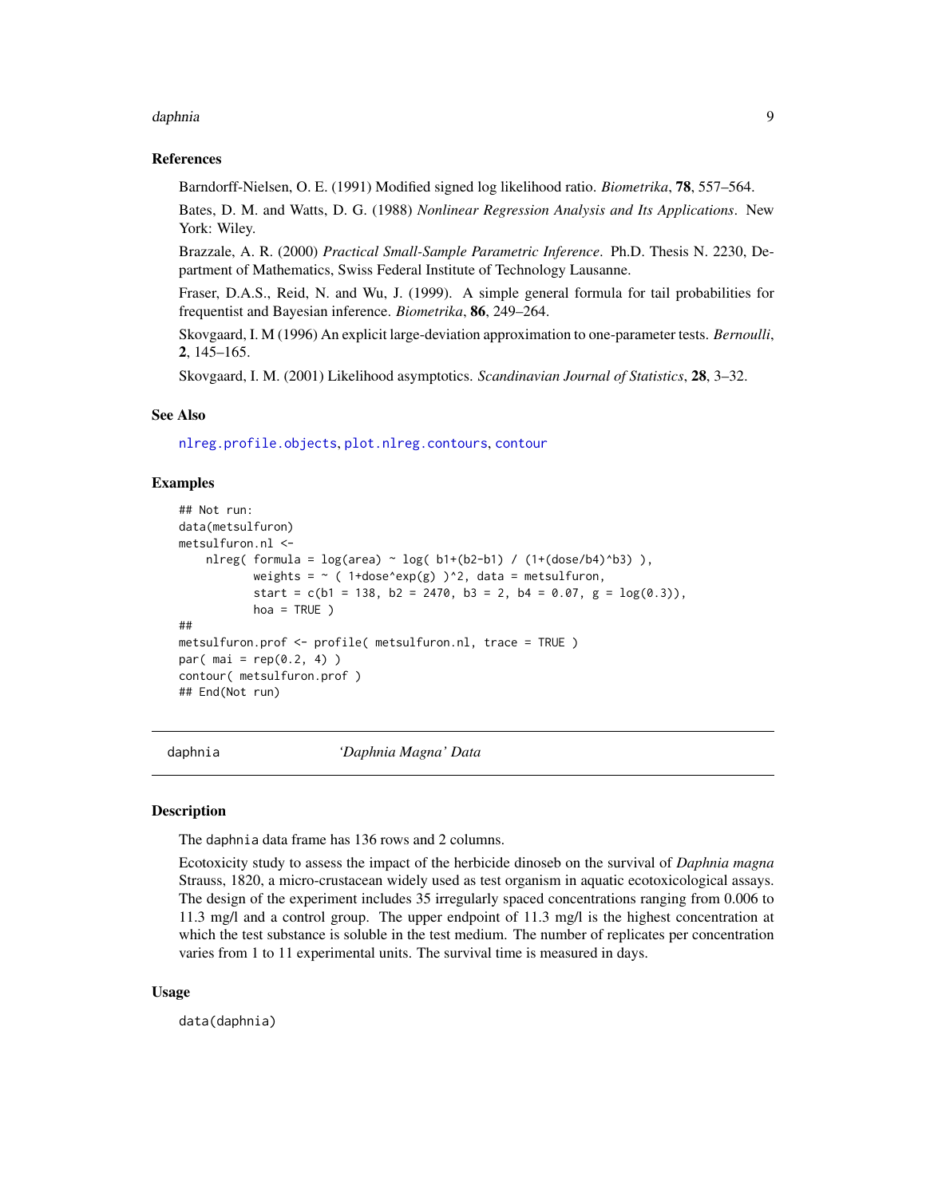### References

Barndorff-Nielsen, O. E. (1991) Modified signed log likelihood ratio. *Biometrika*, **78**, 557–564.

Bates, D. M. and Watts, D. G. (1988) *Nonlinear Regression Analysis and Its Applications*. New York: Wiley.

Brazzale, A. R. (2000) *Practical Small-Sample Parametric Inference*. Ph.D. Thesis N. 2230, Department of Mathematics, Swiss Federal Institute of Technology Lausanne.

Fraser, D.A.S., Reid, N. and Wu, J. (1999). A simple general formula for tail probabilities for frequentist and Bayesian inference. *Biometrika*, **86**, 249–264.

Skovgaard, I. M (1996) An explicit large-deviation approximation to one-parameter tests. *Bernoulli*, **2**, 145–165.

Skovgaard, I. M. (2001) Likelihood asymptotics. *Scandinavian Journal of Statistics*, **28**, 3–32.

### See Also

`nlreg.profile.objects`, `plot.nlreg.contours`, `contour`

### Examples

```
## Not run:
data(metsulfuron)
metsulfuron.nl <-
    nlreg( formula = log(area) ~ log( b1+(b2-b1) / (1+(dose/b4)^b3) ),
           weights = ~ ( 1+dose^exp(g) )^2, data = metsulfuron,
           start = c(b1 = 138, b2 = 2470, b3 = 2, b4 = 0.07, g = log(0.3)),
           hoa = TRUE )
##
metsulfuron.prof <- profile( metsulfuron.nl, trace = TRUE )
par( mai = rep(0.2, 4) )
contour( metsulfuron.prof )
## End(Not run)
```

---

## daphnia — *'Daphnia Magna' Data*

### Description

The `daphnia` data frame has 136 rows and 2 columns.

Ecotoxicity study to assess the impact of the herbicide dinoseb on the survival of *Daphnia magna* Strauss, 1820, a micro-crustacean widely used as test organism in aquatic ecotoxicological assays. The design of the experiment includes 35 irregularly spaced concentrations ranging from 0.006 to 11.3 mg/l and a control group. The upper endpoint of 11.3 mg/l is the highest concentration at which the test substance is soluble in the test medium. The number of replicates per concentration varies from 1 to 11 experimental units. The survival time is measured in days.

### Usage

```
data(daphnia)
```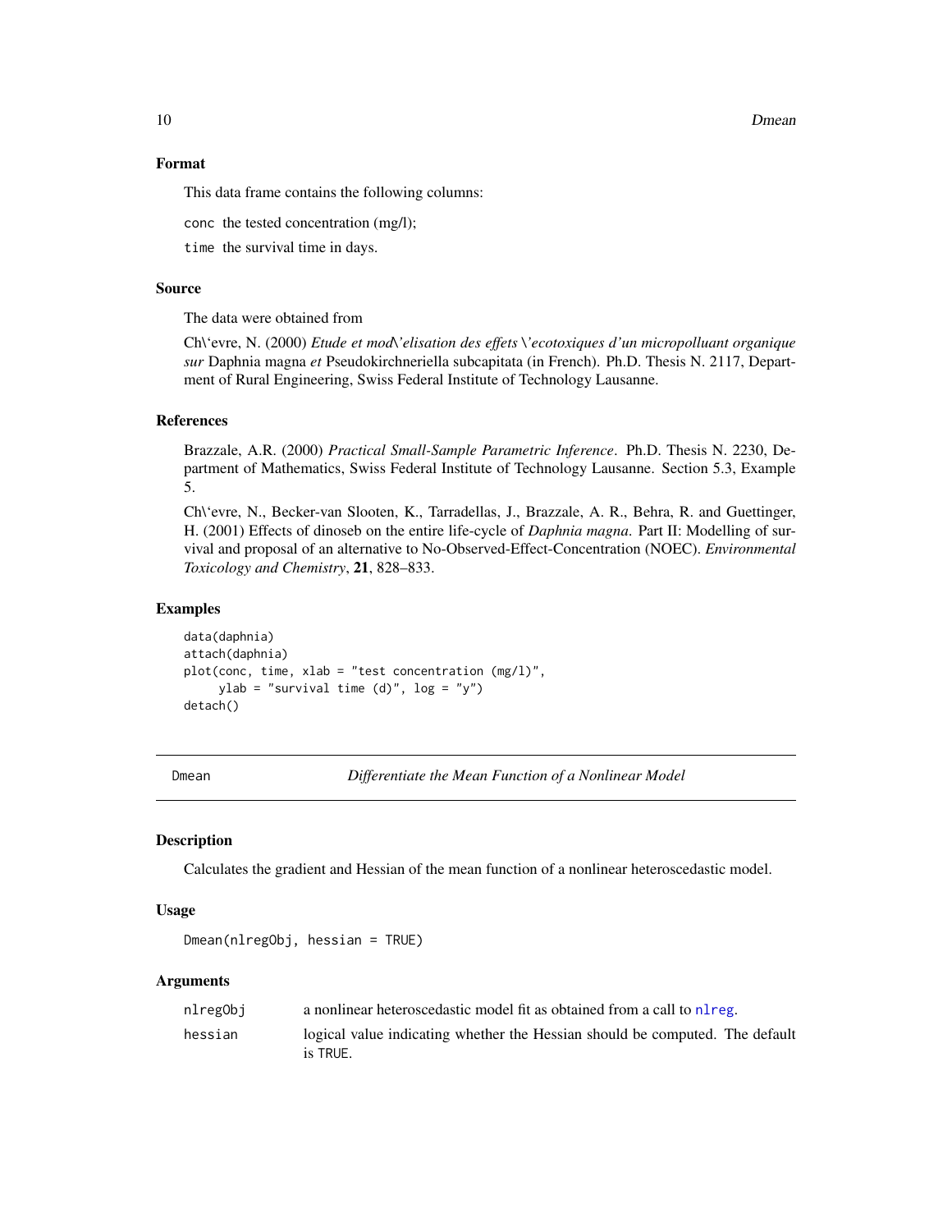### Format

This data frame contains the following columns:

conc the tested concentration (mg/l);

time the survival time in days.

### Source

The data were obtained from

Ch\'evre, N. (2000) *Etude et mod\'elisation des effets \'ecotoxiques d'un micropolluant organique sur* Daphnia magna *et* Pseudokirchneriella subcapitata (in French). Ph.D. Thesis N. 2117, Department of Rural Engineering, Swiss Federal Institute of Technology Lausanne.

### References

Brazzale, A.R. (2000) *Practical Small-Sample Parametric Inference*. Ph.D. Thesis N. 2230, Department of Mathematics, Swiss Federal Institute of Technology Lausanne. Section 5.3, Example 5.

Ch\'evre, N., Becker-van Slooten, K., Tarradellas, J., Brazzale, A. R., Behra, R. and Guettinger, H. (2001) Effects of dinoseb on the entire life-cycle of *Daphnia magna*. Part II: Modelling of survival and proposal of an alternative to No-Observed-Effect-Concentration (NOEC). *Environmental Toxicology and Chemistry*, **21**, 828–833.

### Examples

```
data(daphnia)
attach(daphnia)
plot(conc, time, xlab = "test concentration (mg/l)",
     ylab = "survival time (d)", log = "y")
detach()
```

---

## Dmean — *Differentiate the Mean Function of a Nonlinear Model*

### Description

Calculates the gradient and Hessian of the mean function of a nonlinear heteroscedastic model.

### Usage

```
Dmean(nlregObj, hessian = TRUE)
```

### Arguments

| | |
|---|---|
| nlregObj | a nonlinear heteroscedastic model fit as obtained from a call to nlreg. |
| hessian | logical value indicating whether the Hessian should be computed. The default is TRUE. |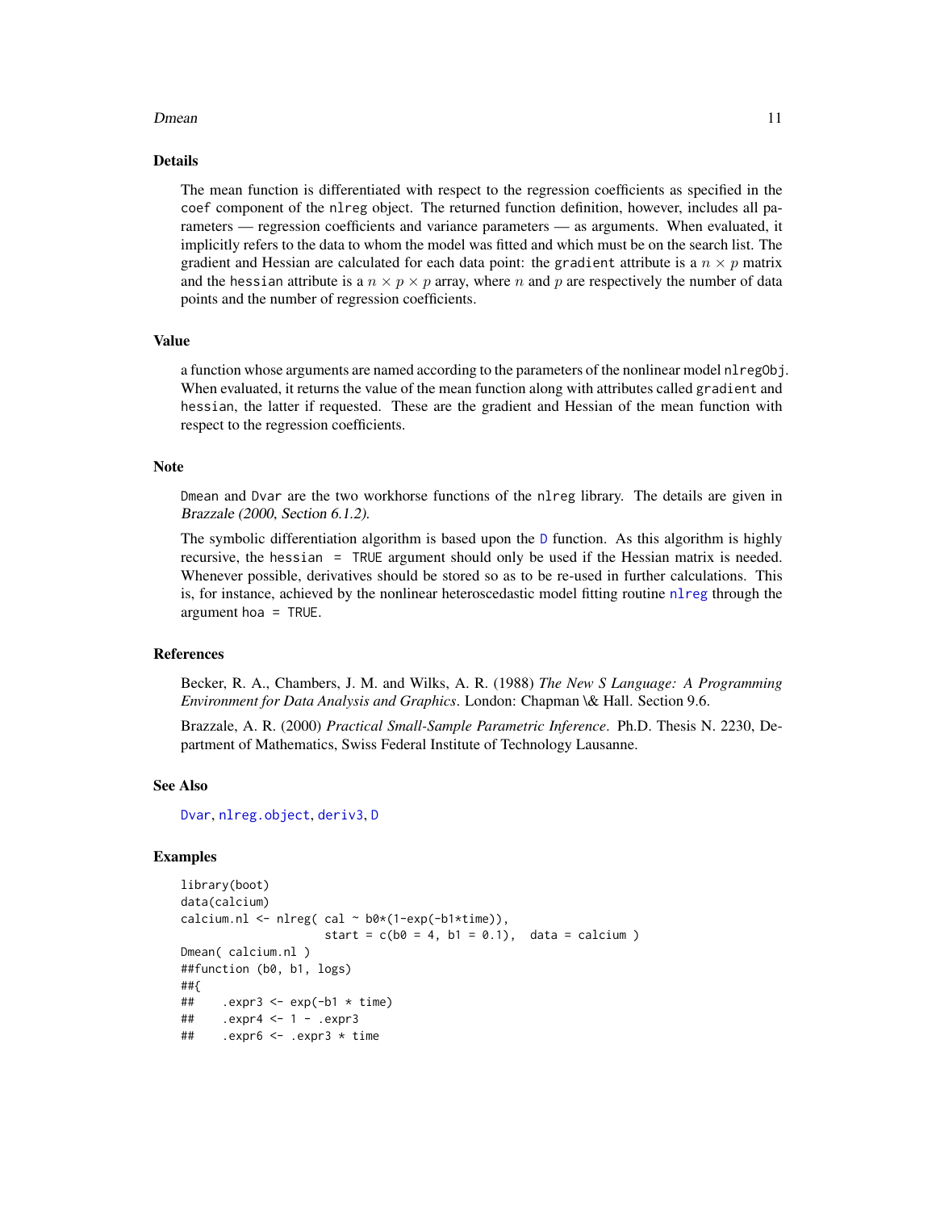## Details

The mean function is differentiated with respect to the regression coefficients as specified in the `coef` component of the `nlreg` object. The returned function definition, however, includes all parameters — regression coefficients and variance parameters — as arguments. When evaluated, it implicitly refers to the data to whom the model was fitted and which must be on the search list. The gradient and Hessian are calculated for each data point: the `gradient` attribute is a $n \times p$ matrix and the `hessian` attribute is a $n \times p \times p$ array, where $n$ and $p$ are respectively the number of data points and the number of regression coefficients.

## Value

a function whose arguments are named according to the parameters of the nonlinear model `nlregObj`. When evaluated, it returns the value of the mean function along with attributes called `gradient` and `hessian`, the latter if requested. These are the gradient and Hessian of the mean function with respect to the regression coefficients.

## Note

`Dmean` and `Dvar` are the two workhorse functions of the `nlreg` library. The details are given in *Brazzale (2000, Section 6.1.2)*.

The symbolic differentiation algorithm is based upon the `D` function. As this algorithm is highly recursive, the `hessian = TRUE` argument should only be used if the Hessian matrix is needed. Whenever possible, derivatives should be stored so as to be re-used in further calculations. This is, for instance, achieved by the nonlinear heteroscedastic model fitting routine `nlreg` through the argument `hoa = TRUE`.

## References

Becker, R. A., Chambers, J. M. and Wilks, A. R. (1988) *The New S Language: A Programming Environment for Data Analysis and Graphics*. London: Chapman \& Hall. Section 9.6.

Brazzale, A. R. (2000) *Practical Small-Sample Parametric Inference*. Ph.D. Thesis N. 2230, Department of Mathematics, Swiss Federal Institute of Technology Lausanne.

## See Also

`Dvar`, `nlreg.object`, `deriv3`, `D`

## Examples

```
library(boot)
data(calcium)
calcium.nl <- nlreg( cal ~ b0*(1-exp(-b1*time)),
                     start = c(b0 = 4, b1 = 0.1),  data = calcium )
Dmean( calcium.nl )
##function (b0, b1, logs)
##{
##    .expr3 <- exp(-b1 * time)
##    .expr4 <- 1 - .expr3
##    .expr6 <- .expr3 * time
```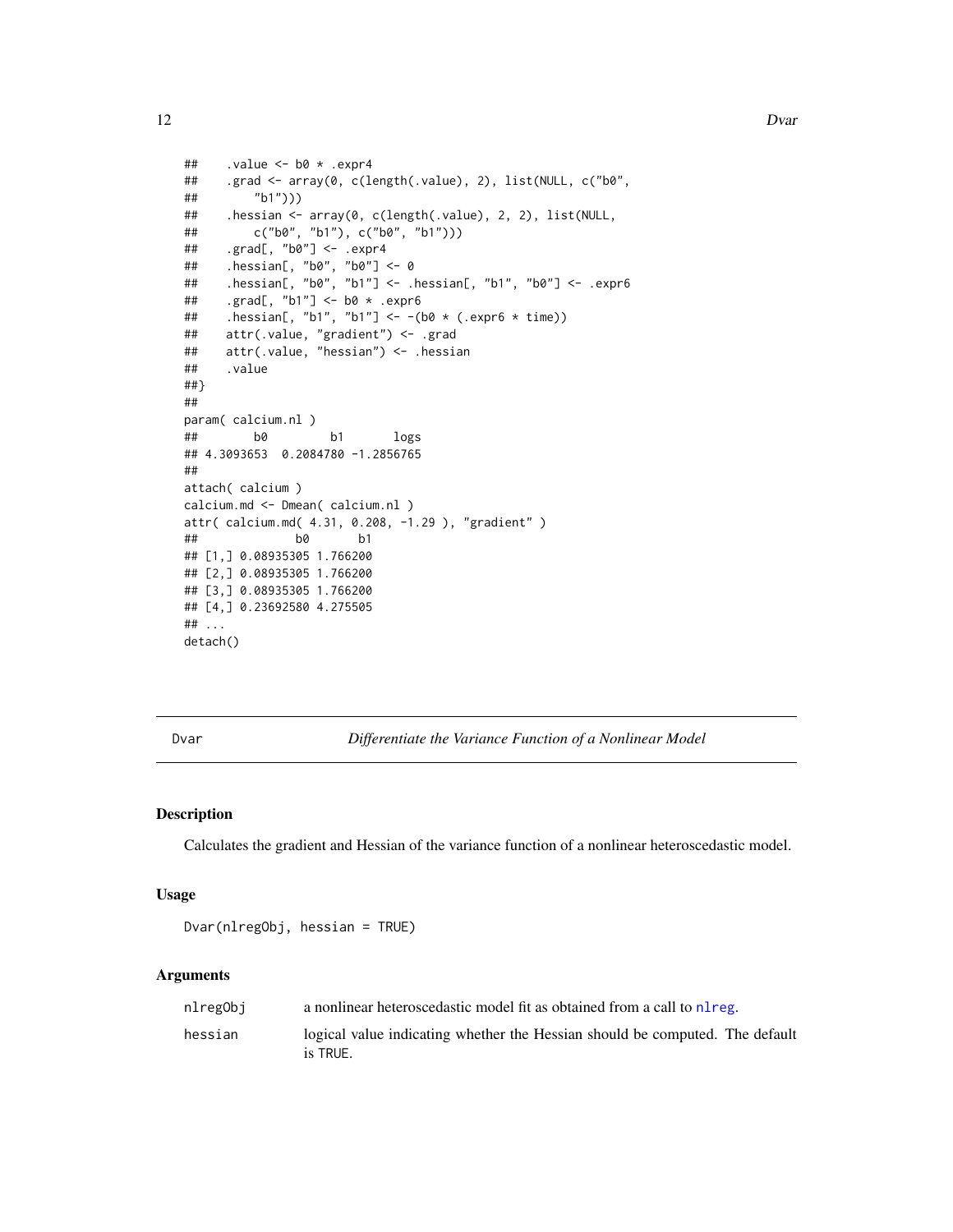```
##     .value <- b0 * .expr4
##     .grad <- array(0, c(length(.value), 2), list(NULL, c("b0",
##         "b1")))
##     .hessian <- array(0, c(length(.value), 2, 2), list(NULL,
##         c("b0", "b1"), c("b0", "b1")))
##     .grad[, "b0"] <- .expr4
##     .hessian[, "b0", "b0"] <- 0
##     .hessian[, "b0", "b1"] <- .hessian[, "b1", "b0"] <- .expr6
##     .grad[, "b1"] <- b0 * .expr6
##     .hessian[, "b1", "b1"] <- -(b0 * (.expr6 * time))
##     attr(.value, "gradient") <- .grad
##     attr(.value, "hessian") <- .hessian
##     .value
##}
##
param( calcium.nl )
##        b0         b1       logs
## 4.3093653  0.2084780 -1.2856765
##
attach( calcium )
calcium.md <- Dmean( calcium.nl )
attr( calcium.md( 4.31, 0.208, -1.29 ), "gradient" )
##              b0       b1
## [1,] 0.08935305 1.766200
## [2,] 0.08935305 1.766200
## [3,] 0.08935305 1.766200
## [4,] 0.23692580 4.275505
## ...
detach()
```

---

Dvar — *Differentiate the Variance Function of a Nonlinear Model*

## Description

Calculates the gradient and Hessian of the variance function of a nonlinear heteroscedastic model.

## Usage

```
Dvar(nlregObj, hessian = TRUE)
```

## Arguments

| | |
|---|---|
| `nlregObj` | a nonlinear heteroscedastic model fit as obtained from a call to `nlreg`. |
| `hessian` | logical value indicating whether the Hessian should be computed. The default is `TRUE`. |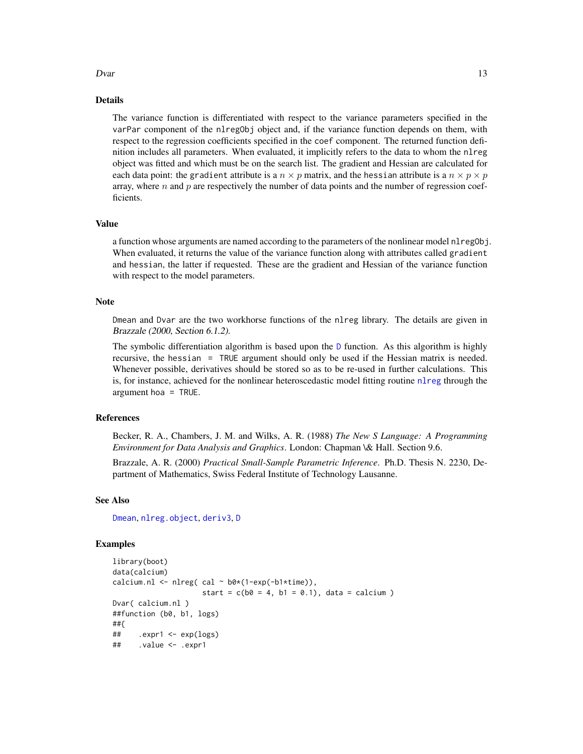## Details

The variance function is differentiated with respect to the variance parameters specified in the varPar component of the nlregObj object and, if the variance function depends on them, with respect to the regression coefficients specified in the coef component. The returned function definition includes all parameters. When evaluated, it implicitly refers to the data to whom the nlreg object was fitted and which must be on the search list. The gradient and Hessian are calculated for each data point: the gradient attribute is a $n \times p$ matrix, and the hessian attribute is a $n \times p \times p$ array, where $n$ and $p$ are respectively the number of data points and the number of regression coefficients.

## Value

a function whose arguments are named according to the parameters of the nonlinear model nlregObj. When evaluated, it returns the value of the variance function along with attributes called gradient and hessian, the latter if requested. These are the gradient and Hessian of the variance function with respect to the model parameters.

## Note

Dmean and Dvar are the two workhorse functions of the nlreg library. The details are given in *Brazzale (2000, Section 6.1.2).*

The symbolic differentiation algorithm is based upon the D function. As this algorithm is highly recursive, the hessian = TRUE argument should only be used if the Hessian matrix is needed. Whenever possible, derivatives should be stored so as to be re-used in further calculations. This is, for instance, achieved for the nonlinear heteroscedastic model fitting routine nlreg through the argument hoa = TRUE.

## References

Becker, R. A., Chambers, J. M. and Wilks, A. R. (1988) *The New S Language: A Programming Environment for Data Analysis and Graphics*. London: Chapman \& Hall. Section 9.6.

Brazzale, A. R. (2000) *Practical Small-Sample Parametric Inference*. Ph.D. Thesis N. 2230, Department of Mathematics, Swiss Federal Institute of Technology Lausanne.

## See Also

Dmean, nlreg.object, deriv3, D

## Examples

```
library(boot)
data(calcium)
calcium.nl <- nlreg( cal ~ b0*(1-exp(-b1*time)),
                     start = c(b0 = 4, b1 = 0.1), data = calcium )
Dvar( calcium.nl )
##function (b0, b1, logs)
##{
##    .expr1 <- exp(logs)
##    .value <- .expr1
```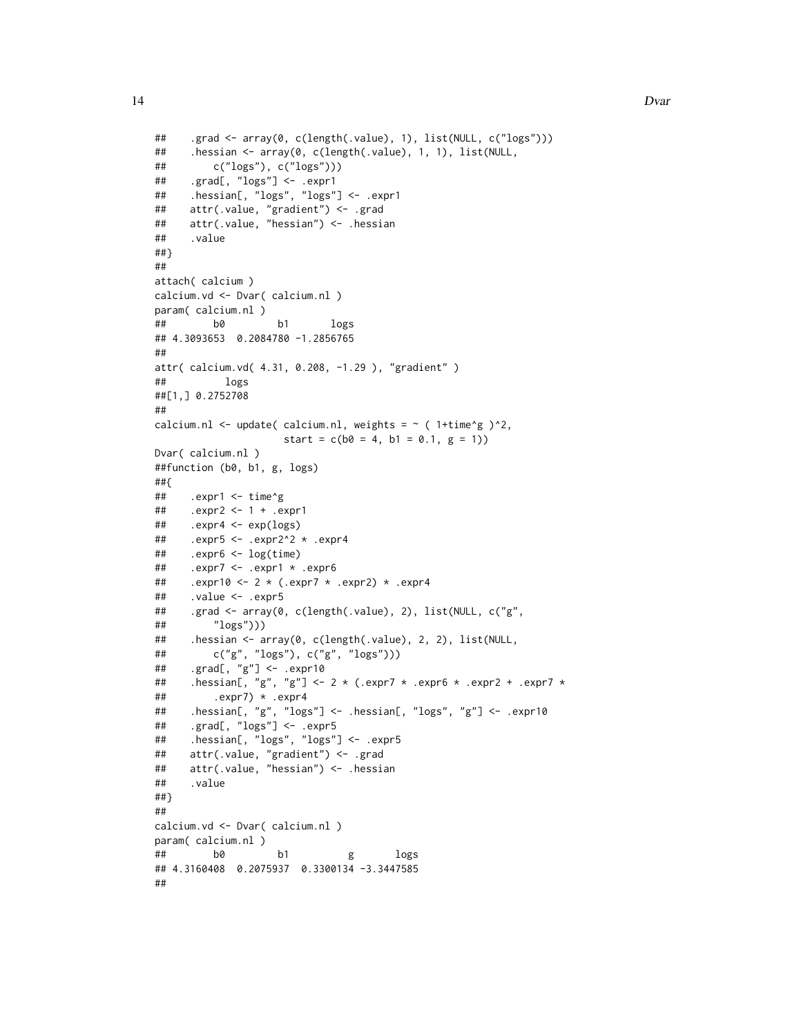```
##    .grad <- array(0, c(length(.value), 1), list(NULL, c("logs")))
##    .hessian <- array(0, c(length(.value), 1, 1), list(NULL,
##        c("logs"), c("logs")))
##    .grad[, "logs"] <- .expr1
##    .hessian[, "logs", "logs"] <- .expr1
##    attr(.value, "gradient") <- .grad
##    attr(.value, "hessian") <- .hessian
##    .value
##}
##
attach( calcium )
calcium.vd <- Dvar( calcium.nl )
param( calcium.nl )
##        b0         b1       logs
## 4.3093653  0.2084780 -1.2856765
##
attr( calcium.vd( 4.31, 0.208, -1.29 ), "gradient" )
##          logs
##[1,] 0.2752708
##
calcium.nl <- update( calcium.nl, weights = ~ ( 1+time^g )^2,
                    start = c(b0 = 4, b1 = 0.1, g = 1))
Dvar( calcium.nl )
##function (b0, b1, g, logs)
##{
##    .expr1 <- time^g
##    .expr2 <- 1 + .expr1
##    .expr4 <- exp(logs)
##    .expr5 <- .expr2^2 * .expr4
##    .expr6 <- log(time)
##    .expr7 <- .expr1 * .expr6
##    .expr10 <- 2 * (.expr7 * .expr2) * .expr4
##    .value <- .expr5
##    .grad <- array(0, c(length(.value), 2), list(NULL, c("g",
##        "logs")))
##    .hessian <- array(0, c(length(.value), 2, 2), list(NULL,
##        c("g", "logs"), c("g", "logs")))
##    .grad[, "g"] <- .expr10
##    .hessian[, "g", "g"] <- 2 * (.expr7 * .expr6 * .expr2 + .expr7 *
##        .expr7) * .expr4
##    .hessian[, "g", "logs"] <- .hessian[, "logs", "g"] <- .expr10
##    .grad[, "logs"] <- .expr5
##    .hessian[, "logs", "logs"] <- .expr5
##    attr(.value, "gradient") <- .grad
##    attr(.value, "hessian") <- .hessian
##    .value
##}
##
calcium.vd <- Dvar( calcium.nl )
param( calcium.nl )
##        b0         b1          g       logs
## 4.3160408  0.2075937  0.3300134 -3.3447585
##
```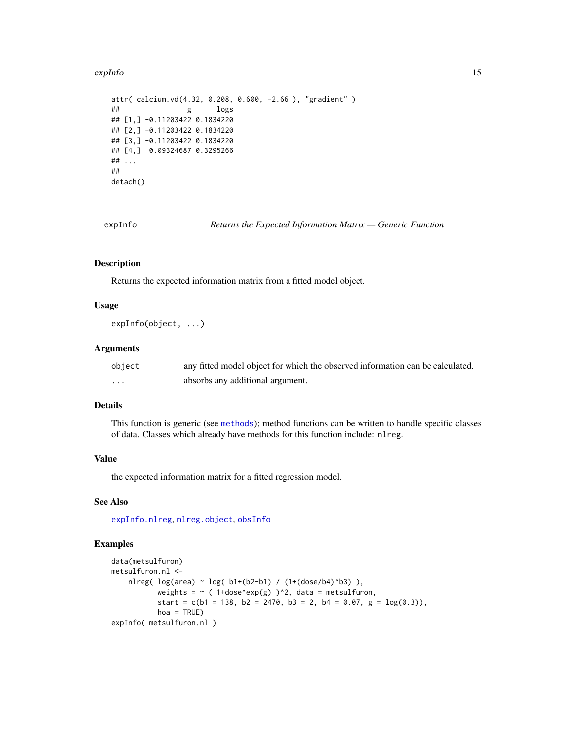```
attr( calcium.vd(4.32, 0.208, 0.600, -2.66 ), "gradient" )
##                g      logs
## [1,] -0.11203422 0.1834220
## [2,] -0.11203422 0.1834220
## [3,] -0.11203422 0.1834220
## [4,]  0.09324687 0.3295266
## ...
##
detach()
```

---

## expInfo — *Returns the Expected Information Matrix — Generic Function*

### Description

Returns the expected information matrix from a fitted model object.

### Usage

```
expInfo(object, ...)
```

### Arguments

| | |
|---|---|
| `object` | any fitted model object for which the observed information can be calculated. |
| `...` | absorbs any additional argument. |

### Details

This function is generic (see `methods`); method functions can be written to handle specific classes of data. Classes which already have methods for this function include: `nlreg`.

### Value

the expected information matrix for a fitted regression model.

### See Also

`expInfo.nlreg`, `nlreg.object`, `obsInfo`

### Examples

```
data(metsulfuron)
metsulfuron.nl <-
    nlreg( log(area) ~ log( b1+(b2-b1) / (1+(dose/b4)^b3) ),
           weights = ~ ( 1+dose^exp(g) )^2, data = metsulfuron,
           start = c(b1 = 138, b2 = 2470, b3 = 2, b4 = 0.07, g = log(0.3)),
           hoa = TRUE)
expInfo( metsulfuron.nl )
```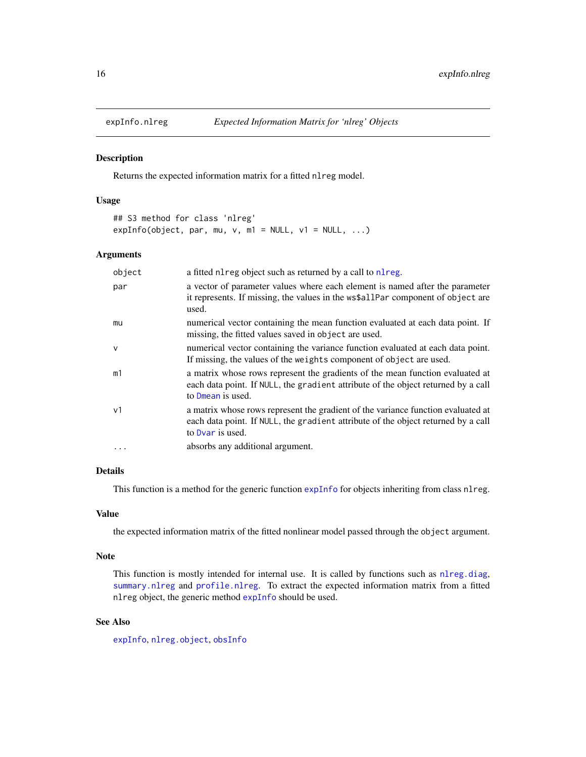## expInfo.nlreg &nbsp;&nbsp;&nbsp;&nbsp; *Expected Information Matrix for 'nlreg' Objects*

### Description

Returns the expected information matrix for a fitted `nlreg` model.

### Usage

```
## S3 method for class 'nlreg'
expInfo(object, par, mu, v, m1 = NULL, v1 = NULL, ...)
```

### Arguments

| | |
|---|---|
| `object` | a fitted `nlreg` object such as returned by a call to `nlreg`. |
| `par` | a vector of parameter values where each element is named after the parameter it represents. If missing, the values in the `ws$allPar` component of `object` are used. |
| `mu` | numerical vector containing the mean function evaluated at each data point. If missing, the fitted values saved in `object` are used. |
| `v` | numerical vector containing the variance function evaluated at each data point. If missing, the values of the `weights` component of `object` are used. |
| `m1` | a matrix whose rows represent the gradients of the mean function evaluated at each data point. If `NULL`, the `gradient` attribute of the object returned by a call to `Dmean` is used. |
| `v1` | a matrix whose rows represent the gradient of the variance function evaluated at each data point. If `NULL`, the `gradient` attribute of the object returned by a call to `Dvar` is used. |
| `...` | absorbs any additional argument. |

### Details

This function is a method for the generic function `expInfo` for objects inheriting from class `nlreg`.

### Value

the expected information matrix of the fitted nonlinear model passed through the `object` argument.

### Note

This function is mostly intended for internal use. It is called by functions such as `nlreg.diag`, `summary.nlreg` and `profile.nlreg`. To extract the expected information matrix from a fitted `nlreg` object, the generic method `expInfo` should be used.

### See Also

`expInfo`, `nlreg.object`, `obsInfo`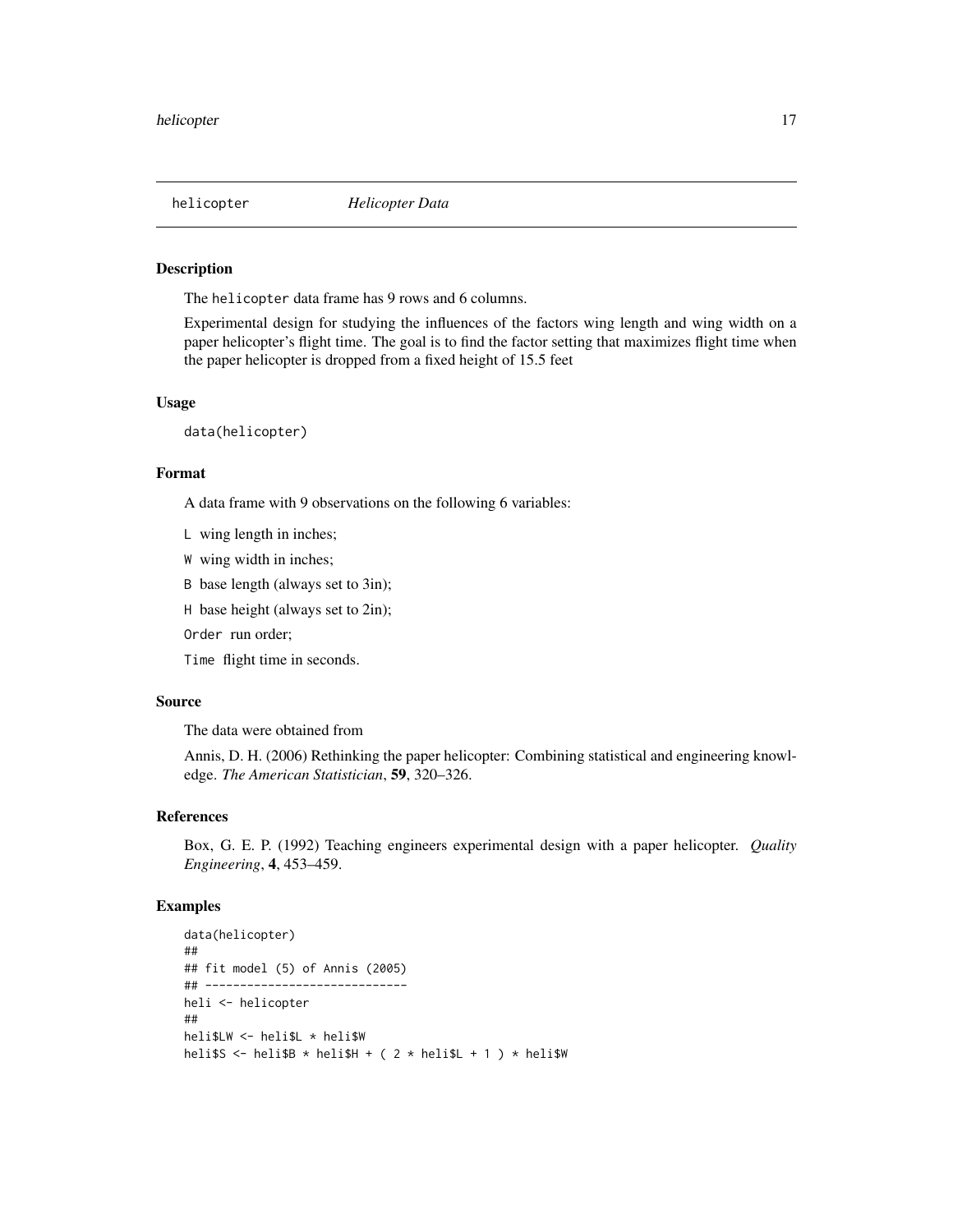# helicopter *Helicopter Data*

## Description

The `helicopter` data frame has 9 rows and 6 columns.

Experimental design for studying the influences of the factors wing length and wing width on a paper helicopter's flight time. The goal is to find the factor setting that maximizes flight time when the paper helicopter is dropped from a fixed height of 15.5 feet

## Usage

```
data(helicopter)
```

## Format

A data frame with 9 observations on the following 6 variables:

- `L` wing length in inches;
- `W` wing width in inches;
- `B` base length (always set to 3in);
- `H` base height (always set to 2in);
- `Order` run order;
- `Time` flight time in seconds.

## Source

The data were obtained from

Annis, D. H. (2006) Rethinking the paper helicopter: Combining statistical and engineering knowledge. *The American Statistician*, **59**, 320–326.

## References

Box, G. E. P. (1992) Teaching engineers experimental design with a paper helicopter. *Quality Engineering*, **4**, 453–459.

## Examples

```
data(helicopter)
##
## fit model (5) of Annis (2005)
## -----------------------------
heli <- helicopter
##
heli$LW <- heli$L * heli$W
heli$S <- heli$B * heli$H + ( 2 * heli$L + 1 ) * heli$W
```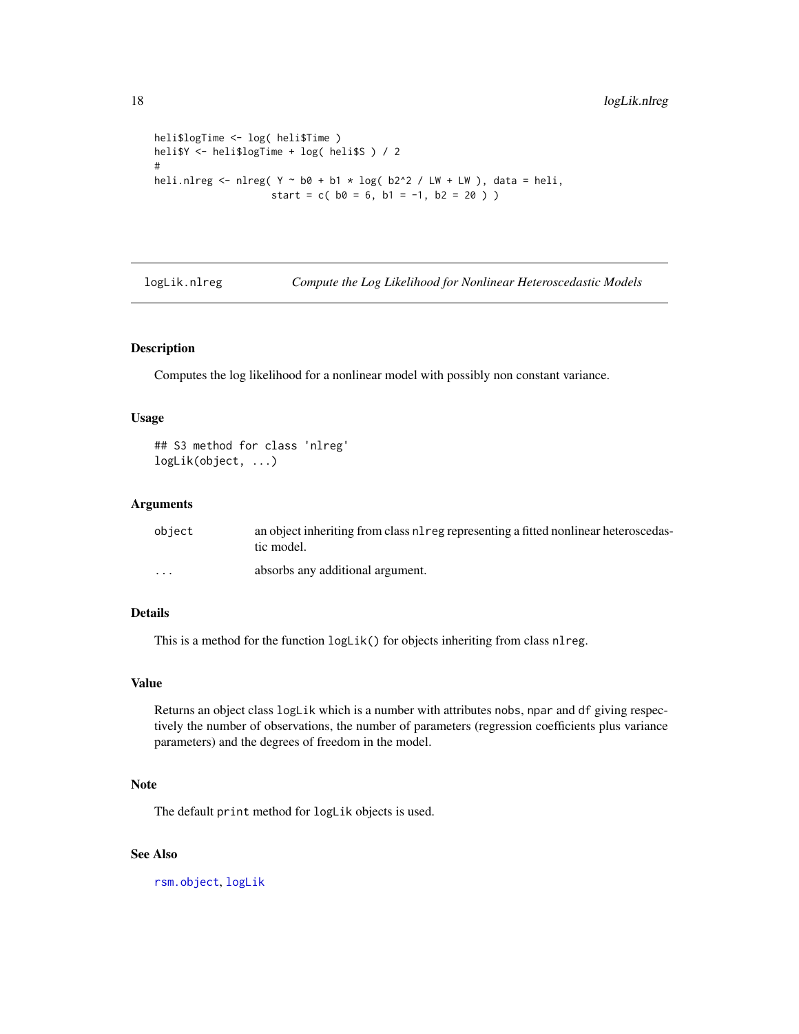```
heli$logTime <- log( heli$Time )
heli$Y <- heli$logTime + log( heli$S ) / 2
#
heli.nlreg <- nlreg( Y ~ b0 + b1 * log( b2^2 / LW + LW ), data = heli,
                    start = c( b0 = 6, b1 = -1, b2 = 20 ) )
```

---

## logLik.nlreg — *Compute the Log Likelihood for Nonlinear Heteroscedastic Models*

---

### Description

Computes the log likelihood for a nonlinear model with possibly non constant variance.

### Usage

```
## S3 method for class 'nlreg'
logLik(object, ...)
```

### Arguments

| | |
|---|---|
| `object` | an object inheriting from class `nlreg` representing a fitted nonlinear heteroscedastic model. |
| `...` | absorbs any additional argument. |

### Details

This is a method for the function `logLik()` for objects inheriting from class `nlreg`.

### Value

Returns an object class `logLik` which is a number with attributes `nobs`, `npar` and `df` giving respectively the number of observations, the number of parameters (regression coefficients plus variance parameters) and the degrees of freedom in the model.

### Note

The default `print` method for `logLik` objects is used.

### See Also

`rsm.object`, `logLik`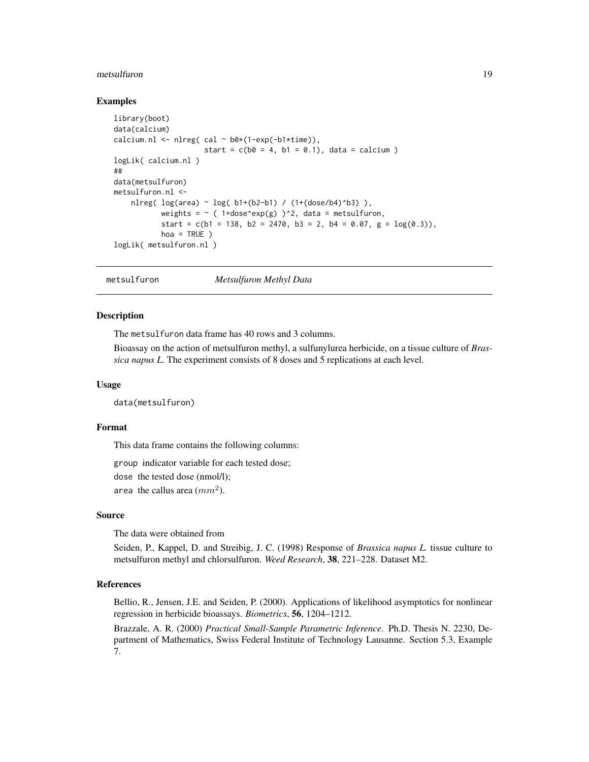## Examples

```
library(boot)
data(calcium)
calcium.nl <- nlreg( cal ~ b0*(1-exp(-b1*time)),
                     start = c(b0 = 4, b1 = 0.1), data = calcium )
logLik( calcium.nl )
##
data(metsulfuron)
metsulfuron.nl <-
    nlreg( log(area) ~ log( b1+(b2-b1) / (1+(dose/b4)^b3) ),
           weights = ~ ( 1+dose^exp(g) )^2, data = metsulfuron,
           start = c(b1 = 138, b2 = 2470, b3 = 2, b4 = 0.07, g = log(0.3)),
           hoa = TRUE )
logLik( metsulfuron.nl )
```

---

# metsulfuron *Metsulfuron Methyl Data*

## Description

The metsulfuron data frame has 40 rows and 3 columns.

Bioassay on the action of metsulfuron methyl, a sulfunylurea herbicide, on a tissue culture of *Brassica napus L*. The experiment consists of 8 doses and 5 replications at each level.

## Usage

```
data(metsulfuron)
```

## Format

This data frame contains the following columns:

group indicator variable for each tested dose;

dose the tested dose (nmol/l);

area the callus area ($mm^2$).

## Source

The data were obtained from

Seiden, P., Kappel, D. and Streibig, J. C. (1998) Response of *Brassica napus L.* tissue culture to metsulfuron methyl and chlorsulfuron. *Weed Research*, **38**, 221–228. Dataset M2.

## References

Bellio, R., Jensen, J.E. and Seiden, P. (2000). Applications of likelihood asymptotics for nonlinear regression in herbicide bioassays. *Biometrics*, **56**, 1204–1212.

Brazzale, A. R. (2000) *Practical Small-Sample Parametric Inference*. Ph.D. Thesis N. 2230, Department of Mathematics, Swiss Federal Institute of Technology Lausanne. Section 5.3, Example 7.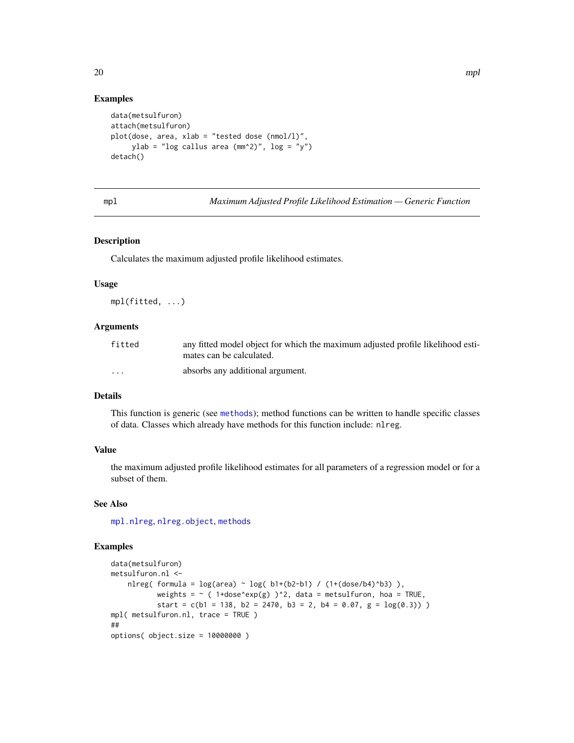### Examples

```
data(metsulfuron)
attach(metsulfuron)
plot(dose, area, xlab = "tested dose (nmol/l)",
     ylab = "log callus area (mm^2)", log = "y")
detach()
```

---

## mpl — *Maximum Adjusted Profile Likelihood Estimation — Generic Function*

---

### Description

Calculates the maximum adjusted profile likelihood estimates.

### Usage

```
mpl(fitted, ...)
```

### Arguments

| | |
|---|---|
| `fitted` | any fitted model object for which the maximum adjusted profile likelihood estimates can be calculated. |
| `...` | absorbs any additional argument. |

### Details

This function is generic (see `methods`); method functions can be written to handle specific classes of data. Classes which already have methods for this function include: `nlreg`.

### Value

the maximum adjusted profile likelihood estimates for all parameters of a regression model or for a subset of them.

### See Also

`mpl.nlreg`, `nlreg.object`, `methods`

### Examples

```
data(metsulfuron)
metsulfuron.nl <-
    nlreg( formula = log(area) ~ log( b1+(b2-b1) / (1+(dose/b4)^b3) ),
           weights = ~ ( 1+dose^exp(g) )^2, data = metsulfuron, hoa = TRUE,
           start = c(b1 = 138, b2 = 2470, b3 = 2, b4 = 0.07, g = log(0.3)) )
mpl( metsulfuron.nl, trace = TRUE )
##
options( object.size = 10000000 )
```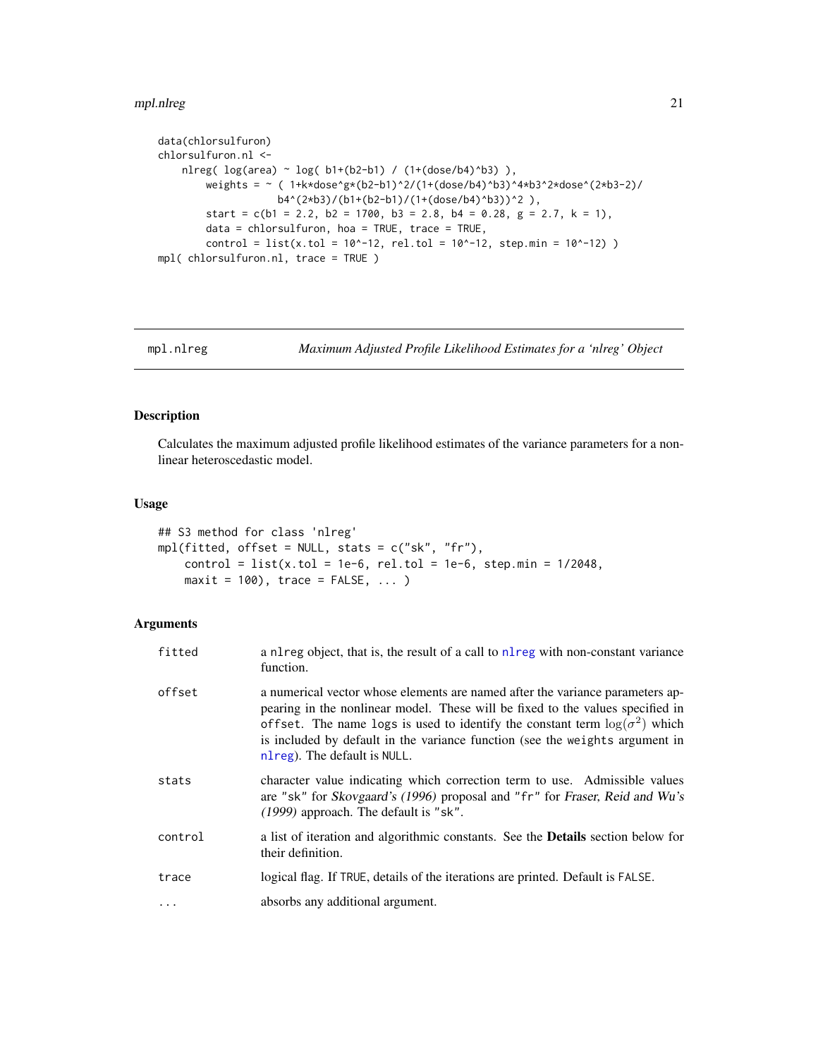```
data(chlorsulfuron)
chlorsulfuron.nl <-
    nlreg( log(area) ~ log( b1+(b2-b1) / (1+(dose/b4)^b3) ),
        weights = ~ ( 1+k*dose^g*(b2-b1)^2/(1+(dose/b4)^b3)^4*b3^2*dose^(2*b3-2)/
                  b4^(2*b3)/(b1+(b2-b1)/(1+(dose/b4)^b3))^2 ),
        start = c(b1 = 2.2, b2 = 1700, b3 = 2.8, b4 = 0.28, g = 2.7, k = 1),
        data = chlorsulfuron, hoa = TRUE, trace = TRUE,
        control = list(x.tol = 10^-12, rel.tol = 10^-12, step.min = 10^-12) )
mpl( chlorsulfuron.nl, trace = TRUE )
```

---

## mpl.nlreg — *Maximum Adjusted Profile Likelihood Estimates for a 'nlreg' Object*

### Description

Calculates the maximum adjusted profile likelihood estimates of the variance parameters for a nonlinear heteroscedastic model.

### Usage

```
## S3 method for class 'nlreg'
mpl(fitted, offset = NULL, stats = c("sk", "fr"),
    control = list(x.tol = 1e-6, rel.tol = 1e-6, step.min = 1/2048,
    maxit = 100), trace = FALSE, ... )
```

### Arguments

| Argument | Description |
|---|---|
| `fitted` | a `nlreg` object, that is, the result of a call to `nlreg` with non-constant variance function. |
| `offset` | a numerical vector whose elements are named after the variance parameters appearing in the nonlinear model. These will be fixed to the values specified in `offset`. The name `logs` is used to identify the constant term $\log(\sigma^2)$ which is included by default in the variance function (see the `weights` argument in `nlreg`). The default is `NULL`. |
| `stats` | character value indicating which correction term to use. Admissible values are `"sk"` for *Skovgaard's (1996)* proposal and `"fr"` for *Fraser, Reid and Wu's (1999)* approach. The default is `"sk"`. |
| `control` | a list of iteration and algorithmic constants. See the **Details** section below for their definition. |
| `trace` | logical flag. If `TRUE`, details of the iterations are printed. Default is `FALSE`. |
| `...` | absorbs any additional argument. |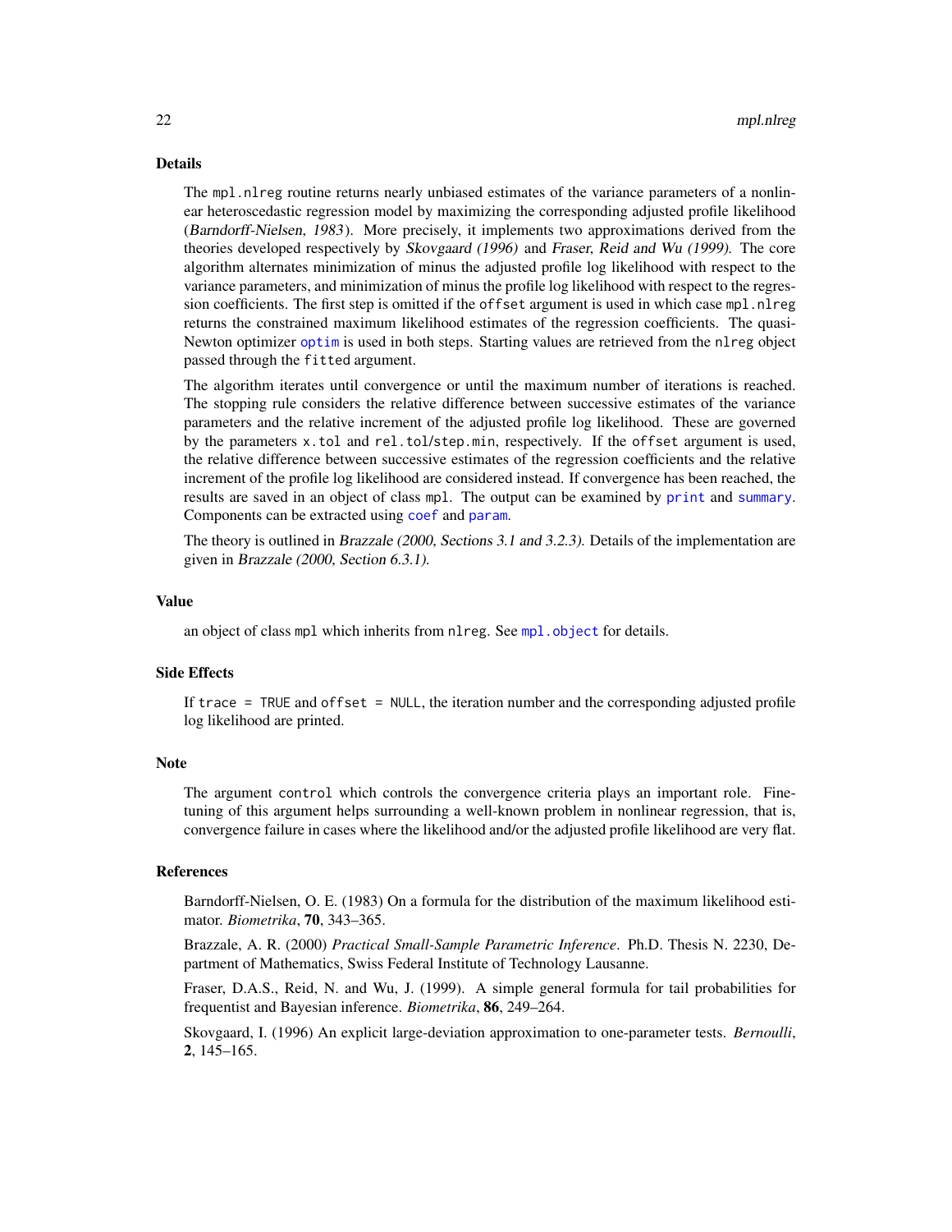### Details

The `mpl.nlreg` routine returns nearly unbiased estimates of the variance parameters of a nonlinear heteroscedastic regression model by maximizing the corresponding adjusted profile likelihood (*Barndorff-Nielsen, 1983*). More precisely, it implements two approximations derived from the theories developed respectively by *Skovgaard (1996)* and *Fraser, Reid and Wu (1999)*. The core algorithm alternates minimization of minus the adjusted profile log likelihood with respect to the variance parameters, and minimization of minus the profile log likelihood with respect to the regression coefficients. The first step is omitted if the `offset` argument is used in which case `mpl.nlreg` returns the constrained maximum likelihood estimates of the regression coefficients. The quasi-Newton optimizer `optim` is used in both steps. Starting values are retrieved from the `nlreg` object passed through the `fitted` argument.

The algorithm iterates until convergence or until the maximum number of iterations is reached. The stopping rule considers the relative difference between successive estimates of the variance parameters and the relative increment of the adjusted profile log likelihood. These are governed by the parameters `x.tol` and `rel.tol`/`step.min`, respectively. If the `offset` argument is used, the relative difference between successive estimates of the regression coefficients and the relative increment of the profile log likelihood are considered instead. If convergence has been reached, the results are saved in an object of class `mpl`. The output can be examined by `print` and `summary`. Components can be extracted using `coef` and `param`.

The theory is outlined in *Brazzale (2000, Sections 3.1 and 3.2.3)*. Details of the implementation are given in *Brazzale (2000, Section 6.3.1)*.

### Value

an object of class `mpl` which inherits from `nlreg`. See `mpl.object` for details.

### Side Effects

If `trace = TRUE` and `offset = NULL`, the iteration number and the corresponding adjusted profile log likelihood are printed.

### Note

The argument `control` which controls the convergence criteria plays an important role. Fine-tuning of this argument helps surrounding a well-known problem in nonlinear regression, that is, convergence failure in cases where the likelihood and/or the adjusted profile likelihood are very flat.

### References

Barndorff-Nielsen, O. E. (1983) On a formula for the distribution of the maximum likelihood estimator. *Biometrika*, **70**, 343–365.

Brazzale, A. R. (2000) *Practical Small-Sample Parametric Inference*. Ph.D. Thesis N. 2230, Department of Mathematics, Swiss Federal Institute of Technology Lausanne.

Fraser, D.A.S., Reid, N. and Wu, J. (1999). A simple general formula for tail probabilities for frequentist and Bayesian inference. *Biometrika*, **86**, 249–264.

Skovgaard, I. (1996) An explicit large-deviation approximation to one-parameter tests. *Bernoulli*, **2**, 145–165.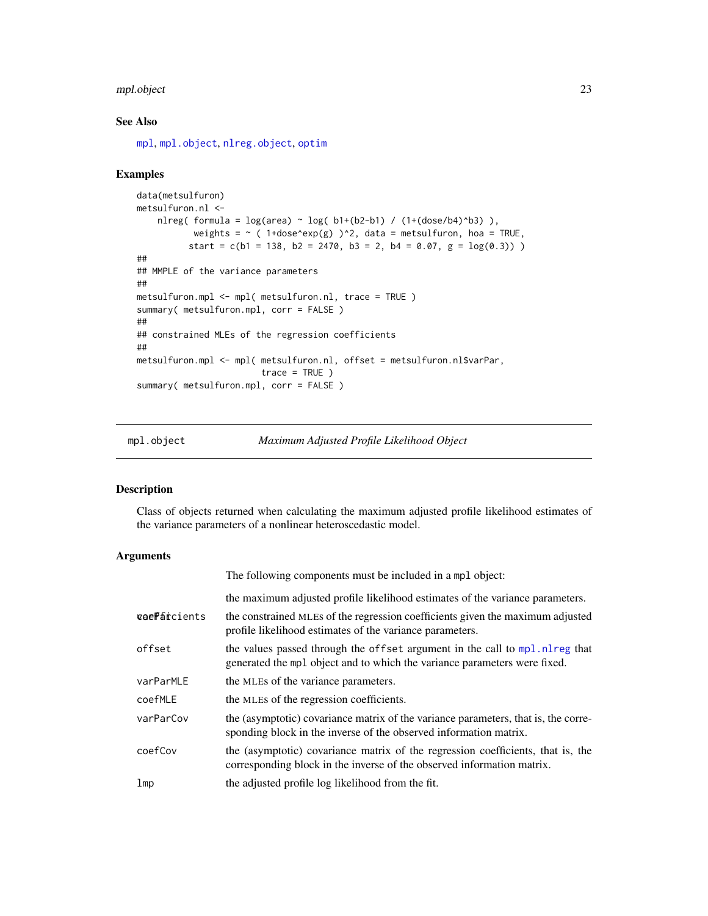## See Also

mpl, mpl.object, nlreg.object, optim

## Examples

```
data(metsulfuron)
metsulfuron.nl <-
    nlreg( formula = log(area) ~ log( b1+(b2-b1) / (1+(dose/b4)^b3) ),
           weights = ~ ( 1+dose^exp(g) )^2, data = metsulfuron, hoa = TRUE,
          start = c(b1 = 138, b2 = 2470, b3 = 2, b4 = 0.07, g = log(0.3)) )
##
## MMPLE of the variance parameters
##
metsulfuron.mpl <- mpl( metsulfuron.nl, trace = TRUE )
summary( metsulfuron.mpl, corr = FALSE )
##
## constrained MLEs of the regression coefficients
##
metsulfuron.mpl <- mpl( metsulfuron.nl, offset = metsulfuron.nl$varPar,
                        trace = TRUE )
summary( metsulfuron.mpl, corr = FALSE )
```

---

# mpl.object — *Maximum Adjusted Profile Likelihood Object*

## Description

Class of objects returned when calculating the maximum adjusted profile likelihood estimates of the variance parameters of a nonlinear heteroscedastic model.

## Arguments

The following components must be included in a mpl object:

| | |
|---|---|
| varPar | the maximum adjusted profile likelihood estimates of the variance parameters. |
| coefficients | the constrained MLEs of the regression coefficients given the maximum adjusted profile likelihood estimates of the variance parameters. |
| offset | the values passed through the offset argument in the call to mpl.nlreg that generated the mpl object and to which the variance parameters were fixed. |
| varParMLE | the MLEs of the variance parameters. |
| coefMLE | the MLEs of the regression coefficients. |
| varParCov | the (asymptotic) covariance matrix of the variance parameters, that is, the corresponding block in the inverse of the observed information matrix. |
| coefCov | the (asymptotic) covariance matrix of the regression coefficients, that is, the corresponding block in the inverse of the observed information matrix. |
| lmp | the adjusted profile log likelihood from the fit. |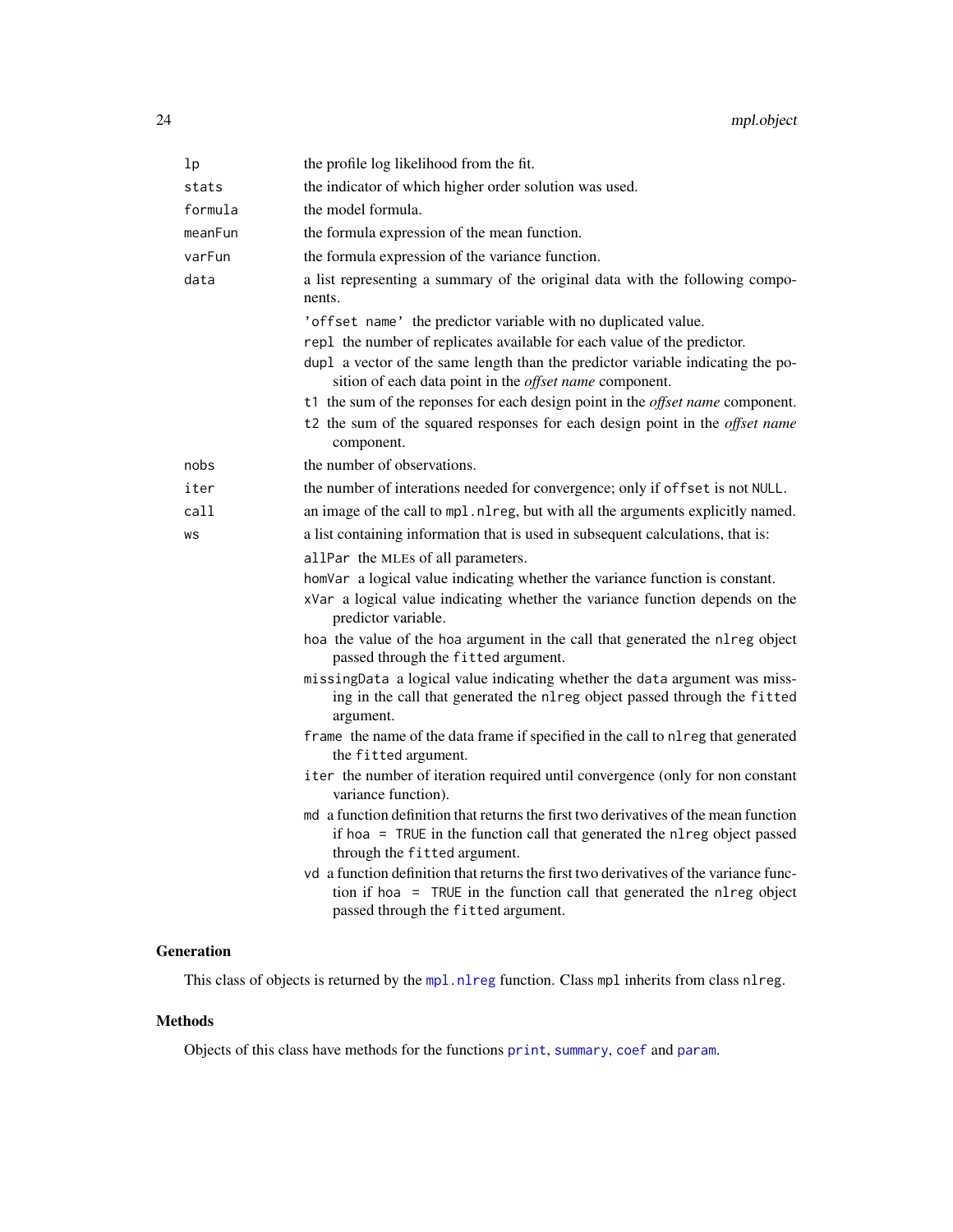| | |
|---|---|
| `lp` | the profile log likelihood from the fit. |
| `stats` | the indicator of which higher order solution was used. |
| `formula` | the model formula. |
| `meanFun` | the formula expression of the mean function. |
| `varFun` | the formula expression of the variance function. |
| `data` | a list representing a summary of the original data with the following components. |

- `'offset name'` the predictor variable with no duplicated value.
- `repl` the number of replicates available for each value of the predictor.
- `dupl` a vector of the same length than the predictor variable indicating the position of each data point in the *offset name* component.
- `t1` the sum of the reponses for each design point in the *offset name* component.
- `t2` the sum of the squared responses for each design point in the *offset name* component.

| | |
|---|---|
| `nobs` | the number of observations. |
| `iter` | the number of interations needed for convergence; only if `offset` is not `NULL`. |
| `call` | an image of the call to `mpl.nlreg`, but with all the arguments explicitly named. |
| `ws` | a list containing information that is used in subsequent calculations, that is: |

- `allPar` the MLEs of all parameters.
- `homVar` a logical value indicating whether the variance function is constant.
- `xVar` a logical value indicating whether the variance function depends on the predictor variable.
- `hoa` the value of the `hoa` argument in the call that generated the `nlreg` object passed through the `fitted` argument.
- `missingData` a logical value indicating whether the `data` argument was missing in the call that generated the `nlreg` object passed through the `fitted` argument.
- `frame` the name of the data frame if specified in the call to `nlreg` that generated the `fitted` argument.
- `iter` the number of iteration required until convergence (only for non constant variance function).
- `md` a function definition that returns the first two derivatives of the mean function if `hoa = TRUE` in the function call that generated the `nlreg` object passed through the `fitted` argument.
- `vd` a function definition that returns the first two derivatives of the variance function if `hoa = TRUE` in the function call that generated the `nlreg` object passed through the `fitted` argument.

## Generation

This class of objects is returned by the `mpl.nlreg` function. Class `mpl` inherits from class `nlreg`.

## Methods

Objects of this class have methods for the functions `print`, `summary`, `coef` and `param`.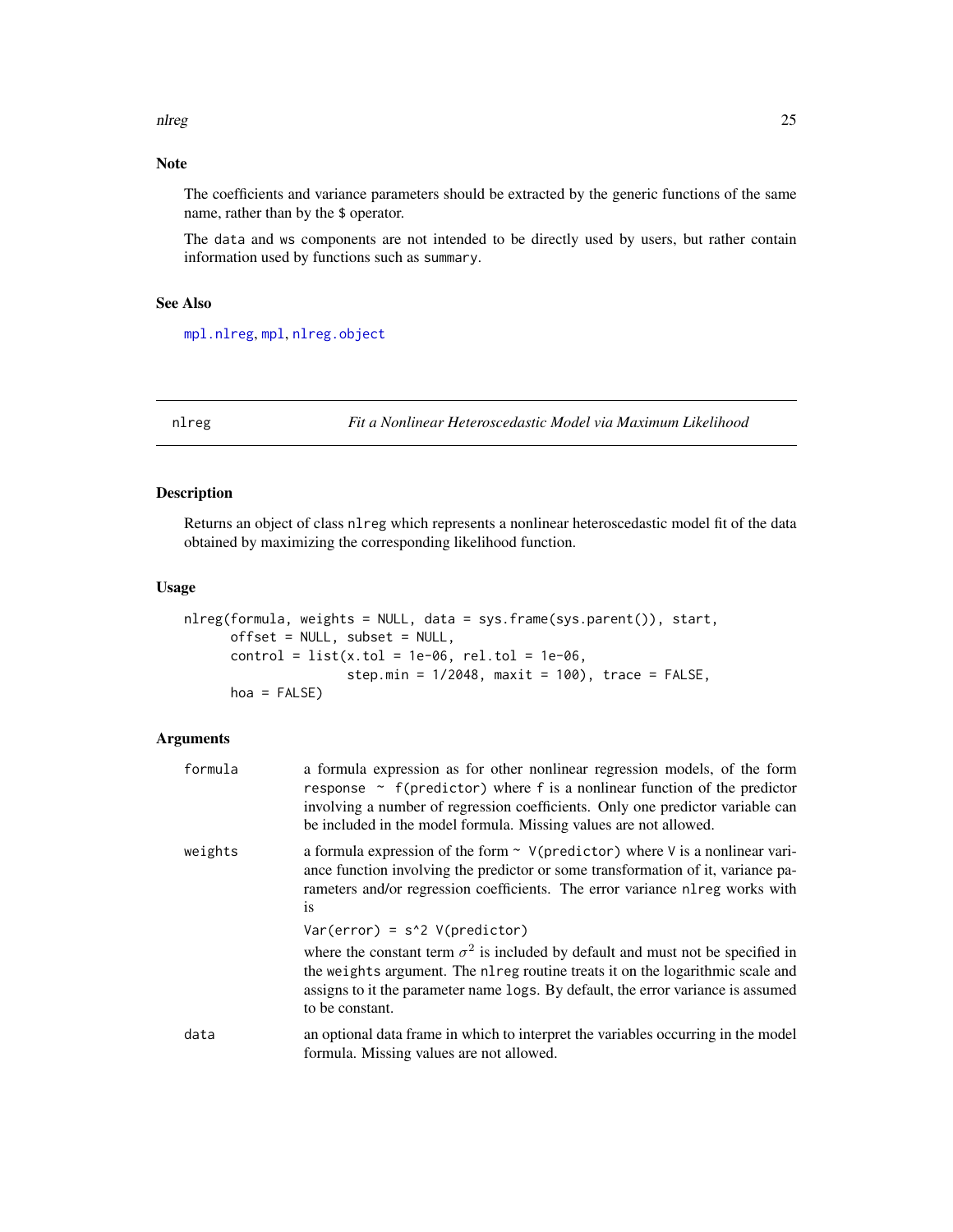## Note

The coefficients and variance parameters should be extracted by the generic functions of the same name, rather than by the $ operator.

The `data` and `ws` components are not intended to be directly used by users, but rather contain information used by functions such as `summary`.

## See Also

`mpl.nlreg`, `mpl`, `nlreg.object`

---

# nlreg — *Fit a Nonlinear Heteroscedastic Model via Maximum Likelihood*

## Description

Returns an object of class `nlreg` which represents a nonlinear heteroscedastic model fit of the data obtained by maximizing the corresponding likelihood function.

## Usage

```
nlreg(formula, weights = NULL, data = sys.frame(sys.parent()), start,
      offset = NULL, subset = NULL,
      control = list(x.tol = 1e-06, rel.tol = 1e-06,
                     step.min = 1/2048, maxit = 100), trace = FALSE,
      hoa = FALSE)
```

## Arguments

| | |
|---|---|
| `formula` | a formula expression as for other nonlinear regression models, of the form `response ~ f(predictor)` where `f` is a nonlinear function of the predictor involving a number of regression coefficients. Only one predictor variable can be included in the model formula. Missing values are not allowed. |
| `weights` | a formula expression of the form `~ V(predictor)` where `V` is a nonlinear variance function involving the predictor or some transformation of it, variance parameters and/or regression coefficients. The error variance `nlreg` works with is `Var(error) = s^2 V(predictor)` where the constant term $\sigma^2$ is included by default and must not be specified in the `weights` argument. The `nlreg` routine treats it on the logarithmic scale and assigns to it the parameter name `logs`. By default, the error variance is assumed to be constant. |
| `data` | an optional data frame in which to interpret the variables occurring in the model formula. Missing values are not allowed. |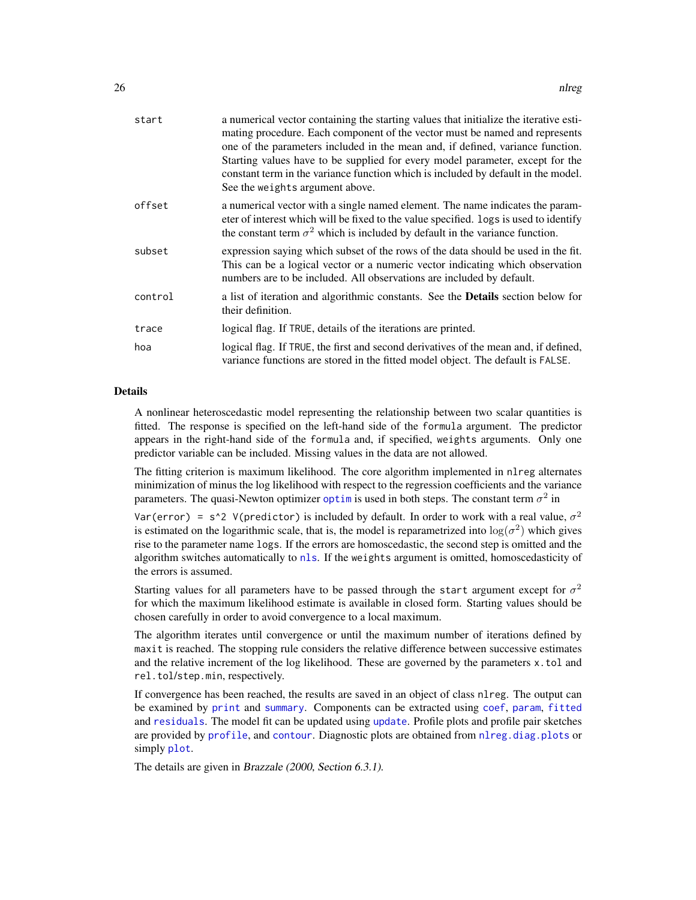| | |
|---|---|
| `start` | a numerical vector containing the starting values that initialize the iterative estimating procedure. Each component of the vector must be named and represents one of the parameters included in the mean and, if defined, variance function. Starting values have to be supplied for every model parameter, except for the constant term in the variance function which is included by default in the model. See the `weights` argument above. |
| `offset` | a numerical vector with a single named element. The name indicates the parameter of interest which will be fixed to the value specified. `logs` is used to identify the constant term $\sigma^2$ which is included by default in the variance function. |
| `subset` | expression saying which subset of the rows of the data should be used in the fit. This can be a logical vector or a numeric vector indicating which observation numbers are to be included. All observations are included by default. |
| `control` | a list of iteration and algorithmic constants. See the **Details** section below for their definition. |
| `trace` | logical flag. If `TRUE`, details of the iterations are printed. |
| `hoa` | logical flag. If `TRUE`, the first and second derivatives of the mean and, if defined, variance functions are stored in the fitted model object. The default is `FALSE`. |

## Details

A nonlinear heteroscedastic model representing the relationship between two scalar quantities is fitted. The response is specified on the left-hand side of the `formula` argument. The predictor appears in the right-hand side of the `formula` and, if specified, `weights` arguments. Only one predictor variable can be included. Missing values in the data are not allowed.

The fitting criterion is maximum likelihood. The core algorithm implemented in `nlreg` alternates minimization of minus the log likelihood with respect to the regression coefficients and the variance parameters. The quasi-Newton optimizer `optim` is used in both steps. The constant term $\sigma^2$ in `Var(error) = s^2 V(predictor)` is included by default. In order to work with a real value, $\sigma^2$ is estimated on the logarithmic scale, that is, the model is reparametrized into $\log(\sigma^2)$ which gives rise to the parameter name `logs`. If the errors are homoscedastic, the second step is omitted and the algorithm switches automatically to `nls`. If the `weights` argument is omitted, homoscedasticity of the errors is assumed.

Starting values for all parameters have to be passed through the `start` argument except for $\sigma^2$ for which the maximum likelihood estimate is available in closed form. Starting values should be chosen carefully in order to avoid convergence to a local maximum.

The algorithm iterates until convergence or until the maximum number of iterations defined by `maxit` is reached. The stopping rule considers the relative difference between successive estimates and the relative increment of the log likelihood. These are governed by the parameters `x.tol` and `rel.tol`/`step.min`, respectively.

If convergence has been reached, the results are saved in an object of class `nlreg`. The output can be examined by `print` and `summary`. Components can be extracted using `coef`, `param`, `fitted` and `residuals`. The model fit can be updated using `update`. Profile plots and profile pair sketches are provided by `profile`, and `contour`. Diagnostic plots are obtained from `nlreg.diag.plots` or simply `plot`.

The details are given in *Brazzale (2000, Section 6.3.1).*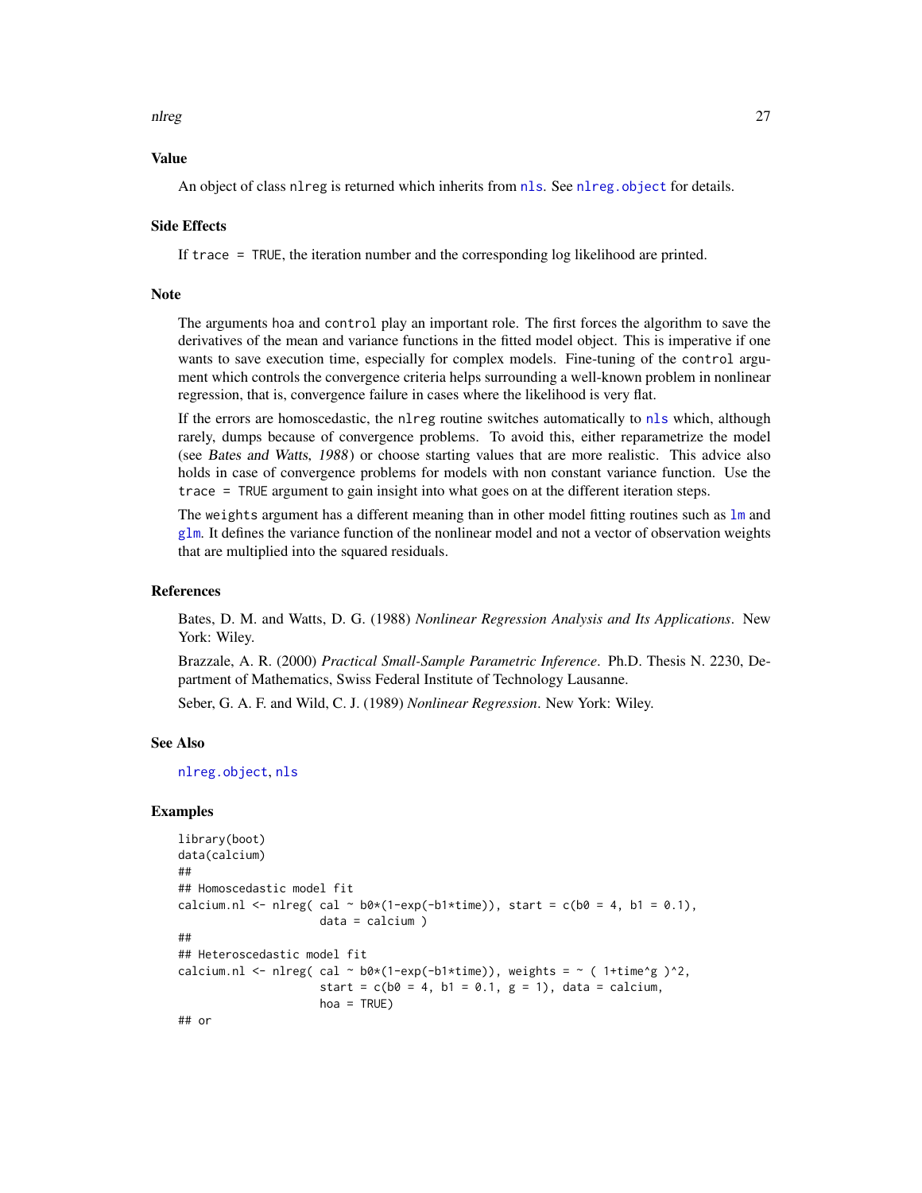## Value

An object of class `nlreg` is returned which inherits from `nls`. See `nlreg.object` for details.

## Side Effects

If `trace = TRUE`, the iteration number and the corresponding log likelihood are printed.

## Note

The arguments `hoa` and `control` play an important role. The first forces the algorithm to save the derivatives of the mean and variance functions in the fitted model object. This is imperative if one wants to save execution time, especially for complex models. Fine-tuning of the `control` argument which controls the convergence criteria helps surrounding a well-known problem in nonlinear regression, that is, convergence failure in cases where the likelihood is very flat.

If the errors are homoscedastic, the `nlreg` routine switches automatically to `nls` which, although rarely, dumps because of convergence problems. To avoid this, either reparametrize the model (see *Bates and Watts, 1988*) or choose starting values that are more realistic. This advice also holds in case of convergence problems for models with non constant variance function. Use the `trace = TRUE` argument to gain insight into what goes on at the different iteration steps.

The `weights` argument has a different meaning than in other model fitting routines such as `lm` and `glm`. It defines the variance function of the nonlinear model and not a vector of observation weights that are multiplied into the squared residuals.

## References

Bates, D. M. and Watts, D. G. (1988) *Nonlinear Regression Analysis and Its Applications*. New York: Wiley.

Brazzale, A. R. (2000) *Practical Small-Sample Parametric Inference*. Ph.D. Thesis N. 2230, Department of Mathematics, Swiss Federal Institute of Technology Lausanne.

Seber, G. A. F. and Wild, C. J. (1989) *Nonlinear Regression*. New York: Wiley.

## See Also

`nlreg.object`, `nls`

## Examples

```
library(boot)
data(calcium)
##
## Homoscedastic model fit
calcium.nl <- nlreg( cal ~ b0*(1-exp(-b1*time)), start = c(b0 = 4, b1 = 0.1),
                     data = calcium )
##
## Heteroscedastic model fit
calcium.nl <- nlreg( cal ~ b0*(1-exp(-b1*time)), weights = ~ ( 1+time^g )^2,
                     start = c(b0 = 4, b1 = 0.1, g = 1), data = calcium,
                     hoa = TRUE)
## or
```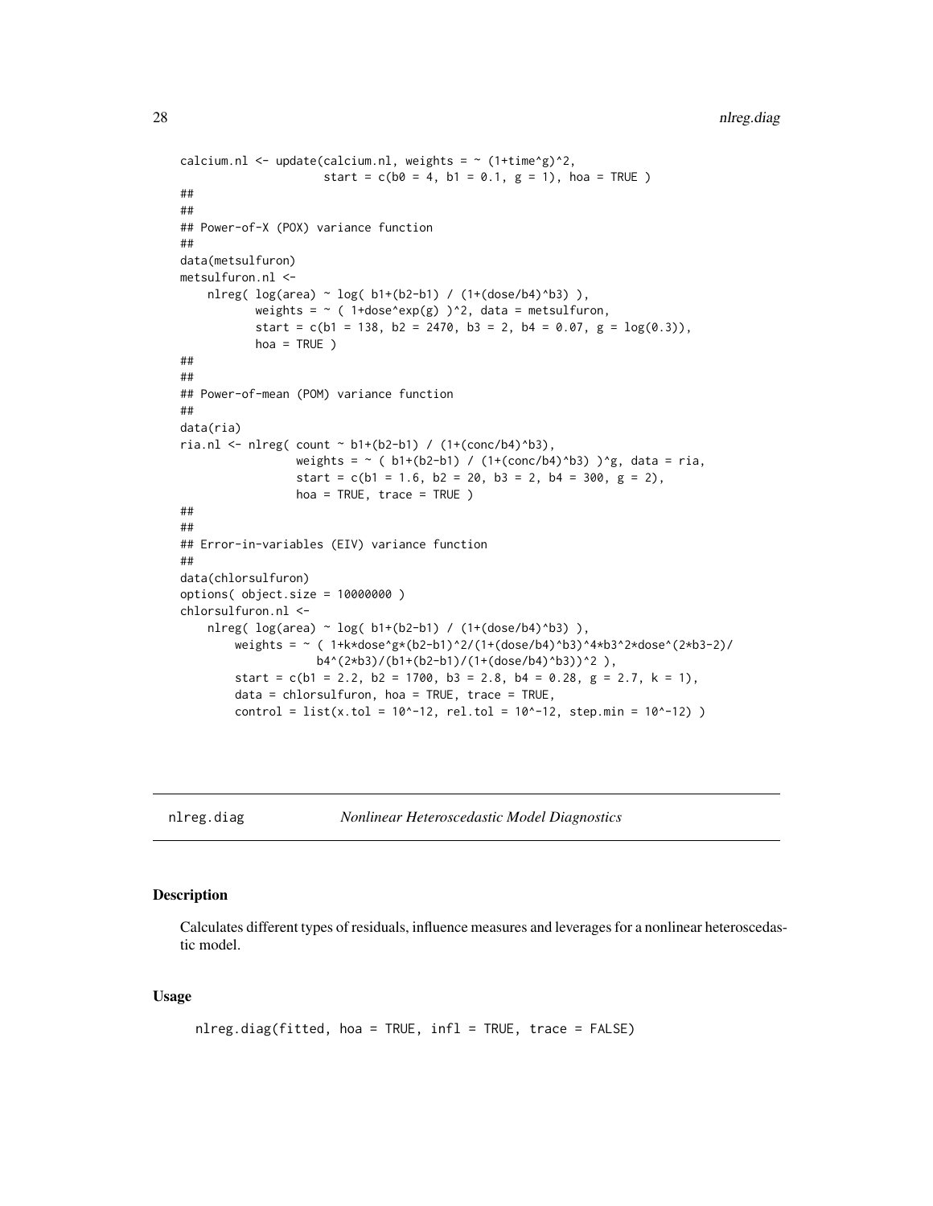```
calcium.nl <- update(calcium.nl, weights = ~ (1+time^g)^2,
                     start = c(b0 = 4, b1 = 0.1, g = 1), hoa = TRUE )
##
##
## Power-of-X (POX) variance function
##
data(metsulfuron)
metsulfuron.nl <-
    nlreg( log(area) ~ log( b1+(b2-b1) / (1+(dose/b4)^b3) ),
           weights = ~ ( 1+dose^exp(g) )^2, data = metsulfuron,
           start = c(b1 = 138, b2 = 2470, b3 = 2, b4 = 0.07, g = log(0.3)),
           hoa = TRUE )
##
##
## Power-of-mean (POM) variance function
##
data(ria)
ria.nl <- nlreg( count ~ b1+(b2-b1) / (1+(conc/b4)^b3),
                 weights = ~ ( b1+(b2-b1) / (1+(conc/b4)^b3) )^g, data = ria,
                 start = c(b1 = 1.6, b2 = 20, b3 = 2, b4 = 300, g = 2),
                 hoa = TRUE, trace = TRUE )
##
##
## Error-in-variables (EIV) variance function
##
data(chlorsulfuron)
options( object.size = 10000000 )
chlorsulfuron.nl <-
    nlreg( log(area) ~ log( b1+(b2-b1) / (1+(dose/b4)^b3) ),
        weights = ~ ( 1+k*dose^g*(b2-b1)^2/(1+(dose/b4)^b3)^4*b3^2*dose^(2*b3-2)/
                    b4^(2*b3)/(b1+(b2-b1)/(1+(dose/b4)^b3))^2 ),
        start = c(b1 = 2.2, b2 = 1700, b3 = 2.8, b4 = 0.28, g = 2.7, k = 1),
        data = chlorsulfuron, hoa = TRUE, trace = TRUE,
        control = list(x.tol = 10^-12, rel.tol = 10^-12, step.min = 10^-12) )
```

---

# nlreg.diag — *Nonlinear Heteroscedastic Model Diagnostics*

## Description

Calculates different types of residuals, influence measures and leverages for a nonlinear heteroscedastic model.

## Usage

```
nlreg.diag(fitted, hoa = TRUE, infl = TRUE, trace = FALSE)
```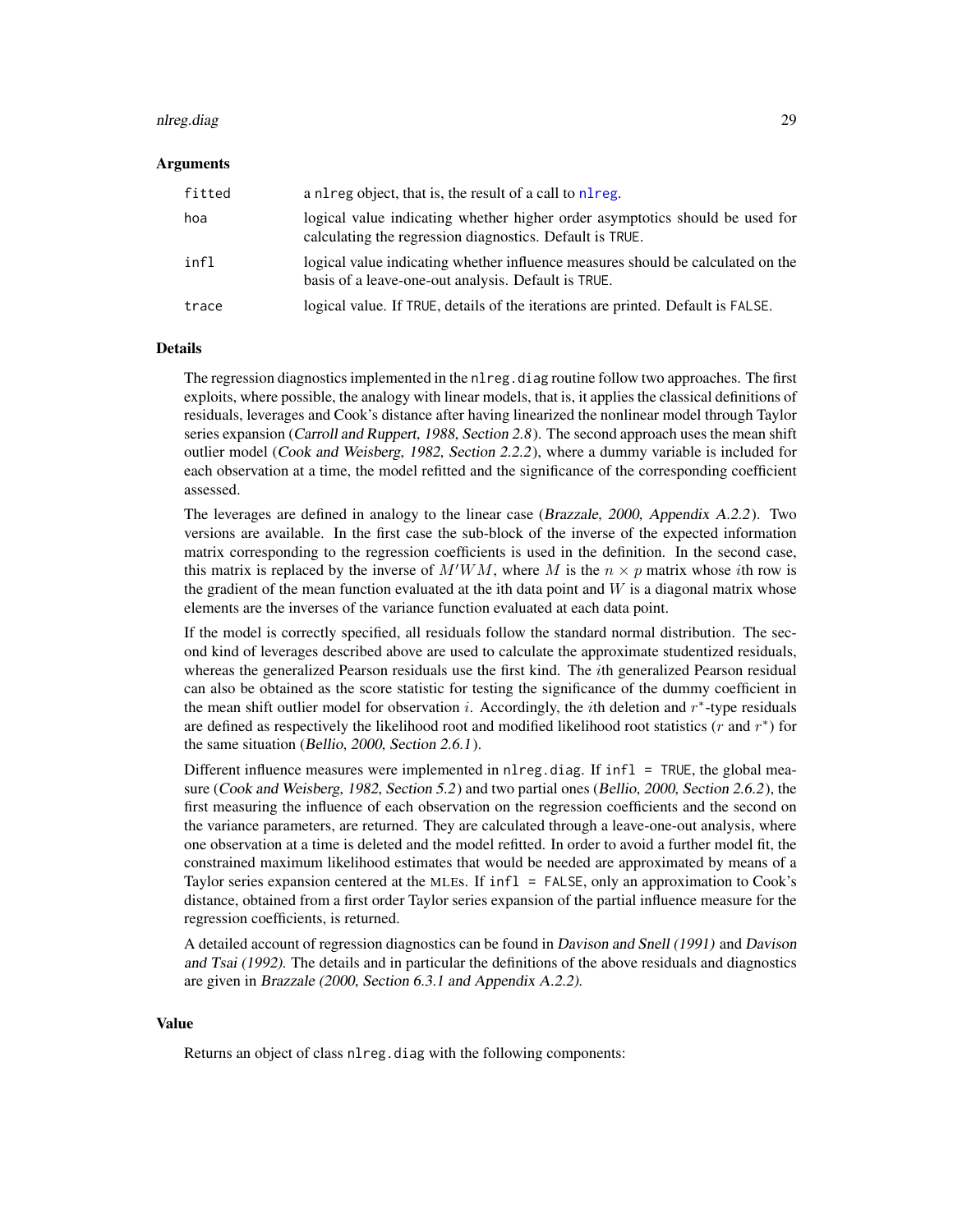### Arguments

| | |
|---|---|
| `fitted` | a `nlreg` object, that is, the result of a call to `nlreg`. |
| `hoa` | logical value indicating whether higher order asymptotics should be used for calculating the regression diagnostics. Default is `TRUE`. |
| `infl` | logical value indicating whether influence measures should be calculated on the basis of a leave-one-out analysis. Default is `TRUE`. |
| `trace` | logical value. If `TRUE`, details of the iterations are printed. Default is `FALSE`. |

### Details

The regression diagnostics implemented in the `nlreg.diag` routine follow two approaches. The first exploits, where possible, the analogy with linear models, that is, it applies the classical definitions of residuals, leverages and Cook's distance after having linearized the nonlinear model through Taylor series expansion (*Carroll and Ruppert, 1988, Section 2.8*). The second approach uses the mean shift outlier model (*Cook and Weisberg, 1982, Section 2.2.2*), where a dummy variable is included for each observation at a time, the model refitted and the significance of the corresponding coefficient assessed.

The leverages are defined in analogy to the linear case (*Brazzale, 2000, Appendix A.2.2*). Two versions are available. In the first case the sub-block of the inverse of the expected information matrix corresponding to the regression coefficients is used in the definition. In the second case, this matrix is replaced by the inverse of $M'WM$, where $M$ is the $n \times p$ matrix whose $i$th row is the gradient of the mean function evaluated at the ith data point and $W$ is a diagonal matrix whose elements are the inverses of the variance function evaluated at each data point.

If the model is correctly specified, all residuals follow the standard normal distribution. The second kind of leverages described above are used to calculate the approximate studentized residuals, whereas the generalized Pearson residuals use the first kind. The $i$th generalized Pearson residual can also be obtained as the score statistic for testing the significance of the dummy coefficient in the mean shift outlier model for observation $i$. Accordingly, the $i$th deletion and $r^*$-type residuals are defined as respectively the likelihood root and modified likelihood root statistics ($r$ and $r^*$) for the same situation (*Bellio, 2000, Section 2.6.1*).

Different influence measures were implemented in `nlreg.diag`. If `infl = TRUE`, the global measure (*Cook and Weisberg, 1982, Section 5.2*) and two partial ones (*Bellio, 2000, Section 2.6.2*), the first measuring the influence of each observation on the regression coefficients and the second on the variance parameters, are returned. They are calculated through a leave-one-out analysis, where one observation at a time is deleted and the model refitted. In order to avoid a further model fit, the constrained maximum likelihood estimates that would be needed are approximated by means of a Taylor series expansion centered at the MLEs. If `infl = FALSE`, only an approximation to Cook's distance, obtained from a first order Taylor series expansion of the partial influence measure for the regression coefficients, is returned.

A detailed account of regression diagnostics can be found in *Davison and Snell (1991)* and *Davison and Tsai (1992)*. The details and in particular the definitions of the above residuals and diagnostics are given in *Brazzale (2000, Section 6.3.1 and Appendix A.2.2)*.

### Value

Returns an object of class `nlreg.diag` with the following components: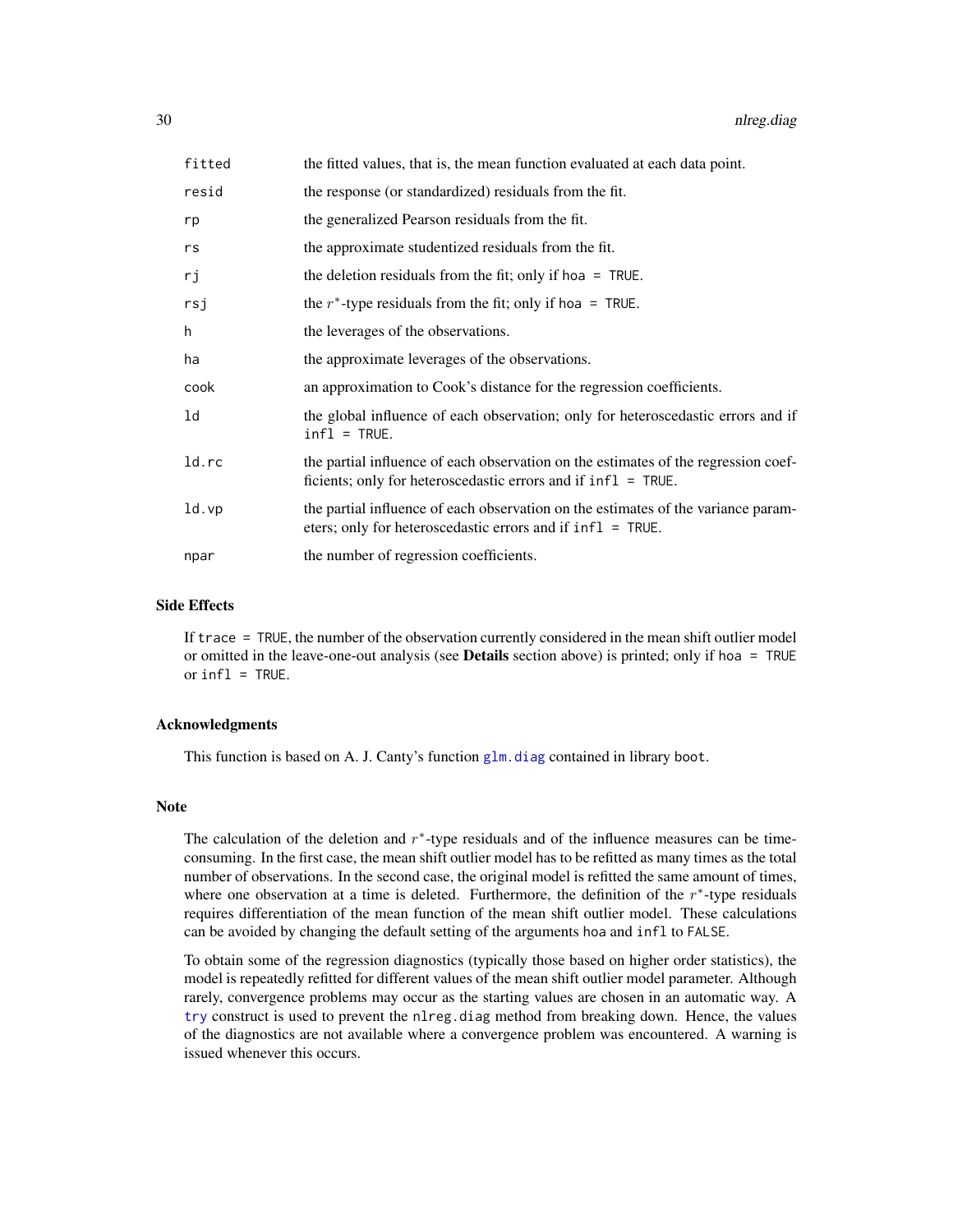| | |
|---|---|
| `fitted` | the fitted values, that is, the mean function evaluated at each data point. |
| `resid` | the response (or standardized) residuals from the fit. |
| `rp` | the generalized Pearson residuals from the fit. |
| `rs` | the approximate studentized residuals from the fit. |
| `rj` | the deletion residuals from the fit; only if `hoa = TRUE`. |
| `rsj` | the $r^*$-type residuals from the fit; only if `hoa = TRUE`. |
| `h` | the leverages of the observations. |
| `ha` | the approximate leverages of the observations. |
| `cook` | an approximation to Cook's distance for the regression coefficients. |
| `ld` | the global influence of each observation; only for heteroscedastic errors and if `infl = TRUE`. |
| `ld.rc` | the partial influence of each observation on the estimates of the regression coefficients; only for heteroscedastic errors and if `infl = TRUE`. |
| `ld.vp` | the partial influence of each observation on the estimates of the variance parameters; only for heteroscedastic errors and if `infl = TRUE`. |
| `npar` | the number of regression coefficients. |

### Side Effects

If `trace = TRUE`, the number of the observation currently considered in the mean shift outlier model or omitted in the leave-one-out analysis (see **Details** section above) is printed; only if `hoa = TRUE` or `infl = TRUE`.

### Acknowledgments

This function is based on A. J. Canty's function `glm.diag` contained in library `boot`.

### Note

The calculation of the deletion and $r^*$-type residuals and of the influence measures can be time-consuming. In the first case, the mean shift outlier model has to be refitted as many times as the total number of observations. In the second case, the original model is refitted the same amount of times, where one observation at a time is deleted. Furthermore, the definition of the $r^*$-type residuals requires differentiation of the mean function of the mean shift outlier model. These calculations can be avoided by changing the default setting of the arguments `hoa` and `infl` to `FALSE`.

To obtain some of the regression diagnostics (typically those based on higher order statistics), the model is repeatedly refitted for different values of the mean shift outlier model parameter. Although rarely, convergence problems may occur as the starting values are chosen in an automatic way. A `try` construct is used to prevent the `nlreg.diag` method from breaking down. Hence, the values of the diagnostics are not available where a convergence problem was encountered. A warning is issued whenever this occurs.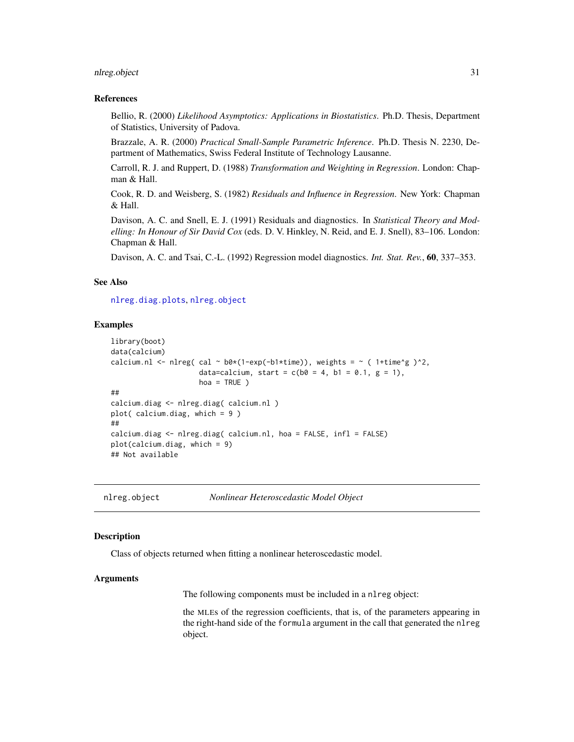### References

Bellio, R. (2000) *Likelihood Asymptotics: Applications in Biostatistics*. Ph.D. Thesis, Department of Statistics, University of Padova.

Brazzale, A. R. (2000) *Practical Small-Sample Parametric Inference*. Ph.D. Thesis N. 2230, Department of Mathematics, Swiss Federal Institute of Technology Lausanne.

Carroll, R. J. and Ruppert, D. (1988) *Transformation and Weighting in Regression*. London: Chapman & Hall.

Cook, R. D. and Weisberg, S. (1982) *Residuals and Influence in Regression*. New York: Chapman & Hall.

Davison, A. C. and Snell, E. J. (1991) Residuals and diagnostics. In *Statistical Theory and Modelling: In Honour of Sir David Cox* (eds. D. V. Hinkley, N. Reid, and E. J. Snell), 83–106. London: Chapman & Hall.

Davison, A. C. and Tsai, C.-L. (1992) Regression model diagnostics. *Int. Stat. Rev.*, **60**, 337–353.

### See Also

nlreg.diag.plots, nlreg.object

### Examples

```
library(boot)
data(calcium)
calcium.nl <- nlreg( cal ~ b0*(1-exp(-b1*time)), weights = ~ ( 1+time^g )^2,
                     data=calcium, start = c(b0 = 4, b1 = 0.1, g = 1),
                     hoa = TRUE )
##
calcium.diag <- nlreg.diag( calcium.nl )
plot( calcium.diag, which = 9 )
##
calcium.diag <- nlreg.diag( calcium.nl, hoa = FALSE, infl = FALSE)
plot(calcium.diag, which = 9)
## Not available
```

---

## nlreg.object — *Nonlinear Heteroscedastic Model Object*

### Description

Class of objects returned when fitting a nonlinear heteroscedastic model.

### Arguments

The following components must be included in a `nlreg` object:

the MLEs of the regression coefficients, that is, of the parameters appearing in the right-hand side of the `formula` argument in the call that generated the `nlreg` object.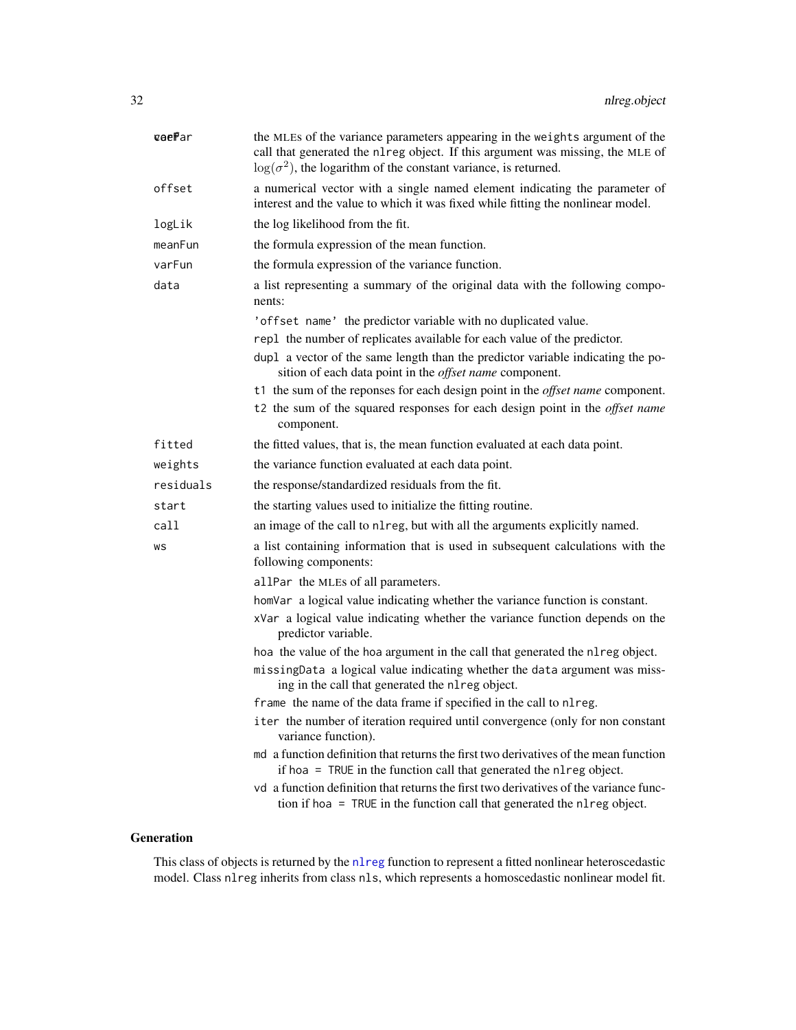| | |
|---|---|
| varPar | the MLEs of the variance parameters appearing in the weights argument of the call that generated the nlreg object. If this argument was missing, the MLE of $\log(\sigma^2)$, the logarithm of the constant variance, is returned. |
| offset | a numerical vector with a single named element indicating the parameter of interest and the value to which it was fixed while fitting the nonlinear model. |
| logLik | the log likelihood from the fit. |
| meanFun | the formula expression of the mean function. |
| varFun | the formula expression of the variance function. |
| data | a list representing a summary of the original data with the following components: |

- `'offset name'` the predictor variable with no duplicated value.
- `repl` the number of replicates available for each value of the predictor.
- `dupl` a vector of the same length than the predictor variable indicating the position of each data point in the *offset name* component.
- `t1` the sum of the reponses for each design point in the *offset name* component.
- `t2` the sum of the squared responses for each design point in the *offset name* component.

| | |
|---|---|
| fitted | the fitted values, that is, the mean function evaluated at each data point. |
| weights | the variance function evaluated at each data point. |
| residuals | the response/standardized residuals from the fit. |
| start | the starting values used to initialize the fitting routine. |
| call | an image of the call to nlreg, but with all the arguments explicitly named. |
| ws | a list containing information that is used in subsequent calculations with the following components: |

- `allPar` the MLEs of all parameters.
- `homVar` a logical value indicating whether the variance function is constant.
- `xVar` a logical value indicating whether the variance function depends on the predictor variable.
- `hoa` the value of the hoa argument in the call that generated the nlreg object.
- `missingData` a logical value indicating whether the data argument was missing in the call that generated the nlreg object.
- `frame` the name of the data frame if specified in the call to nlreg.
- `iter` the number of iteration required until convergence (only for non constant variance function).
- `md` a function definition that returns the first two derivatives of the mean function if `hoa = TRUE` in the function call that generated the nlreg object.
- `vd` a function definition that returns the first two derivatives of the variance function if `hoa = TRUE` in the function call that generated the nlreg object.

## Generation

This class of objects is returned by the nlreg function to represent a fitted nonlinear heteroscedastic model. Class nlreg inherits from class nls, which represents a homoscedastic nonlinear model fit.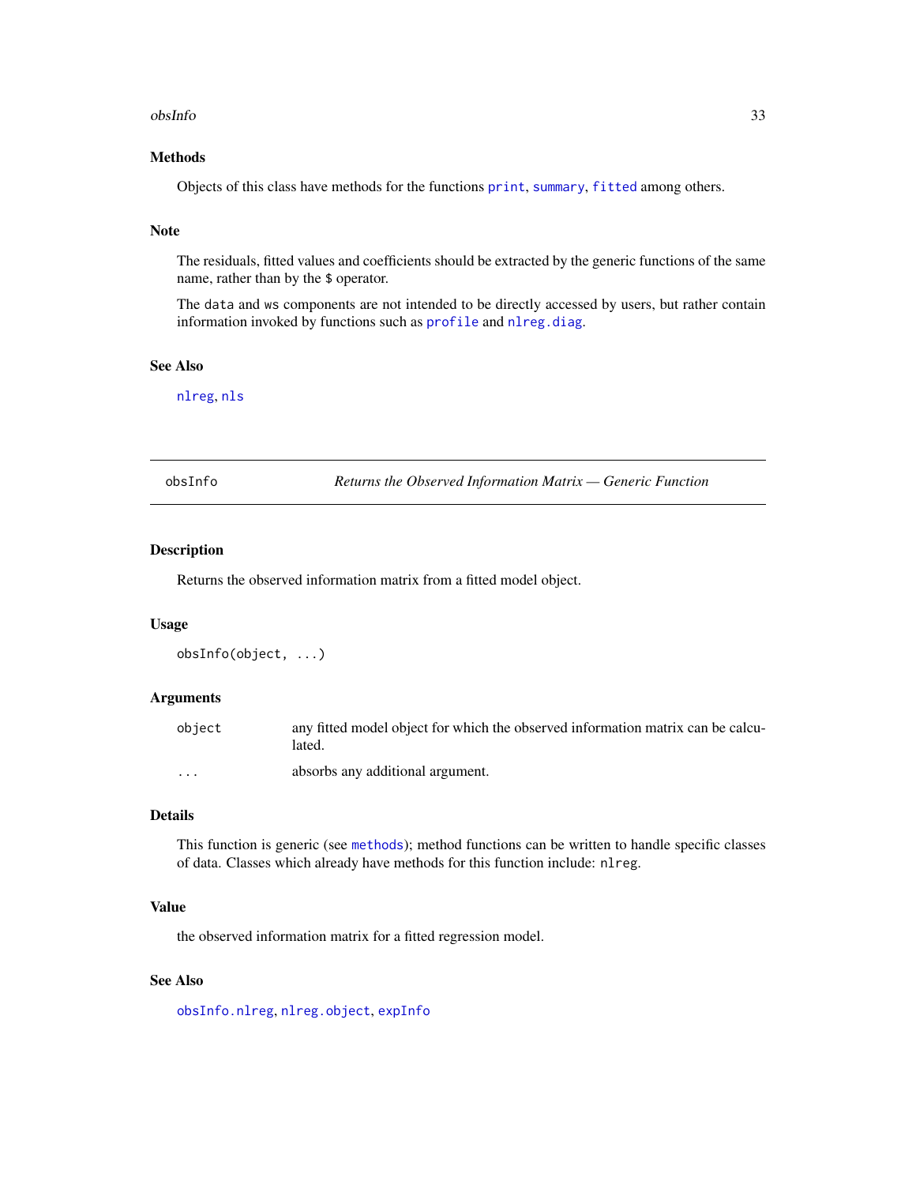### Methods

Objects of this class have methods for the functions `print`, `summary`, `fitted` among others.

### Note

The residuals, fitted values and coefficients should be extracted by the generic functions of the same name, rather than by the `$` operator.

The `data` and `ws` components are not intended to be directly accessed by users, but rather contain information invoked by functions such as `profile` and `nlreg.diag`.

### See Also

`nlreg`, `nls`

---

## obsInfo — *Returns the Observed Information Matrix — Generic Function*

---

### Description

Returns the observed information matrix from a fitted model object.

### Usage

```
obsInfo(object, ...)
```

### Arguments

| | |
|---|---|
| `object` | any fitted model object for which the observed information matrix can be calculated. |
| `...` | absorbs any additional argument. |

### Details

This function is generic (see `methods`); method functions can be written to handle specific classes of data. Classes which already have methods for this function include: `nlreg`.

### Value

the observed information matrix for a fitted regression model.

### See Also

`obsInfo.nlreg`, `nlreg.object`, `expInfo`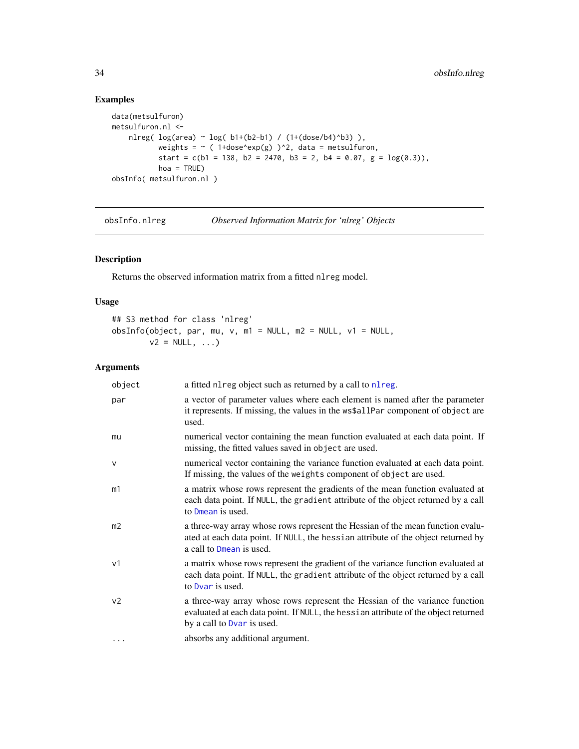## Examples

```
data(metsulfuron)
metsulfuron.nl <-
    nlreg( log(area) ~ log( b1+(b2-b1) / (1+(dose/b4)^b3) ),
           weights = ~ ( 1+dose^exp(g) )^2, data = metsulfuron,
           start = c(b1 = 138, b2 = 2470, b3 = 2, b4 = 0.07, g = log(0.3)),
           hoa = TRUE)
obsInfo( metsulfuron.nl )
```

---

# obsInfo.nlreg — *Observed Information Matrix for 'nlreg' Objects*

---

## Description

Returns the observed information matrix from a fitted `nlreg` model.

## Usage

```
## S3 method for class 'nlreg'
obsInfo(object, par, mu, v, m1 = NULL, m2 = NULL, v1 = NULL,
        v2 = NULL, ...)
```

## Arguments

| | |
|---|---|
| `object` | a fitted `nlreg` object such as returned by a call to `nlreg`. |
| `par` | a vector of parameter values where each element is named after the parameter it represents. If missing, the values in the `ws$allPar` component of `object` are used. |
| `mu` | numerical vector containing the mean function evaluated at each data point. If missing, the fitted values saved in `object` are used. |
| `v` | numerical vector containing the variance function evaluated at each data point. If missing, the values of the `weights` component of `object` are used. |
| `m1` | a matrix whose rows represent the gradients of the mean function evaluated at each data point. If `NULL`, the `gradient` attribute of the object returned by a call to `Dmean` is used. |
| `m2` | a three-way array whose rows represent the Hessian of the mean function evaluated at each data point. If `NULL`, the `hessian` attribute of the object returned by a call to `Dmean` is used. |
| `v1` | a matrix whose rows represent the gradient of the variance function evaluated at each data point. If `NULL`, the `gradient` attribute of the object returned by a call to `Dvar` is used. |
| `v2` | a three-way array whose rows represent the Hessian of the variance function evaluated at each data point. If `NULL`, the `hessian` attribute of the object returned by a call to `Dvar` is used. |
| `...` | absorbs any additional argument. |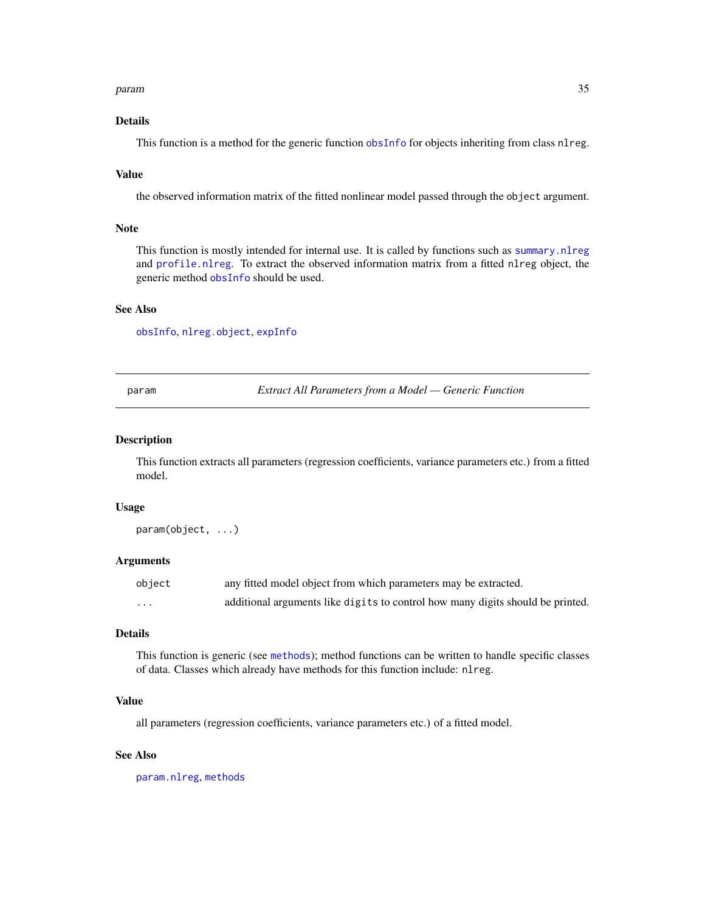## Details

This function is a method for the generic function `obsInfo` for objects inheriting from class `nlreg`.

## Value

the observed information matrix of the fitted nonlinear model passed through the `object` argument.

## Note

This function is mostly intended for internal use. It is called by functions such as `summary.nlreg` and `profile.nlreg`. To extract the observed information matrix from a fitted `nlreg` object, the generic method `obsInfo` should be used.

## See Also

`obsInfo`, `nlreg.object`, `expInfo`

---

# param *Extract All Parameters from a Model — Generic Function*

---

## Description

This function extracts all parameters (regression coefficients, variance parameters etc.) from a fitted model.

## Usage

```
param(object, ...)
```

## Arguments

| | |
|---|---|
| `object` | any fitted model object from which parameters may be extracted. |
| `...` | additional arguments like `digits` to control how many digits should be printed. |

## Details

This function is generic (see `methods`); method functions can be written to handle specific classes of data. Classes which already have methods for this function include: `nlreg`.

## Value

all parameters (regression coefficients, variance parameters etc.) of a fitted model.

## See Also

`param.nlreg`, `methods`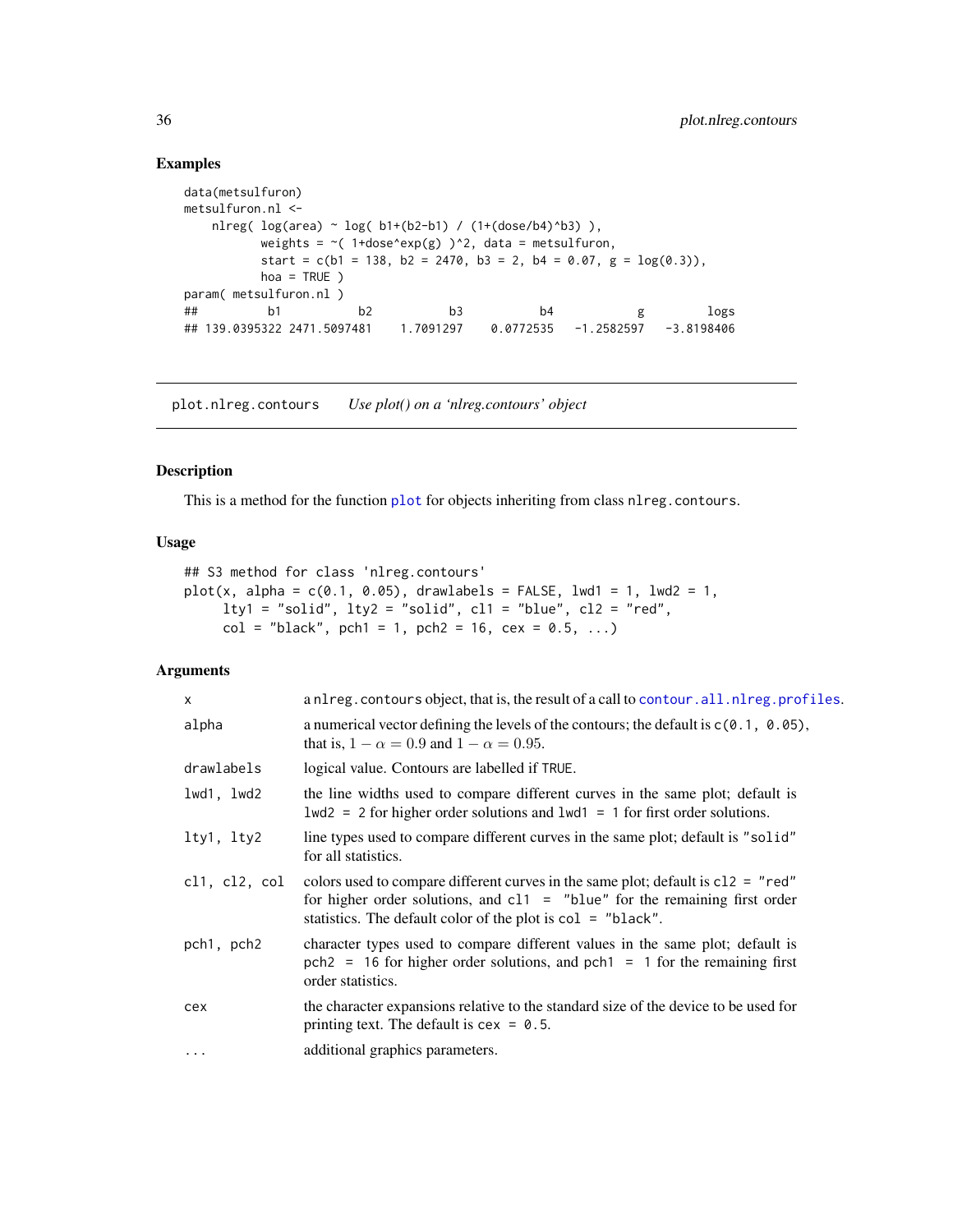## Examples

```
data(metsulfuron)
metsulfuron.nl <-
    nlreg( log(area) ~ log( b1+(b2-b1) / (1+(dose/b4)^b3) ),
           weights = ~( 1+dose^exp(g) )^2, data = metsulfuron,
           start = c(b1 = 138, b2 = 2470, b3 = 2, b4 = 0.07, g = log(0.3)),
           hoa = TRUE )
param( metsulfuron.nl )
##          b1           b2           b3           b4            g         logs
## 139.0395322 2471.5097481    1.7091297    0.0772535   -1.2582597   -3.8198406
```

---

# plot.nlreg.contours    *Use plot() on a 'nlreg.contours' object*

---

## Description

This is a method for the function `plot` for objects inheriting from class `nlreg.contours`.

## Usage

```
## S3 method for class 'nlreg.contours'
plot(x, alpha = c(0.1, 0.05), drawlabels = FALSE, lwd1 = 1, lwd2 = 1,
     lty1 = "solid", lty2 = "solid", cl1 = "blue", cl2 = "red",
     col = "black", pch1 = 1, pch2 = 16, cex = 0.5, ...)
```

## Arguments

| | |
|---|---|
| `x` | a `nlreg.contours` object, that is, the result of a call to `contour.all.nlreg.profiles`. |
| `alpha` | a numerical vector defining the levels of the contours; the default is `c(0.1, 0.05)`, that is, $1-\alpha = 0.9$ and $1-\alpha = 0.95$. |
| `drawlabels` | logical value. Contours are labelled if `TRUE`. |
| `lwd1, lwd2` | the line widths used to compare different curves in the same plot; default is `lwd2 = 2` for higher order solutions and `lwd1 = 1` for first order solutions. |
| `lty1, lty2` | line types used to compare different curves in the same plot; default is `"solid"` for all statistics. |
| `cl1, cl2, col` | colors used to compare different curves in the same plot; default is `cl2 = "red"` for higher order solutions, and `cl1 = "blue"` for the remaining first order statistics. The default color of the plot is `col = "black"`. |
| `pch1, pch2` | character types used to compare different values in the same plot; default is `pch2 = 16` for higher order solutions, and `pch1 = 1` for the remaining first order statistics. |
| `cex` | the character expansions relative to the standard size of the device to be used for printing text. The default is `cex = 0.5`. |
| `...` | additional graphics parameters. |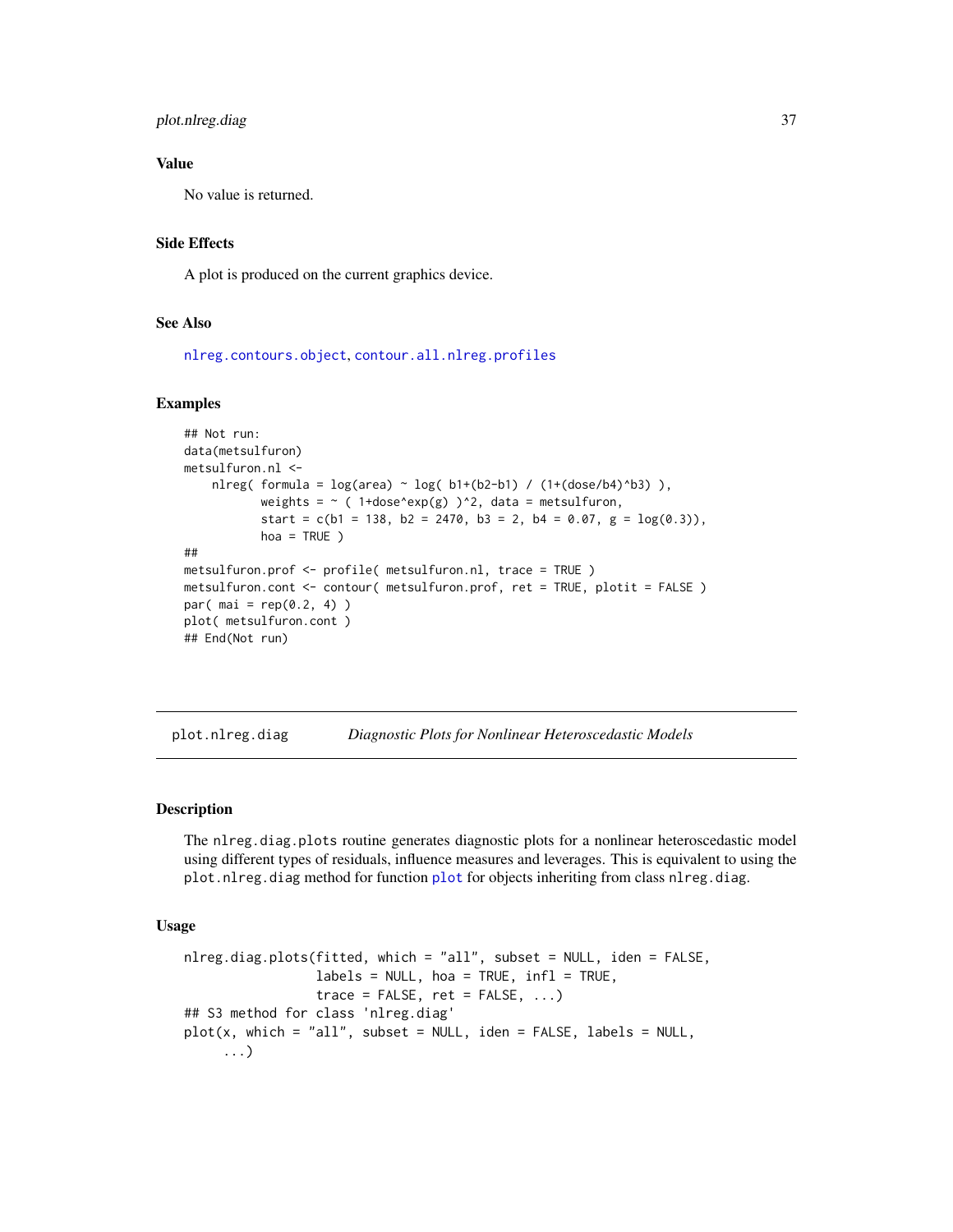### Value

No value is returned.

### Side Effects

A plot is produced on the current graphics device.

### See Also

nlreg.contours.object, contour.all.nlreg.profiles

### Examples

```
## Not run:
data(metsulfuron)
metsulfuron.nl <-
    nlreg( formula = log(area) ~ log( b1+(b2-b1) / (1+(dose/b4)^b3) ),
           weights = ~ ( 1+dose^exp(g) )^2, data = metsulfuron,
           start = c(b1 = 138, b2 = 2470, b3 = 2, b4 = 0.07, g = log(0.3)),
           hoa = TRUE )
##
metsulfuron.prof <- profile( metsulfuron.nl, trace = TRUE )
metsulfuron.cont <- contour( metsulfuron.prof, ret = TRUE, plotit = FALSE )
par( mai = rep(0.2, 4) )
plot( metsulfuron.cont )
## End(Not run)
```

---

## plot.nlreg.diag — *Diagnostic Plots for Nonlinear Heteroscedastic Models*

### Description

The `nlreg.diag.plots` routine generates diagnostic plots for a nonlinear heteroscedastic model using different types of residuals, influence measures and leverages. This is equivalent to using the `plot.nlreg.diag` method for function `plot` for objects inheriting from class `nlreg.diag`.

### Usage

```
nlreg.diag.plots(fitted, which = "all", subset = NULL, iden = FALSE,
                 labels = NULL, hoa = TRUE, infl = TRUE,
                 trace = FALSE, ret = FALSE, ...)
## S3 method for class 'nlreg.diag'
plot(x, which = "all", subset = NULL, iden = FALSE, labels = NULL,
     ...)
```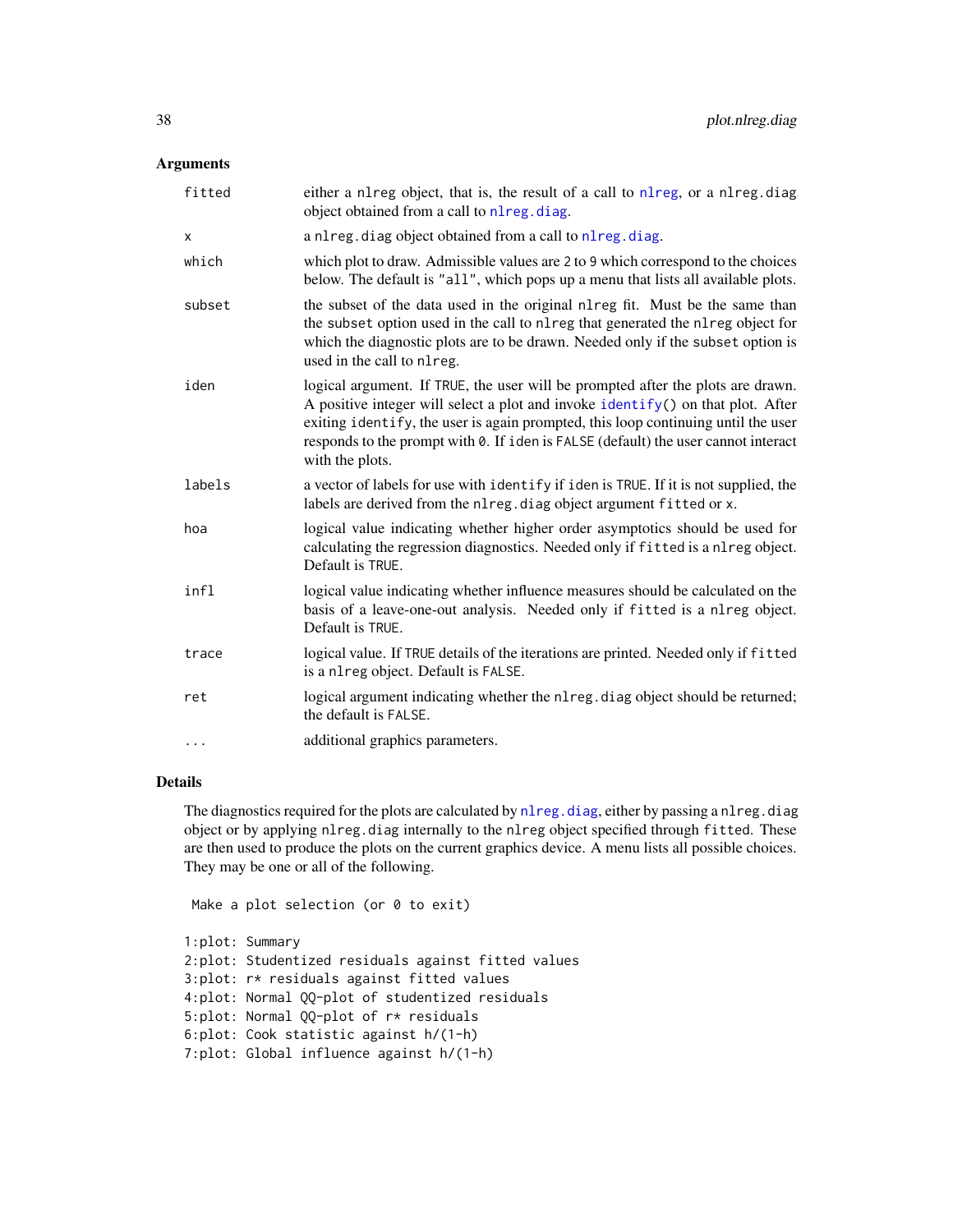## Arguments

| | |
|---|---|
| `fitted` | either a `nlreg` object, that is, the result of a call to `nlreg`, or a `nlreg.diag` object obtained from a call to `nlreg.diag`. |
| `x` | a `nlreg.diag` object obtained from a call to `nlreg.diag`. |
| `which` | which plot to draw. Admissible values are 2 to 9 which correspond to the choices below. The default is `"all"`, which pops up a menu that lists all available plots. |
| `subset` | the subset of the data used in the original `nlreg` fit. Must be the same than the `subset` option used in the call to `nlreg` that generated the `nlreg` object for which the diagnostic plots are to be drawn. Needed only if the `subset` option is used in the call to `nlreg`. |
| `iden` | logical argument. If `TRUE`, the user will be prompted after the plots are drawn. A positive integer will select a plot and invoke `identify()` on that plot. After exiting `identify`, the user is again prompted, this loop continuing until the user responds to the prompt with `0`. If `iden` is `FALSE` (default) the user cannot interact with the plots. |
| `labels` | a vector of labels for use with `identify` if `iden` is `TRUE`. If it is not supplied, the labels are derived from the `nlreg.diag` object argument `fitted` or `x`. |
| `hoa` | logical value indicating whether higher order asymptotics should be used for calculating the regression diagnostics. Needed only if `fitted` is a `nlreg` object. Default is `TRUE`. |
| `infl` | logical value indicating whether influence measures should be calculated on the basis of a leave-one-out analysis. Needed only if `fitted` is a `nlreg` object. Default is `TRUE`. |
| `trace` | logical value. If `TRUE` details of the iterations are printed. Needed only if `fitted` is a `nlreg` object. Default is `FALSE`. |
| `ret` | logical argument indicating whether the `nlreg.diag` object should be returned; the default is `FALSE`. |
| `...` | additional graphics parameters. |

## Details

The diagnostics required for the plots are calculated by `nlreg.diag`, either by passing a `nlreg.diag` object or by applying `nlreg.diag` internally to the `nlreg` object specified through `fitted`. These are then used to produce the plots on the current graphics device. A menu lists all possible choices. They may be one or all of the following.

```
 Make a plot selection (or 0 to exit)

1:plot: Summary
2:plot: Studentized residuals against fitted values
3:plot: r* residuals against fitted values
4:plot: Normal QQ-plot of studentized residuals
5:plot: Normal QQ-plot of r* residuals
6:plot: Cook statistic against h/(1-h)
7:plot: Global influence against h/(1-h)
```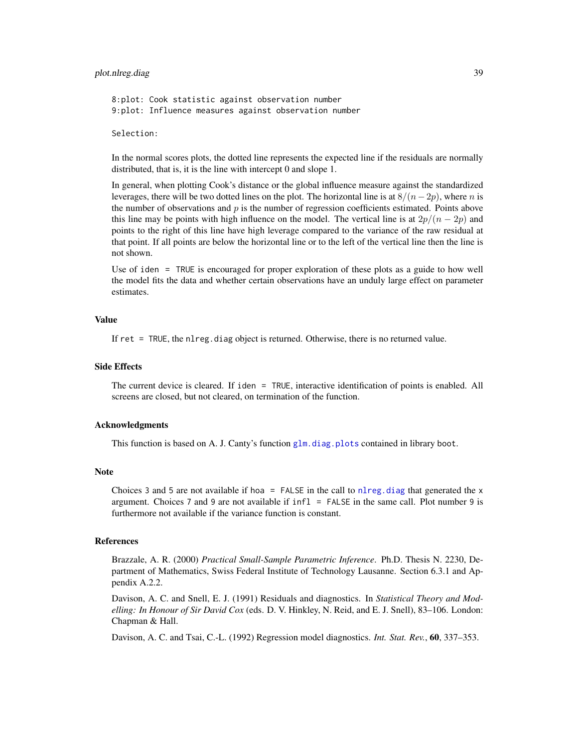```
8:plot: Cook statistic against observation number
9:plot: Influence measures against observation number

Selection:
```

In the normal scores plots, the dotted line represents the expected line if the residuals are normally distributed, that is, it is the line with intercept 0 and slope 1.

In general, when plotting Cook's distance or the global influence measure against the standardized leverages, there will be two dotted lines on the plot. The horizontal line is at $8/(n-2p)$, where $n$ is the number of observations and $p$ is the number of regression coefficients estimated. Points above this line may be points with high influence on the model. The vertical line is at $2p/(n-2p)$ and points to the right of this line have high leverage compared to the variance of the raw residual at that point. If all points are below the horizontal line or to the left of the vertical line then the line is not shown.

Use of `iden = TRUE` is encouraged for proper exploration of these plots as a guide to how well the model fits the data and whether certain observations have an unduly large effect on parameter estimates.

### Value

If `ret = TRUE`, the `nlreg.diag` object is returned. Otherwise, there is no returned value.

### Side Effects

The current device is cleared. If `iden = TRUE`, interactive identification of points is enabled. All screens are closed, but not cleared, on termination of the function.

### Acknowledgments

This function is based on A. J. Canty's function `glm.diag.plots` contained in library `boot`.

### Note

Choices `3` and `5` are not available if `hoa = FALSE` in the call to `nlreg.diag` that generated the `x` argument. Choices `7` and `9` are not available if `infl = FALSE` in the same call. Plot number `9` is furthermore not available if the variance function is constant.

### References

Brazzale, A. R. (2000) *Practical Small-Sample Parametric Inference*. Ph.D. Thesis N. 2230, Department of Mathematics, Swiss Federal Institute of Technology Lausanne. Section 6.3.1 and Appendix A.2.2.

Davison, A. C. and Snell, E. J. (1991) Residuals and diagnostics. In *Statistical Theory and Modelling: In Honour of Sir David Cox* (eds. D. V. Hinkley, N. Reid, and E. J. Snell), 83–106. London: Chapman & Hall.

Davison, A. C. and Tsai, C.-L. (1992) Regression model diagnostics. *Int. Stat. Rev.*, **60**, 337–353.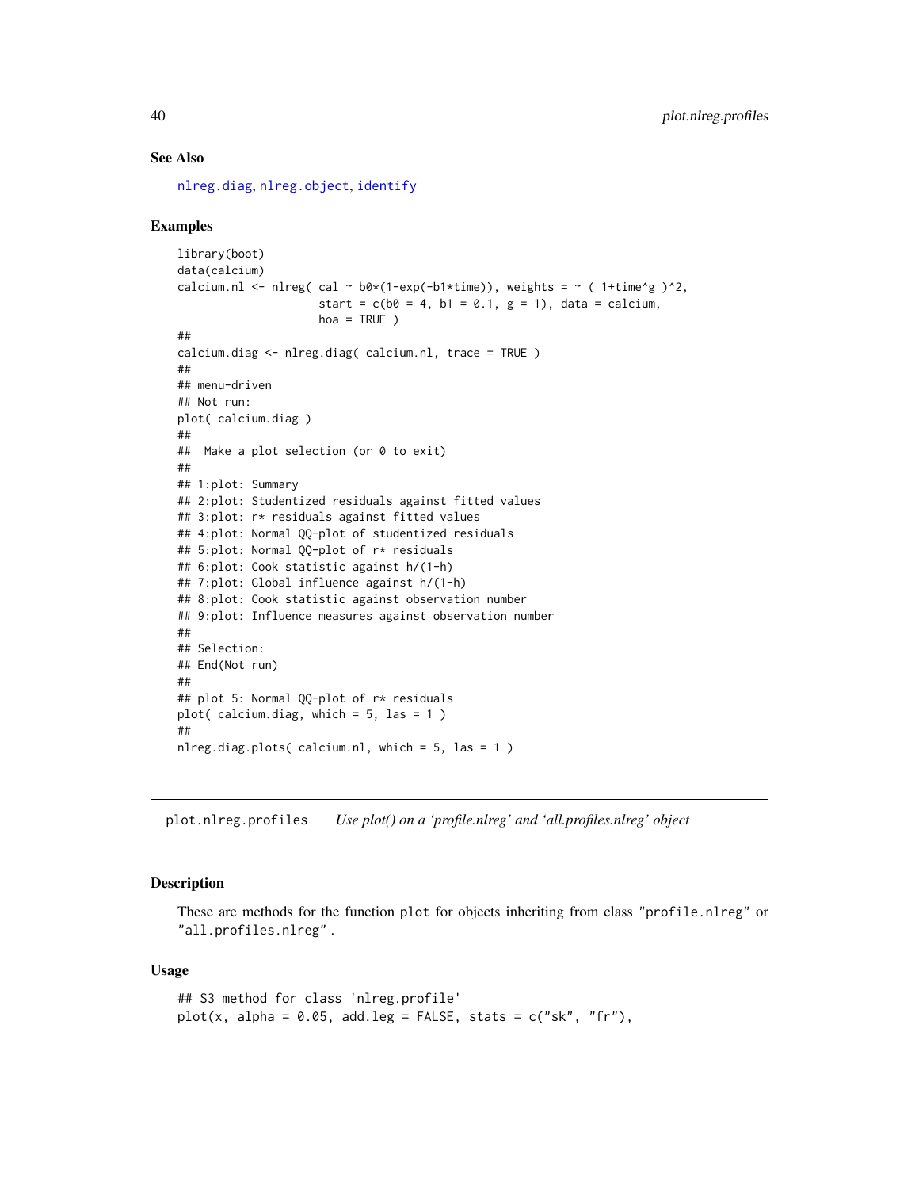### See Also

nlreg.diag, nlreg.object, identify

### Examples

```
library(boot)
data(calcium)
calcium.nl <- nlreg( cal ~ b0*(1-exp(-b1*time)), weights = ~ ( 1+time^g )^2,
                     start = c(b0 = 4, b1 = 0.1, g = 1), data = calcium,
                     hoa = TRUE )
##
calcium.diag <- nlreg.diag( calcium.nl, trace = TRUE )
##
## menu-driven
## Not run:
plot( calcium.diag )
##
##  Make a plot selection (or 0 to exit)
##
## 1:plot: Summary
## 2:plot: Studentized residuals against fitted values
## 3:plot: r* residuals against fitted values
## 4:plot: Normal QQ-plot of studentized residuals
## 5:plot: Normal QQ-plot of r* residuals
## 6:plot: Cook statistic against h/(1-h)
## 7:plot: Global influence against h/(1-h)
## 8:plot: Cook statistic against observation number
## 9:plot: Influence measures against observation number
##
## Selection:
## End(Not run)
##
## plot 5: Normal QQ-plot of r* residuals
plot( calcium.diag, which = 5, las = 1 )
##
nlreg.diag.plots( calcium.nl, which = 5, las = 1 )
```

---

## plot.nlreg.profiles    *Use plot() on a 'profile.nlreg' and 'all.profiles.nlreg' object*

### Description

These are methods for the function plot for objects inheriting from class "profile.nlreg" or "all.profiles.nlreg".

### Usage

```
## S3 method for class 'nlreg.profile'
plot(x, alpha = 0.05, add.leg = FALSE, stats = c("sk", "fr"),
```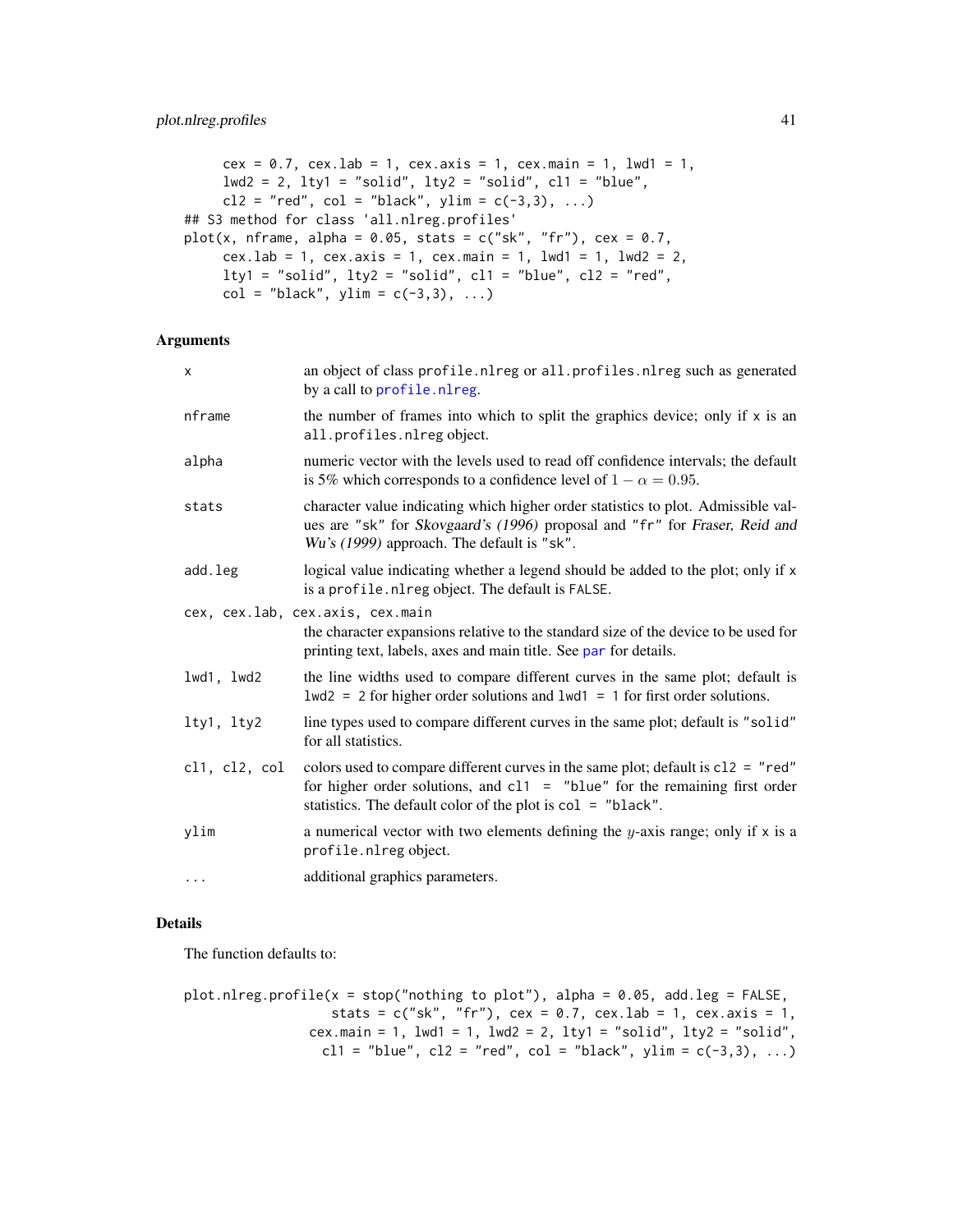```
     cex = 0.7, cex.lab = 1, cex.axis = 1, cex.main = 1, lwd1 = 1,
     lwd2 = 2, lty1 = "solid", lty2 = "solid", cl1 = "blue",
     cl2 = "red", col = "black", ylim = c(-3,3), ...)
## S3 method for class 'all.nlreg.profiles'
plot(x, nframe, alpha = 0.05, stats = c("sk", "fr"), cex = 0.7,
     cex.lab = 1, cex.axis = 1, cex.main = 1, lwd1 = 1, lwd2 = 2,
     lty1 = "solid", lty2 = "solid", cl1 = "blue", cl2 = "red",
     col = "black", ylim = c(-3,3), ...)
```

### Arguments

| | |
|---|---|
| `x` | an object of class `profile.nlreg` or `all.profiles.nlreg` such as generated by a call to `profile.nlreg`. |
| `nframe` | the number of frames into which to split the graphics device; only if `x` is an `all.profiles.nlreg` object. |
| `alpha` | numeric vector with the levels used to read off confidence intervals; the default is 5% which corresponds to a confidence level of $1 - \alpha = 0.95$. |
| `stats` | character value indicating which higher order statistics to plot. Admissible values are `"sk"` for *Skovgaard's (1996)* proposal and `"fr"` for *Fraser, Reid and Wu's (1999)* approach. The default is `"sk"`. |
| `add.leg` | logical value indicating whether a legend should be added to the plot; only if `x` is a `profile.nlreg` object. The default is `FALSE`. |
| `cex, cex.lab, cex.axis, cex.main` | the character expansions relative to the standard size of the device to be used for printing text, labels, axes and main title. See `par` for details. |
| `lwd1, lwd2` | the line widths used to compare different curves in the same plot; default is `lwd2 = 2` for higher order solutions and `lwd1 = 1` for first order solutions. |
| `lty1, lty2` | line types used to compare different curves in the same plot; default is `"solid"` for all statistics. |
| `cl1, cl2, col` | colors used to compare different curves in the same plot; default is `cl2 = "red"` for higher order solutions, and `cl1 = "blue"` for the remaining first order statistics. The default color of the plot is `col = "black"`. |
| `ylim` | a numerical vector with two elements defining the $y$-axis range; only if `x` is a `profile.nlreg` object. |
| `...` | additional graphics parameters. |

### Details

The function defaults to:

```
plot.nlreg.profile(x = stop("nothing to plot"), alpha = 0.05, add.leg = FALSE,
                   stats = c("sk", "fr"), cex = 0.7, cex.lab = 1, cex.axis = 1,
                 cex.main = 1, lwd1 = 1, lwd2 = 2, lty1 = "solid", lty2 = "solid",
                   cl1 = "blue", cl2 = "red", col = "black", ylim = c(-3,3), ...)
```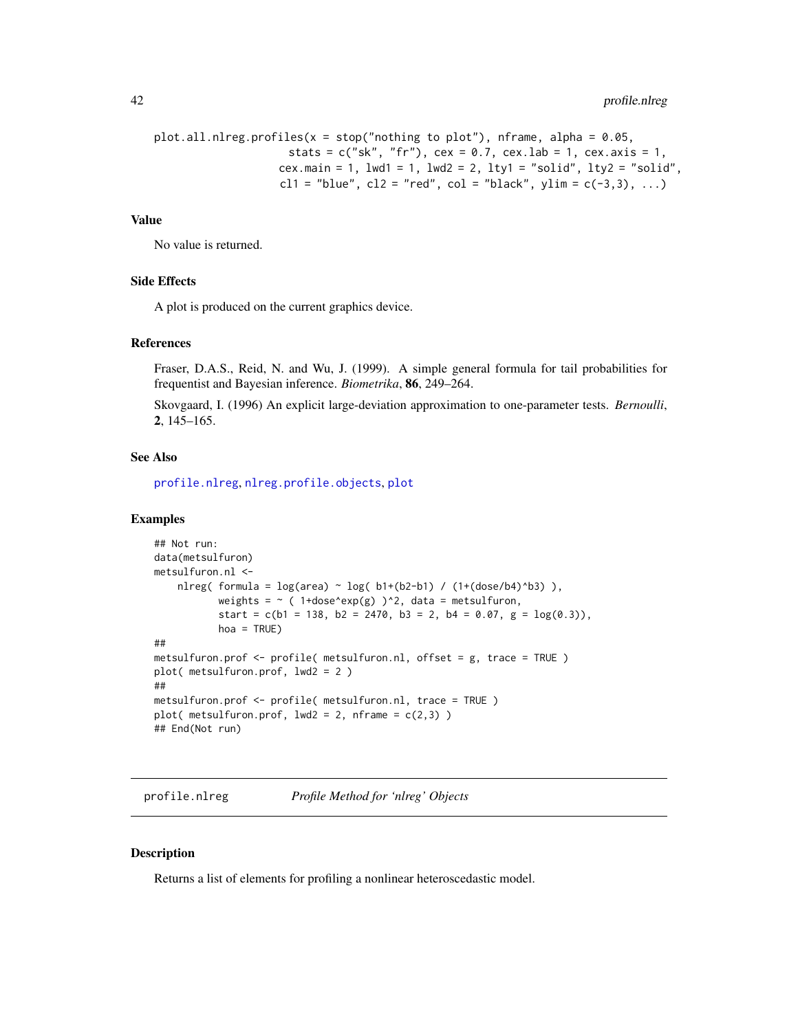```
plot.all.nlreg.profiles(x = stop("nothing to plot"), nframe, alpha = 0.05,
                     stats = c("sk", "fr"), cex = 0.7, cex.lab = 1, cex.axis = 1,
                    cex.main = 1, lwd1 = 1, lwd2 = 2, lty1 = "solid", lty2 = "solid",
                    cl1 = "blue", cl2 = "red", col = "black", ylim = c(-3,3), ...)
```

### Value

No value is returned.

### Side Effects

A plot is produced on the current graphics device.

### References

Fraser, D.A.S., Reid, N. and Wu, J. (1999). A simple general formula for tail probabilities for frequentist and Bayesian inference. *Biometrika*, **86**, 249–264.

Skovgaard, I. (1996) An explicit large-deviation approximation to one-parameter tests. *Bernoulli*, **2**, 145–165.

### See Also

profile.nlreg, nlreg.profile.objects, plot

### Examples

```
## Not run:
data(metsulfuron)
metsulfuron.nl <-
    nlreg( formula = log(area) ~ log( b1+(b2-b1) / (1+(dose/b4)^b3) ),
           weights = ~ ( 1+dose^exp(g) )^2, data = metsulfuron,
           start = c(b1 = 138, b2 = 2470, b3 = 2, b4 = 0.07, g = log(0.3)),
           hoa = TRUE)
##
metsulfuron.prof <- profile( metsulfuron.nl, offset = g, trace = TRUE )
plot( metsulfuron.prof, lwd2 = 2 )
##
metsulfuron.prof <- profile( metsulfuron.nl, trace = TRUE )
plot( metsulfuron.prof, lwd2 = 2, nframe = c(2,3) )
## End(Not run)
```

---

## profile.nlreg *Profile Method for 'nlreg' Objects*

### Description

Returns a list of elements for profiling a nonlinear heteroscedastic model.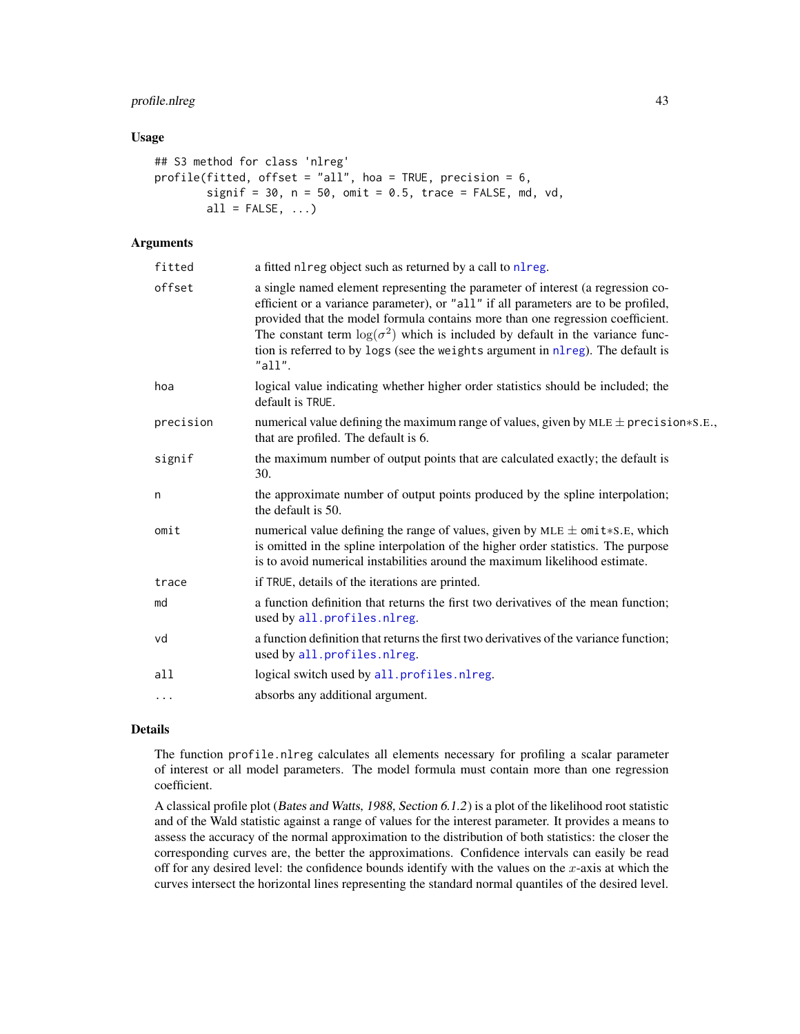### Usage

```
## S3 method for class 'nlreg'
profile(fitted, offset = "all", hoa = TRUE, precision = 6,
        signif = 30, n = 50, omit = 0.5, trace = FALSE, md, vd,
        all = FALSE, ...)
```

### Arguments

| | |
|---|---|
| fitted | a fitted `nlreg` object such as returned by a call to `nlreg`. |
| offset | a single named element representing the parameter of interest (a regression coefficient or a variance parameter), or `"all"` if all parameters are to be profiled, provided that the model formula contains more than one regression coefficient. The constant term $\log(\sigma^2)$ which is included by default in the variance function is referred to by `logs` (see the `weights` argument in `nlreg`). The default is `"all"`. |
| hoa | logical value indicating whether higher order statistics should be included; the default is `TRUE`. |
| precision | numerical value defining the maximum range of values, given by MLE $\pm$ `precision`$*$S.E., that are profiled. The default is 6. |
| signif | the maximum number of output points that are calculated exactly; the default is 30. |
| n | the approximate number of output points produced by the spline interpolation; the default is 50. |
| omit | numerical value defining the range of values, given by MLE $\pm$ `omit`$*$S.E, which is omitted in the spline interpolation of the higher order statistics. The purpose is to avoid numerical instabilities around the maximum likelihood estimate. |
| trace | if `TRUE`, details of the iterations are printed. |
| md | a function definition that returns the first two derivatives of the mean function; used by `all.profiles.nlreg`. |
| vd | a function definition that returns the first two derivatives of the variance function; used by `all.profiles.nlreg`. |
| all | logical switch used by `all.profiles.nlreg`. |
| ... | absorbs any additional argument. |

### Details

The function `profile.nlreg` calculates all elements necessary for profiling a scalar parameter of interest or all model parameters. The model formula must contain more than one regression coefficient.

A classical profile plot (*Bates and Watts, 1988, Section 6.1.2*) is a plot of the likelihood root statistic and of the Wald statistic against a range of values for the interest parameter. It provides a means to assess the accuracy of the normal approximation to the distribution of both statistics: the closer the corresponding curves are, the better the approximations. Confidence intervals can easily be read off for any desired level: the confidence bounds identify with the values on the $x$-axis at which the curves intersect the horizontal lines representing the standard normal quantiles of the desired level.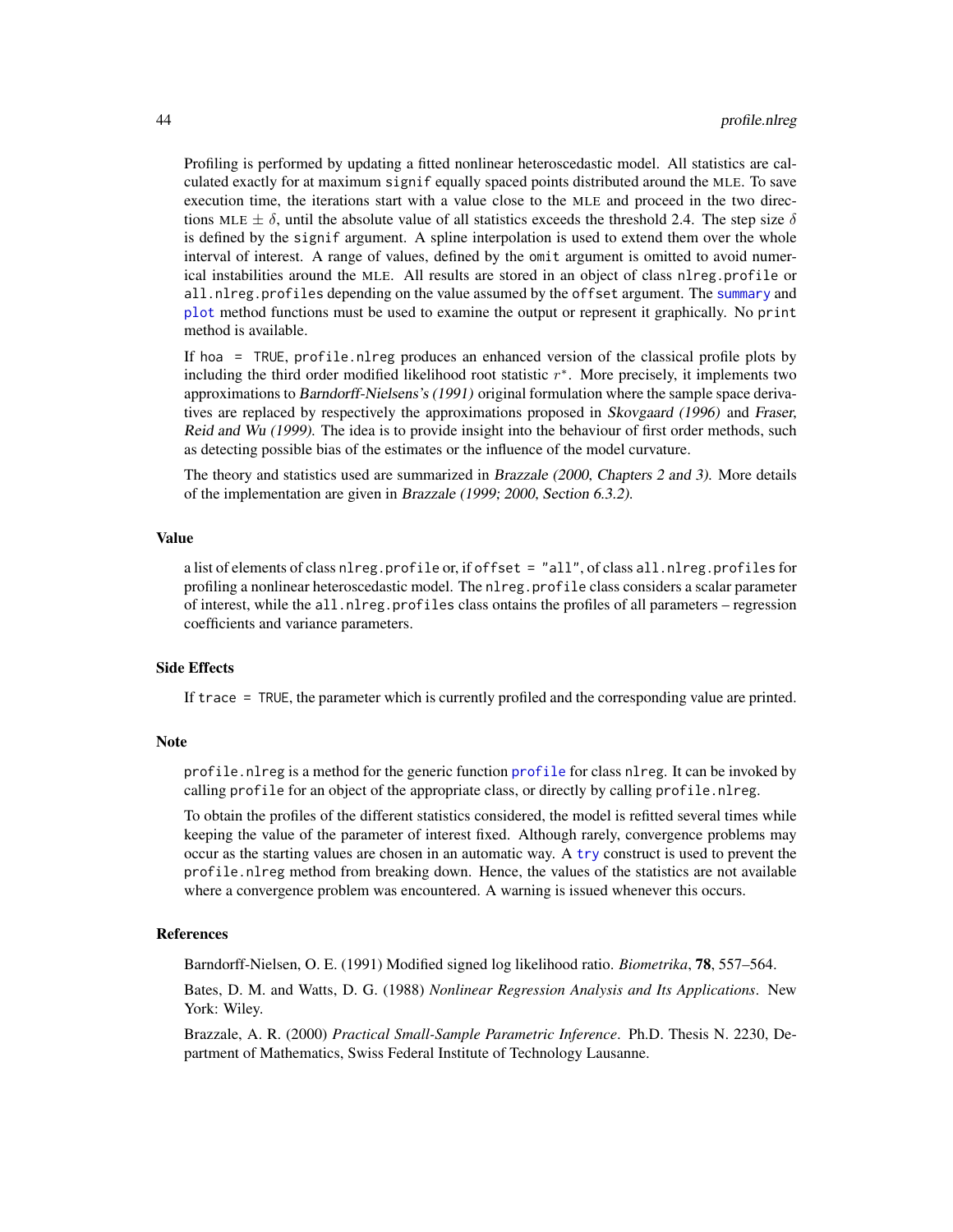Profiling is performed by updating a fitted nonlinear heteroscedastic model. All statistics are calculated exactly for at maximum `signif` equally spaced points distributed around the MLE. To save execution time, the iterations start with a value close to the MLE and proceed in the two directions MLE $\pm\ \delta$, until the absolute value of all statistics exceeds the threshold 2.4. The step size $\delta$ is defined by the `signif` argument. A spline interpolation is used to extend them over the whole interval of interest. A range of values, defined by the `omit` argument is omitted to avoid numerical instabilities around the MLE. All results are stored in an object of class `nlreg.profile` or `all.nlreg.profiles` depending on the value assumed by the `offset` argument. The `summary` and `plot` method functions must be used to examine the output or represent it graphically. No `print` method is available.

If `hoa = TRUE`, `profile.nlreg` produces an enhanced version of the classical profile plots by including the third order modified likelihood root statistic $r^*$. More precisely, it implements two approximations to *Barndorff-Nielsens's (1991)* original formulation where the sample space derivatives are replaced by respectively the approximations proposed in *Skovgaard (1996)* and *Fraser, Reid and Wu (1999)*. The idea is to provide insight into the behaviour of first order methods, such as detecting possible bias of the estimates or the influence of the model curvature.

The theory and statistics used are summarized in *Brazzale (2000, Chapters 2 and 3)*. More details of the implementation are given in *Brazzale (1999; 2000, Section 6.3.2)*.

### Value

a list of elements of class `nlreg.profile` or, if `offset = "all"`, of class `all.nlreg.profiles` for profiling a nonlinear heteroscedastic model. The `nlreg.profile` class considers a scalar parameter of interest, while the `all.nlreg.profiles` class ontains the profiles of all parameters – regression coefficients and variance parameters.

### Side Effects

If `trace = TRUE`, the parameter which is currently profiled and the corresponding value are printed.

### Note

`profile.nlreg` is a method for the generic function `profile` for class `nlreg`. It can be invoked by calling `profile` for an object of the appropriate class, or directly by calling `profile.nlreg`.

To obtain the profiles of the different statistics considered, the model is refitted several times while keeping the value of the parameter of interest fixed. Although rarely, convergence problems may occur as the starting values are chosen in an automatic way. A `try` construct is used to prevent the `profile.nlreg` method from breaking down. Hence, the values of the statistics are not available where a convergence problem was encountered. A warning is issued whenever this occurs.

### References

Barndorff-Nielsen, O. E. (1991) Modified signed log likelihood ratio. *Biometrika*, **78**, 557–564.

Bates, D. M. and Watts, D. G. (1988) *Nonlinear Regression Analysis and Its Applications*. New York: Wiley.

Brazzale, A. R. (2000) *Practical Small-Sample Parametric Inference*. Ph.D. Thesis N. 2230, Department of Mathematics, Swiss Federal Institute of Technology Lausanne.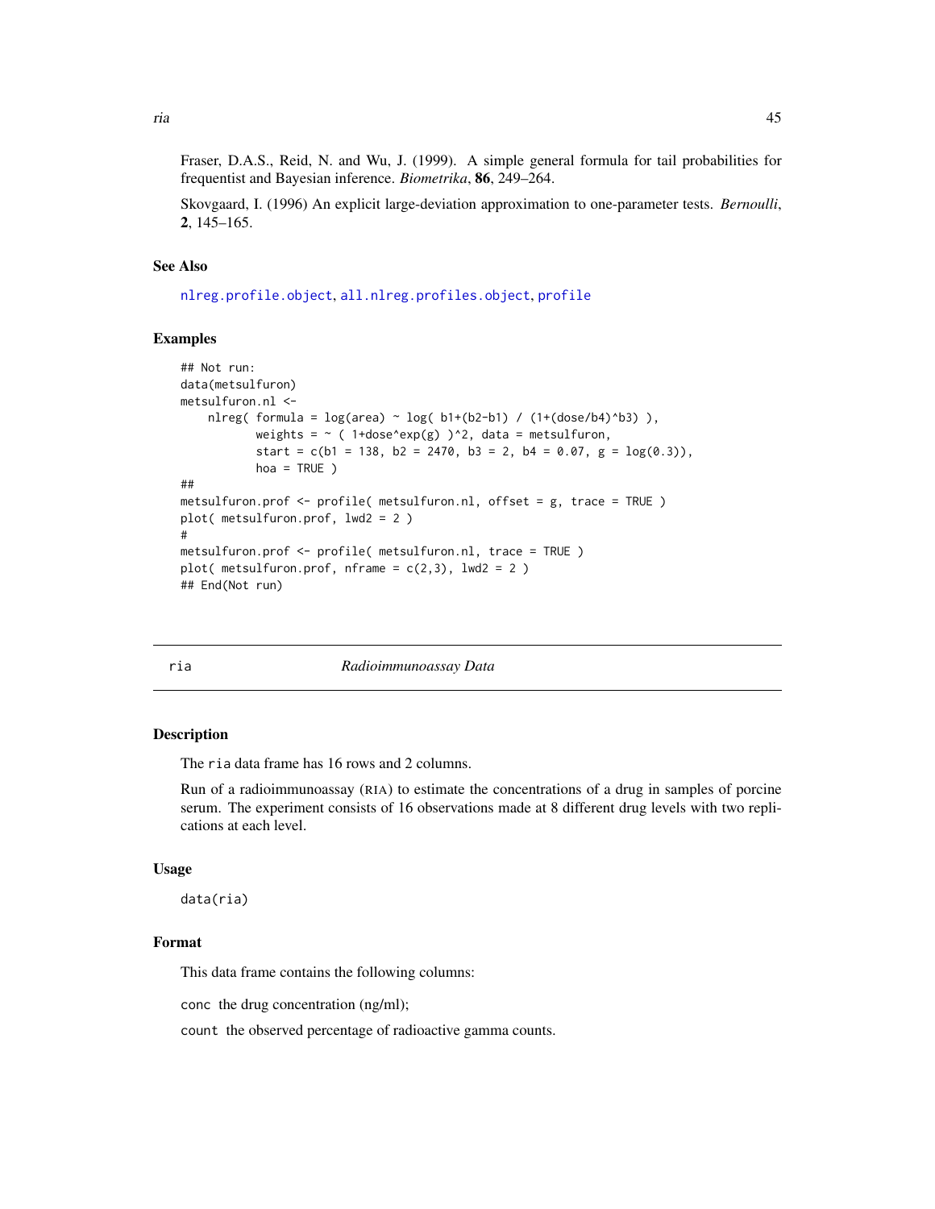Fraser, D.A.S., Reid, N. and Wu, J. (1999). A simple general formula for tail probabilities for frequentist and Bayesian inference. *Biometrika*, **86**, 249–264.

Skovgaard, I. (1996) An explicit large-deviation approximation to one-parameter tests. *Bernoulli*, **2**, 145–165.

### See Also

nlreg.profile.object, all.nlreg.profiles.object, profile

### Examples

```
## Not run:
data(metsulfuron)
metsulfuron.nl <-
    nlreg( formula = log(area) ~ log( b1+(b2-b1) / (1+(dose/b4)^b3) ),
           weights = ~ ( 1+dose^exp(g) )^2, data = metsulfuron,
           start = c(b1 = 138, b2 = 2470, b3 = 2, b4 = 0.07, g = log(0.3)),
           hoa = TRUE )
##
metsulfuron.prof <- profile( metsulfuron.nl, offset = g, trace = TRUE )
plot( metsulfuron.prof, lwd2 = 2 )
#
metsulfuron.prof <- profile( metsulfuron.nl, trace = TRUE )
plot( metsulfuron.prof, nframe = c(2,3), lwd2 = 2 )
## End(Not run)
```

---

## ria — *Radioimmunoassay Data*

---

### Description

The `ria` data frame has 16 rows and 2 columns.

Run of a radioimmunoassay (RIA) to estimate the concentrations of a drug in samples of porcine serum. The experiment consists of 16 observations made at 8 different drug levels with two replications at each level.

### Usage

```
data(ria)
```

### Format

This data frame contains the following columns:

`conc` the drug concentration (ng/ml);

`count` the observed percentage of radioactive gamma counts.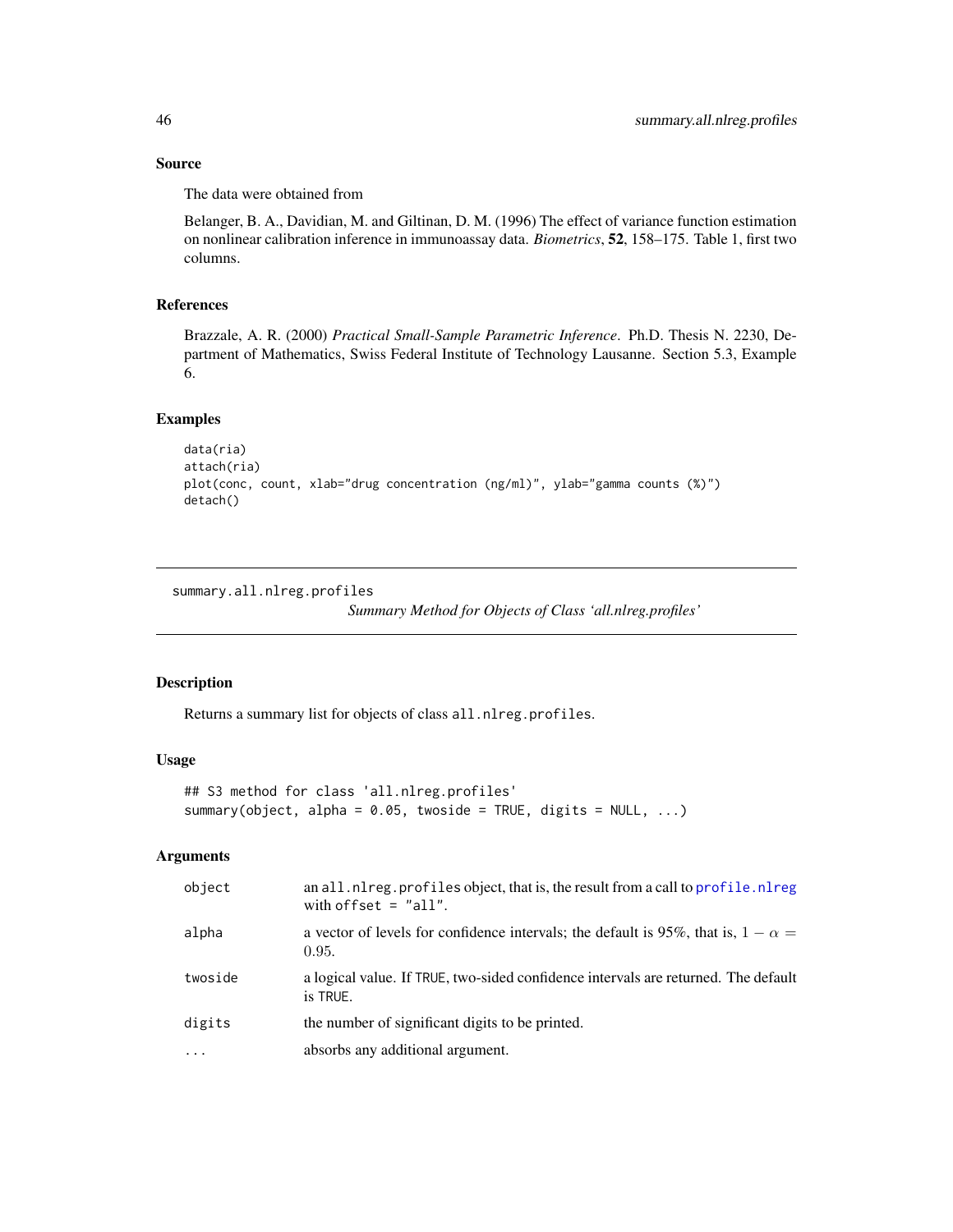### Source

The data were obtained from

Belanger, B. A., Davidian, M. and Giltinan, D. M. (1996) The effect of variance function estimation on nonlinear calibration inference in immunoassay data. *Biometrics*, **52**, 158–175. Table 1, first two columns.

### References

Brazzale, A. R. (2000) *Practical Small-Sample Parametric Inference*. Ph.D. Thesis N. 2230, Department of Mathematics, Swiss Federal Institute of Technology Lausanne. Section 5.3, Example 6.

### Examples

```
data(ria)
attach(ria)
plot(conc, count, xlab="drug concentration (ng/ml)", ylab="gamma counts (%)")
detach()
```

---

## summary.all.nlreg.profiles    *Summary Method for Objects of Class 'all.nlreg.profiles'*

---

### Description

Returns a summary list for objects of class `all.nlreg.profiles`.

### Usage

```
## S3 method for class 'all.nlreg.profiles'
summary(object, alpha = 0.05, twoside = TRUE, digits = NULL, ...)
```

### Arguments

| | |
|---|---|
| `object` | an `all.nlreg.profiles` object, that is, the result from a call to `profile.nlreg` with `offset = "all"`. |
| `alpha` | a vector of levels for confidence intervals; the default is 95%, that is, $1 - \alpha = 0.95$. |
| `twoside` | a logical value. If `TRUE`, two-sided confidence intervals are returned. The default is `TRUE`. |
| `digits` | the number of significant digits to be printed. |
| `...` | absorbs any additional argument. |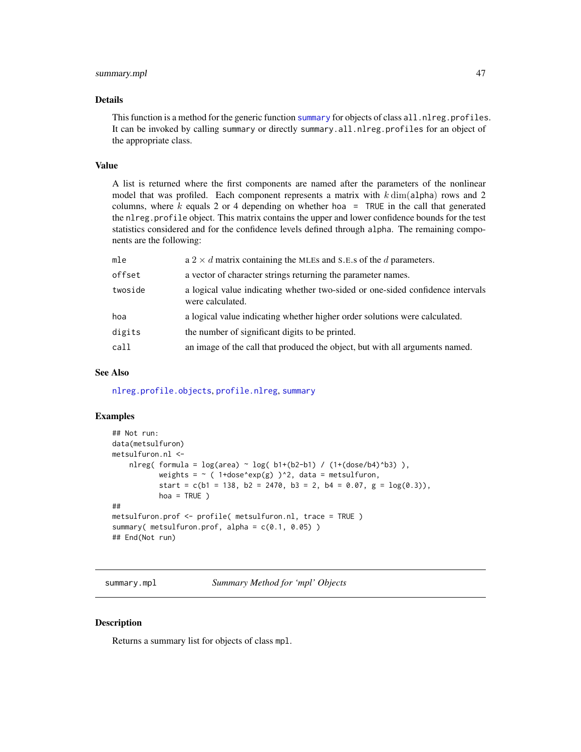### Details

This function is a method for the generic function summary for objects of class `all.nlreg.profiles`. It can be invoked by calling `summary` or directly `summary.all.nlreg.profiles` for an object of the appropriate class.

### Value

A list is returned where the first components are named after the parameters of the nonlinear model that was profiled. Each component represents a matrix with $k\,\dim(\texttt{alpha})$ rows and 2 columns, where $k$ equals 2 or 4 depending on whether `hoa = TRUE` in the call that generated the `nlreg.profile` object. This matrix contains the upper and lower confidence bounds for the test statistics considered and for the confidence levels defined through `alpha`. The remaining components are the following:

| | |
|---|---|
| `mle` | a $2 \times d$ matrix containing the MLEs and S.E.s of the $d$ parameters. |
| `offset` | a vector of character strings returning the parameter names. |
| `twoside` | a logical value indicating whether two-sided or one-sided confidence intervals were calculated. |
| `hoa` | a logical value indicating whether higher order solutions were calculated. |
| `digits` | the number of significant digits to be printed. |
| `call` | an image of the call that produced the object, but with all arguments named. |

### See Also

nlreg.profile.objects, profile.nlreg, summary

### Examples

```
## Not run:
data(metsulfuron)
metsulfuron.nl <-
    nlreg( formula = log(area) ~ log( b1+(b2-b1) / (1+(dose/b4)^b3) ),
           weights = ~ ( 1+dose^exp(g) )^2, data = metsulfuron,
           start = c(b1 = 138, b2 = 2470, b3 = 2, b4 = 0.07, g = log(0.3)),
           hoa = TRUE )
##
metsulfuron.prof <- profile( metsulfuron.nl, trace = TRUE )
summary( metsulfuron.prof, alpha = c(0.1, 0.05) )
## End(Not run)
```

---

## summary.mpl — *Summary Method for 'mpl' Objects*

### Description

Returns a summary list for objects of class `mpl`.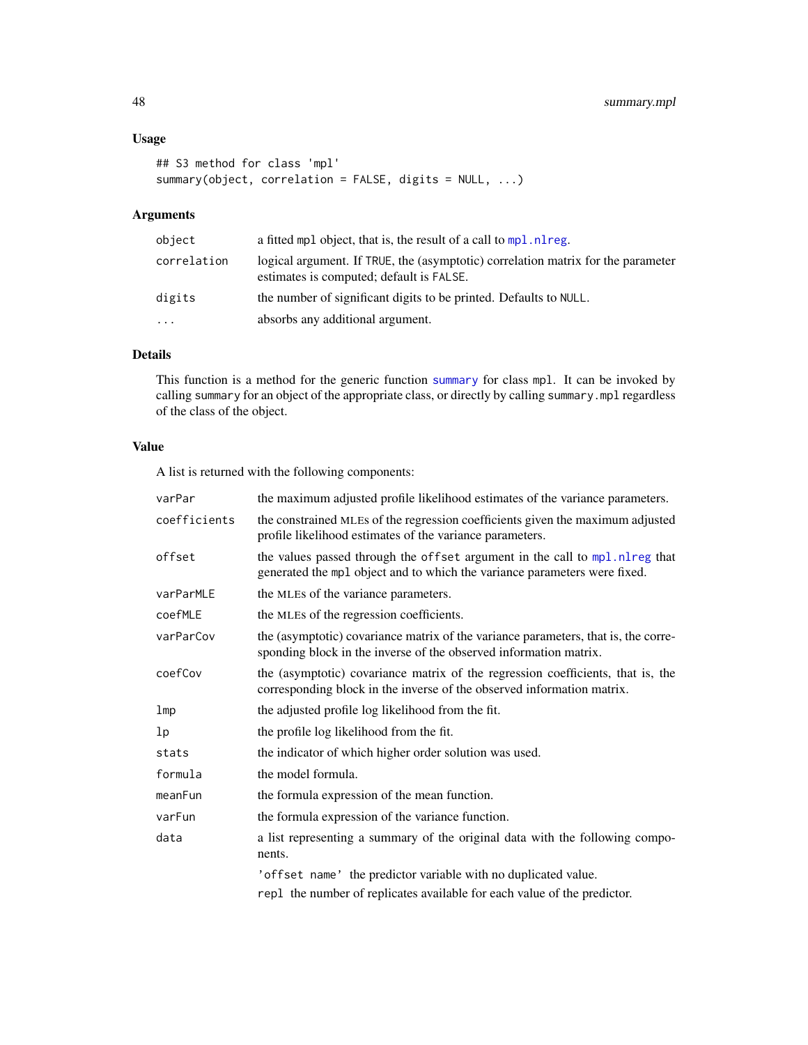### Usage

```
## S3 method for class 'mpl'
summary(object, correlation = FALSE, digits = NULL, ...)
```

### Arguments

| | |
|---|---|
| `object` | a fitted `mpl` object, that is, the result of a call to `mpl.nlreg`. |
| `correlation` | logical argument. If `TRUE`, the (asymptotic) correlation matrix for the parameter estimates is computed; default is `FALSE`. |
| `digits` | the number of significant digits to be printed. Defaults to `NULL`. |
| `...` | absorbs any additional argument. |

### Details

This function is a method for the generic function `summary` for class `mpl`. It can be invoked by calling `summary` for an object of the appropriate class, or directly by calling `summary.mpl` regardless of the class of the object.

### Value

A list is returned with the following components:

| | |
|---|---|
| `varPar` | the maximum adjusted profile likelihood estimates of the variance parameters. |
| `coefficients` | the constrained MLEs of the regression coefficients given the maximum adjusted profile likelihood estimates of the variance parameters. |
| `offset` | the values passed through the `offset` argument in the call to `mpl.nlreg` that generated the `mpl` object and to which the variance parameters were fixed. |
| `varParMLE` | the MLEs of the variance parameters. |
| `coefMLE` | the MLEs of the regression coefficients. |
| `varParCov` | the (asymptotic) covariance matrix of the variance parameters, that is, the corresponding block in the inverse of the observed information matrix. |
| `coefCov` | the (asymptotic) covariance matrix of the regression coefficients, that is, the corresponding block in the inverse of the observed information matrix. |
| `lmp` | the adjusted profile log likelihood from the fit. |
| `lp` | the profile log likelihood from the fit. |
| `stats` | the indicator of which higher order solution was used. |
| `formula` | the model formula. |
| `meanFun` | the formula expression of the mean function. |
| `varFun` | the formula expression of the variance function. |
| `data` | a list representing a summary of the original data with the following components. |

- `'offset name'` the predictor variable with no duplicated value.
- `repl` the number of replicates available for each value of the predictor.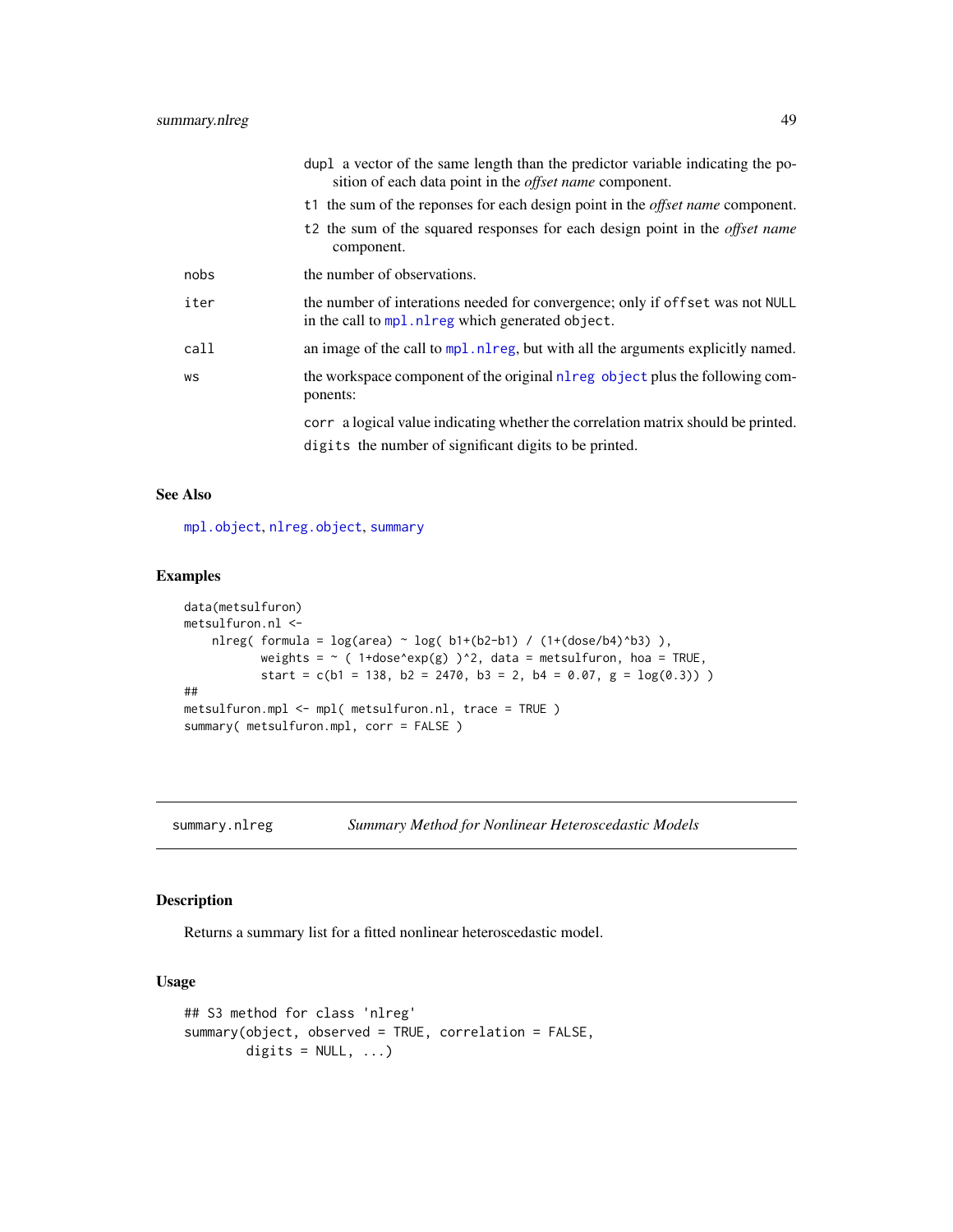dupl a vector of the same length than the predictor variable indicating the position of each data point in the *offset name* component.

t1 the sum of the reponses for each design point in the *offset name* component.

t2 the sum of the squared responses for each design point in the *offset name* component.

| | |
|---|---|
| nobs | the number of observations. |
| iter | the number of interations needed for convergence; only if `offset` was not `NULL` in the call to `mpl.nlreg` which generated `object`. |
| call | an image of the call to `mpl.nlreg`, but with all the arguments explicitly named. |
| ws | the workspace component of the original `nlreg object` plus the following components: |

corr a logical value indicating whether the correlation matrix should be printed.

digits the number of significant digits to be printed.

## See Also

`mpl.object`, `nlreg.object`, `summary`

## Examples

```
data(metsulfuron)
metsulfuron.nl <-
    nlreg( formula = log(area) ~ log( b1+(b2-b1) / (1+(dose/b4)^b3) ),
           weights = ~ ( 1+dose^exp(g) )^2, data = metsulfuron, hoa = TRUE,
           start = c(b1 = 138, b2 = 2470, b3 = 2, b4 = 0.07, g = log(0.3)) )
##
metsulfuron.mpl <- mpl( metsulfuron.nl, trace = TRUE )
summary( metsulfuron.mpl, corr = FALSE )
```

---

summary.nlreg — *Summary Method for Nonlinear Heteroscedastic Models*

## Description

Returns a summary list for a fitted nonlinear heteroscedastic model.

## Usage

```
## S3 method for class 'nlreg'
summary(object, observed = TRUE, correlation = FALSE,
        digits = NULL, ...)
```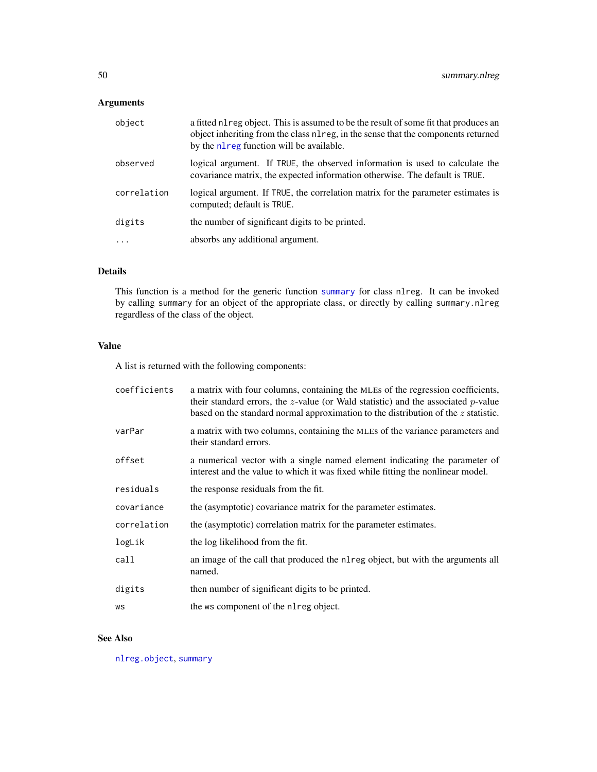## Arguments

| | |
|---|---|
| `object` | a fitted `nlreg` object. This is assumed to be the result of some fit that produces an object inheriting from the class `nlreg`, in the sense that the components returned by the `nlreg` function will be available. |
| `observed` | logical argument. If `TRUE`, the observed information is used to calculate the covariance matrix, the expected information otherwise. The default is `TRUE`. |
| `correlation` | logical argument. If `TRUE`, the correlation matrix for the parameter estimates is computed; default is `TRUE`. |
| `digits` | the number of significant digits to be printed. |
| `...` | absorbs any additional argument. |

## Details

This function is a method for the generic function `summary` for class `nlreg`. It can be invoked by calling `summary` for an object of the appropriate class, or directly by calling `summary.nlreg` regardless of the class of the object.

## Value

A list is returned with the following components:

| | |
|---|---|
| `coefficients` | a matrix with four columns, containing the MLEs of the regression coefficients, their standard errors, the $z$-value (or Wald statistic) and the associated $p$-value based on the standard normal approximation to the distribution of the $z$ statistic. |
| `varPar` | a matrix with two columns, containing the MLEs of the variance parameters and their standard errors. |
| `offset` | a numerical vector with a single named element indicating the parameter of interest and the value to which it was fixed while fitting the nonlinear model. |
| `residuals` | the response residuals from the fit. |
| `covariance` | the (asymptotic) covariance matrix for the parameter estimates. |
| `correlation` | the (asymptotic) correlation matrix for the parameter estimates. |
| `logLik` | the log likelihood from the fit. |
| `call` | an image of the call that produced the `nlreg` object, but with the arguments all named. |
| `digits` | then number of significant digits to be printed. |
| `ws` | the `ws` component of the `nlreg` object. |

## See Also

`nlreg.object`, `summary`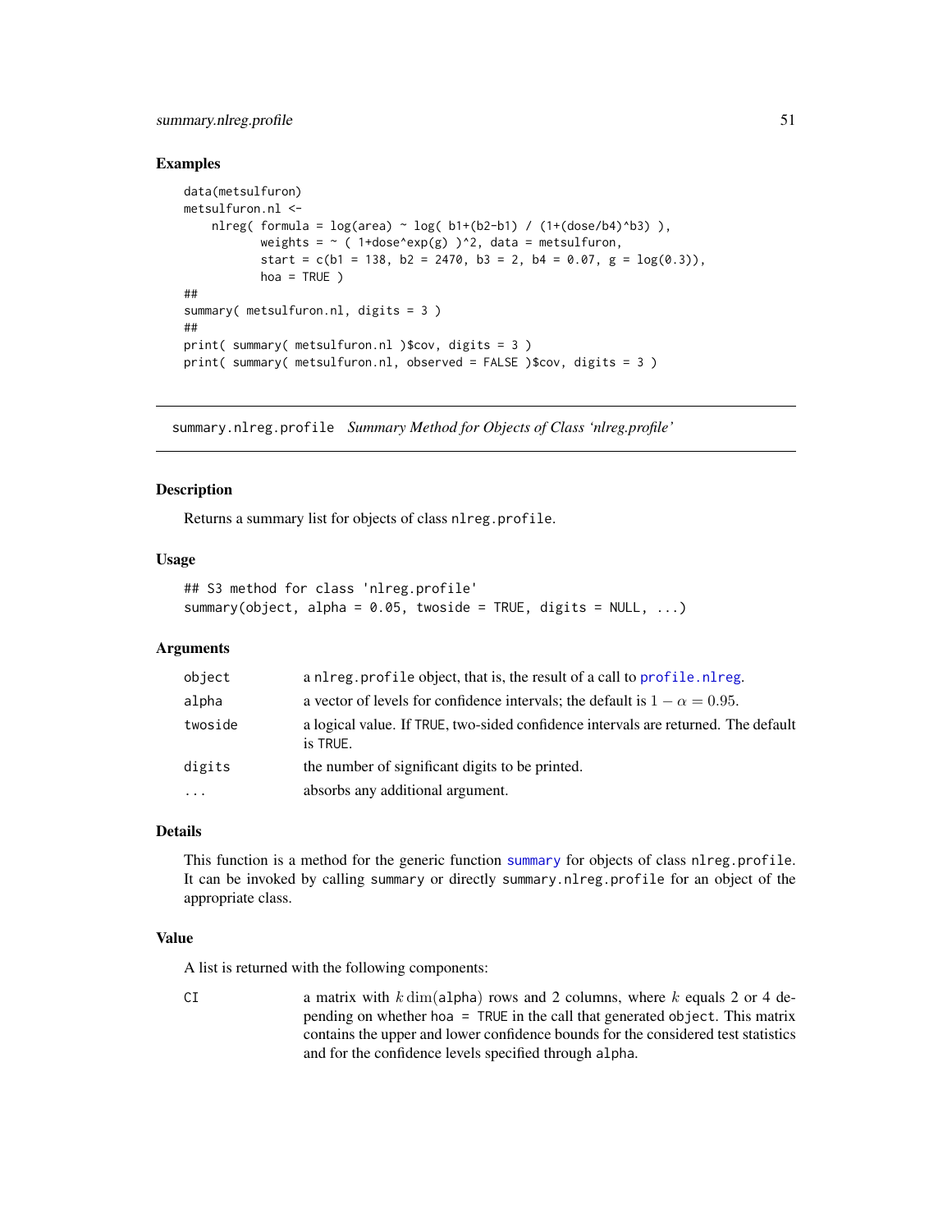### Examples

```
data(metsulfuron)
metsulfuron.nl <-
    nlreg( formula = log(area) ~ log( b1+(b2-b1) / (1+(dose/b4)^b3) ),
           weights = ~ ( 1+dose^exp(g) )^2, data = metsulfuron,
           start = c(b1 = 138, b2 = 2470, b3 = 2, b4 = 0.07, g = log(0.3)),
           hoa = TRUE )
##
summary( metsulfuron.nl, digits = 3 )
##
print( summary( metsulfuron.nl )$cov, digits = 3 )
print( summary( metsulfuron.nl, observed = FALSE )$cov, digits = 3 )
```

---

## summary.nlreg.profile    *Summary Method for Objects of Class 'nlreg.profile'*

---

### Description

Returns a summary list for objects of class `nlreg.profile`.

### Usage

```
## S3 method for class 'nlreg.profile'
summary(object, alpha = 0.05, twoside = TRUE, digits = NULL, ...)
```

### Arguments

| | |
|---|---|
| `object` | a `nlreg.profile` object, that is, the result of a call to `profile.nlreg`. |
| `alpha` | a vector of levels for confidence intervals; the default is $1 - \alpha = 0.95$. |
| `twoside` | a logical value. If `TRUE`, two-sided confidence intervals are returned. The default is `TRUE`. |
| `digits` | the number of significant digits to be printed. |
| `...` | absorbs any additional argument. |

### Details

This function is a method for the generic function `summary` for objects of class `nlreg.profile`. It can be invoked by calling `summary` or directly `summary.nlreg.profile` for an object of the appropriate class.

### Value

A list is returned with the following components:

| | |
|---|---|
| `CI` | a matrix with $k \dim($`alpha`$)$ rows and 2 columns, where $k$ equals 2 or 4 depending on whether `hoa = TRUE` in the call that generated `object`. This matrix contains the upper and lower confidence bounds for the considered test statistics and for the confidence levels specified through `alpha`. |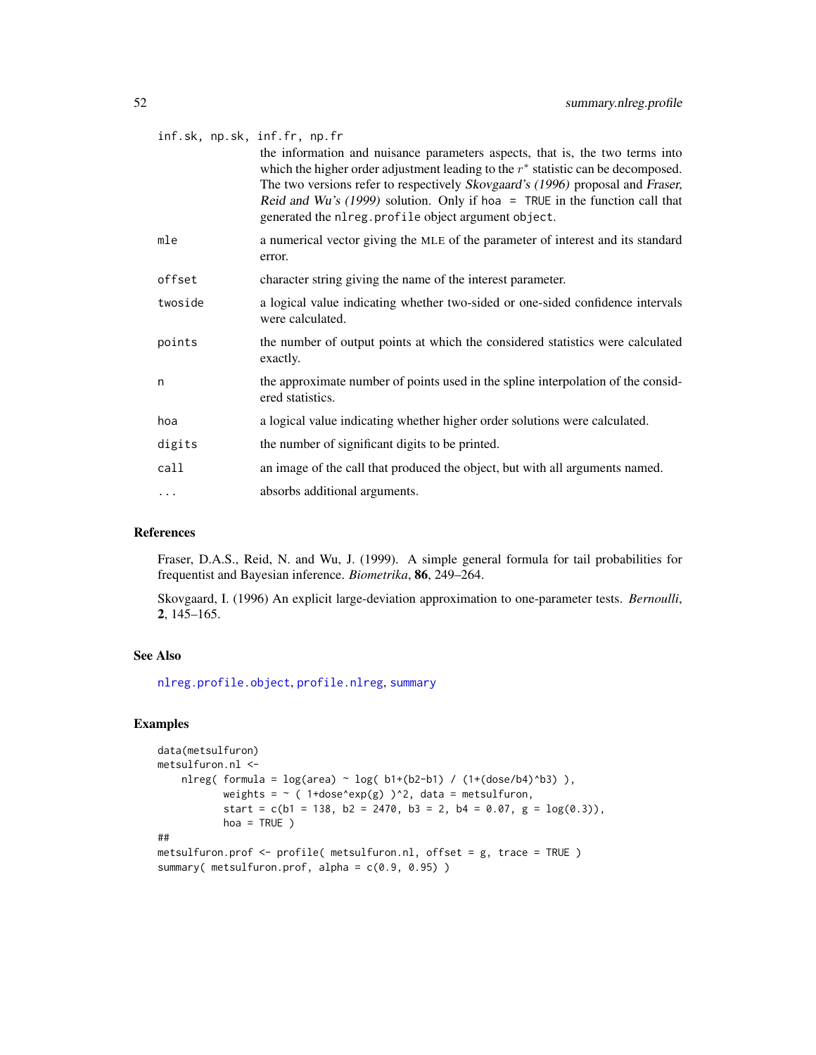`inf.sk, np.sk, inf.fr, np.fr`
: the information and nuisance parameters aspects, that is, the two terms into which the higher order adjustment leading to the $r^*$ statistic can be decomposed. The two versions refer to respectively *Skovgaard's (1996)* proposal and *Fraser, Reid and Wu's (1999)* solution. Only if `hoa = TRUE` in the function call that generated the `nlreg.profile` object argument `object`.

`mle`
: a numerical vector giving the MLE of the parameter of interest and its standard error.

`offset`
: character string giving the name of the interest parameter.

`twoside`
: a logical value indicating whether two-sided or one-sided confidence intervals were calculated.

`points`
: the number of output points at which the considered statistics were calculated exactly.

`n`
: the approximate number of points used in the spline interpolation of the considered statistics.

`hoa`
: a logical value indicating whether higher order solutions were calculated.

`digits`
: the number of significant digits to be printed.

`call`
: an image of the call that produced the object, but with all arguments named.

`...`
: absorbs additional arguments.

## References

Fraser, D.A.S., Reid, N. and Wu, J. (1999). A simple general formula for tail probabilities for frequentist and Bayesian inference. *Biometrika*, **86**, 249–264.

Skovgaard, I. (1996) An explicit large-deviation approximation to one-parameter tests. *Bernoulli*, **2**, 145–165.

## See Also

nlreg.profile.object, profile.nlreg, summary

## Examples

```
data(metsulfuron)
metsulfuron.nl <-
    nlreg( formula = log(area) ~ log( b1+(b2-b1) / (1+(dose/b4)^b3) ),
           weights = ~ ( 1+dose^exp(g) )^2, data = metsulfuron,
           start = c(b1 = 138, b2 = 2470, b3 = 2, b4 = 0.07, g = log(0.3)),
           hoa = TRUE )
##
metsulfuron.prof <- profile( metsulfuron.nl, offset = g, trace = TRUE )
summary( metsulfuron.prof, alpha = c(0.9, 0.95) )
```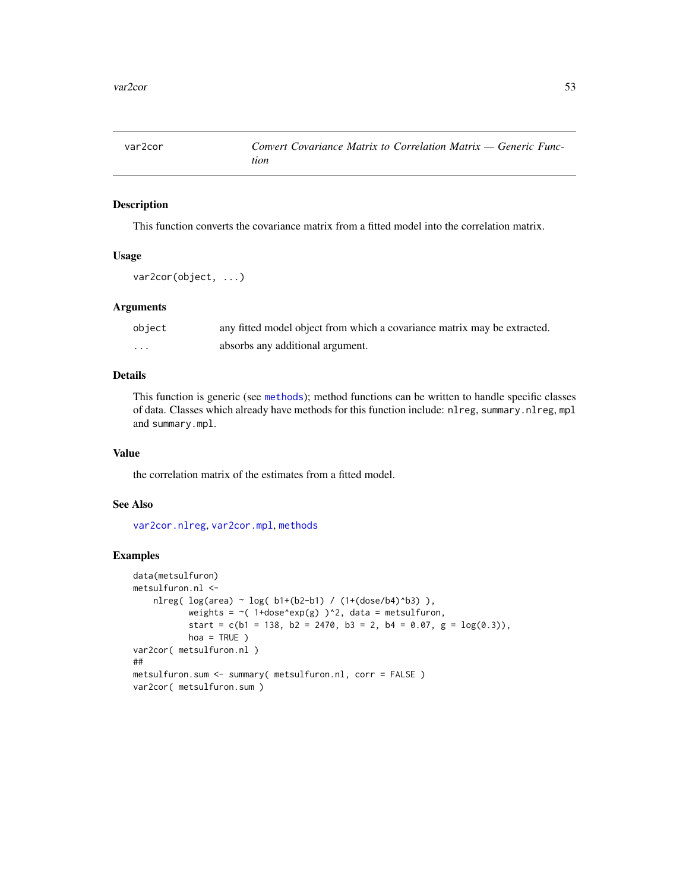## var2cor *Convert Covariance Matrix to Correlation Matrix — Generic Function*

### Description

This function converts the covariance matrix from a fitted model into the correlation matrix.

### Usage

```
var2cor(object, ...)
```

### Arguments

| | |
|---|---|
| `object` | any fitted model object from which a covariance matrix may be extracted. |
| `...` | absorbs any additional argument. |

### Details

This function is generic (see `methods`); method functions can be written to handle specific classes of data. Classes which already have methods for this function include: `nlreg`, `summary.nlreg`, `mpl` and `summary.mpl`.

### Value

the correlation matrix of the estimates from a fitted model.

### See Also

`var2cor.nlreg`, `var2cor.mpl`, `methods`

### Examples

```
data(metsulfuron)
metsulfuron.nl <-
    nlreg( log(area) ~ log( b1+(b2-b1) / (1+(dose/b4)^b3) ),
           weights = ~( 1+dose^exp(g) )^2, data = metsulfuron,
           start = c(b1 = 138, b2 = 2470, b3 = 2, b4 = 0.07, g = log(0.3)),
           hoa = TRUE )
var2cor( metsulfuron.nl )
##
metsulfuron.sum <- summary( metsulfuron.nl, corr = FALSE )
var2cor( metsulfuron.sum )
```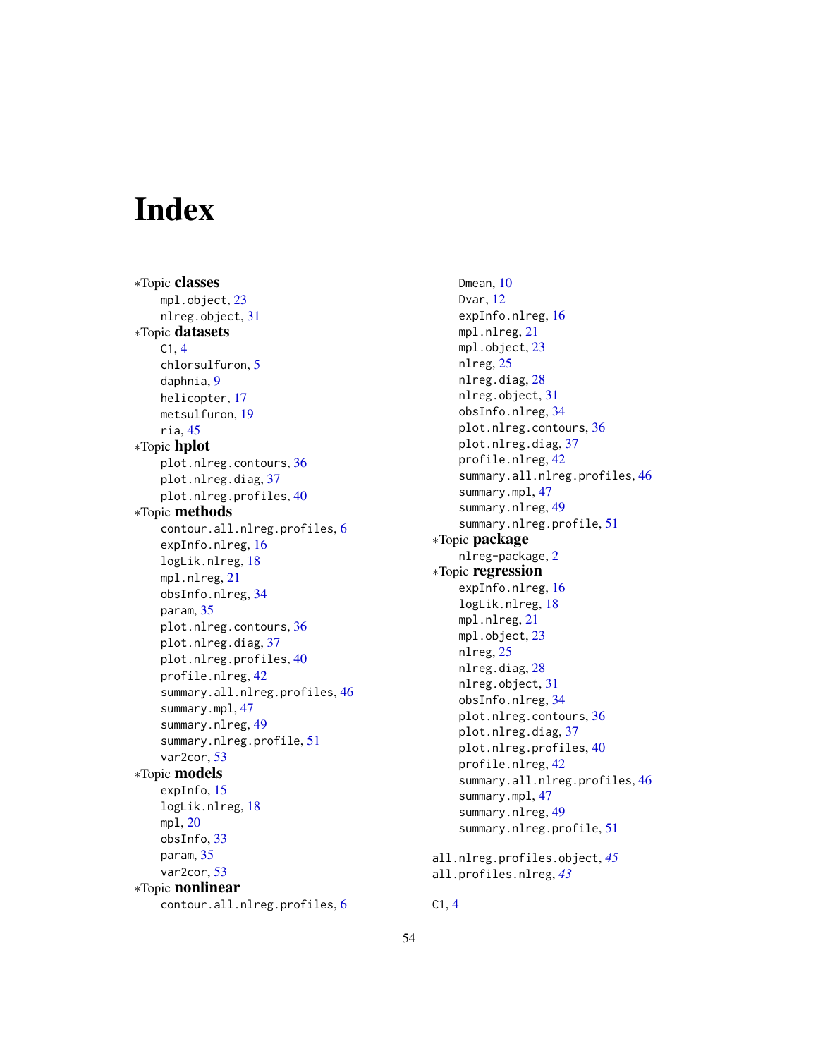# Index

*Topic **classes**
- mpl.object, 23
- nlreg.object, 31

*Topic **datasets**
- C1, 4
- chlorsulfuron, 5
- daphnia, 9
- helicopter, 17
- metsulfuron, 19
- ria, 45

*Topic **hplot**
- plot.nlreg.contours, 36
- plot.nlreg.diag, 37
- plot.nlreg.profiles, 40

*Topic **methods**
- contour.all.nlreg.profiles, 6
- expInfo.nlreg, 16
- logLik.nlreg, 18
- mpl.nlreg, 21
- obsInfo.nlreg, 34
- param, 35
- plot.nlreg.contours, 36
- plot.nlreg.diag, 37
- plot.nlreg.profiles, 40
- profile.nlreg, 42
- summary.all.nlreg.profiles, 46
- summary.mpl, 47
- summary.nlreg, 49
- summary.nlreg.profile, 51
- var2cor, 53

*Topic **models**
- expInfo, 15
- logLik.nlreg, 18
- mpl, 20
- obsInfo, 33
- param, 35
- var2cor, 53

*Topic **nonlinear**
- contour.all.nlreg.profiles, 6
- Dmean, 10
- Dvar, 12
- expInfo.nlreg, 16
- mpl.nlreg, 21
- mpl.object, 23
- nlreg, 25
- nlreg.diag, 28
- nlreg.object, 31
- obsInfo.nlreg, 34
- plot.nlreg.contours, 36
- plot.nlreg.diag, 37
- profile.nlreg, 42
- summary.all.nlreg.profiles, 46
- summary.mpl, 47
- summary.nlreg, 49
- summary.nlreg.profile, 51

*Topic **package**
- nlreg-package, 2

*Topic **regression**
- expInfo.nlreg, 16
- logLik.nlreg, 18
- mpl.nlreg, 21
- mpl.object, 23
- nlreg, 25
- nlreg.diag, 28
- nlreg.object, 31
- obsInfo.nlreg, 34
- plot.nlreg.contours, 36
- plot.nlreg.diag, 37
- plot.nlreg.profiles, 40
- profile.nlreg, 42
- summary.all.nlreg.profiles, 46
- summary.mpl, 47
- summary.nlreg, 49
- summary.nlreg.profile, 51

all.nlreg.profiles.object, *45*
all.profiles.nlreg, *43*

C1, 4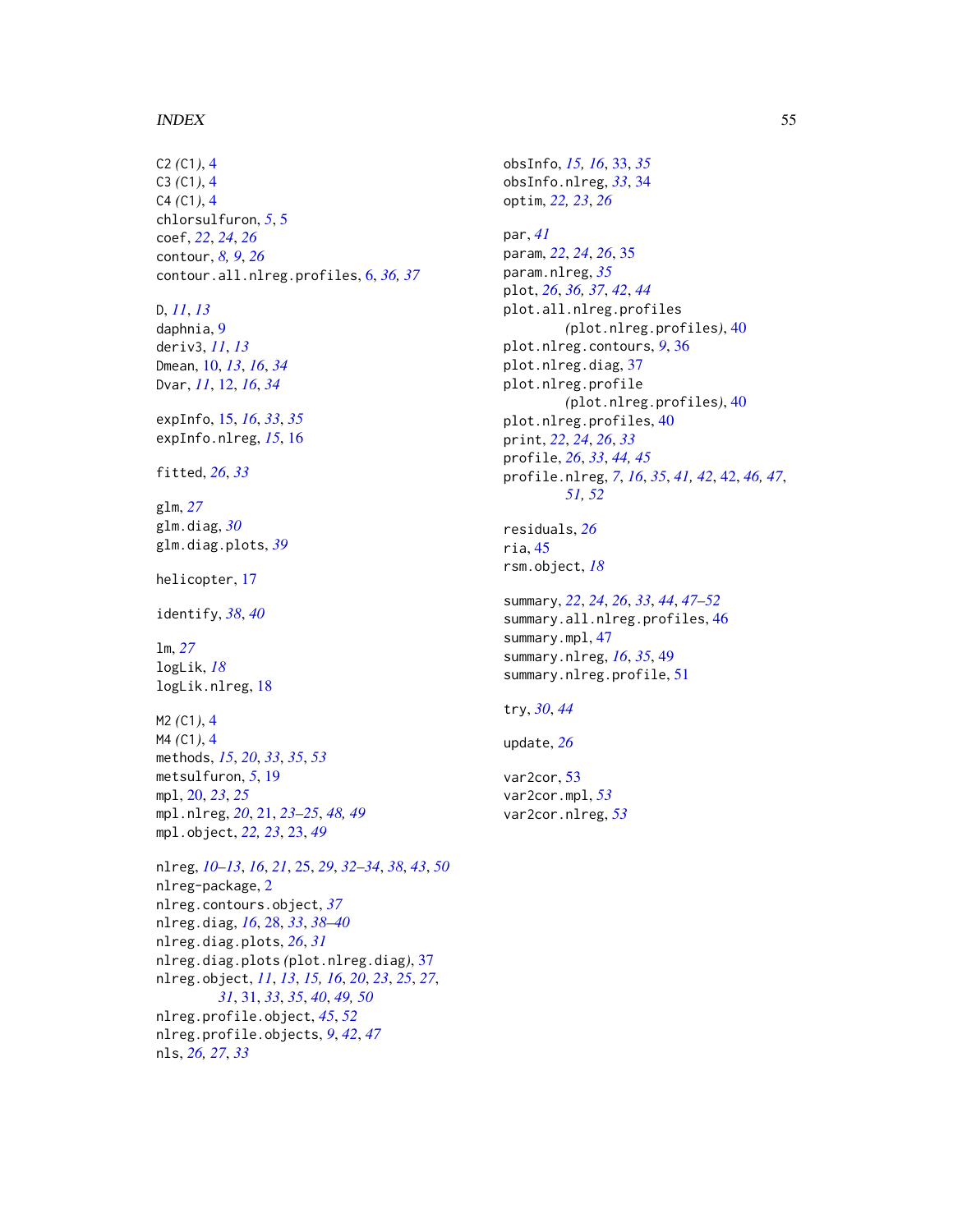C2 *(C1)*, 4
C3 *(C1)*, 4
C4 *(C1)*, 4
chlorsulfuron, *5*, 5
coef, *22*, *24*, *26*
contour, *8, 9*, *26*
contour.all.nlreg.profiles, 6, *36, 37*

D, *11*, *13*
daphnia, 9
deriv3, *11*, *13*
Dmean, 10, *13*, *16*, *34*
Dvar, *11*, 12, *16*, *34*

expInfo, 15, *16*, *33*, *35*
expInfo.nlreg, *15*, 16

fitted, *26*, *33*

glm, *27*
glm.diag, *30*
glm.diag.plots, *39*

helicopter, 17

identify, *38*, *40*

lm, *27*
logLik, *18*
logLik.nlreg, 18

M2 *(C1)*, 4
M4 *(C1)*, 4
methods, *15*, *20*, *33*, *35*, *53*
metsulfuron, *5*, 19
mpl, 20, *23*, *25*
mpl.nlreg, *20*, 21, *23–25*, *48, 49*
mpl.object, *22, 23*, 23, *49*

nlreg, *10–13*, *16*, *21*, 25, *29*, *32–34*, *38*, *43*, *50*
nlreg-package, 2
nlreg.contours.object, *37*
nlreg.diag, *16*, 28, *33*, *38–40*
nlreg.diag.plots, *26*, *31*
nlreg.diag.plots *(plot.nlreg.diag)*, 37
nlreg.object, *11*, *13*, *15, 16*, *20*, *23*, *25*, *27*, *31*, 31, *33*, *35*, *40*, *49, 50*
nlreg.profile.object, *45*, *52*
nlreg.profile.objects, *9*, *42*, *47*
nls, *26, 27*, *33*

obsInfo, *15, 16*, 33, *35*
obsInfo.nlreg, *33*, 34
optim, *22, 23*, *26*

par, *41*
param, *22*, *24*, *26*, 35
param.nlreg, *35*
plot, *26*, *36, 37*, *42*, *44*
plot.all.nlreg.profiles *(plot.nlreg.profiles)*, 40
plot.nlreg.contours, *9*, 36
plot.nlreg.diag, 37
plot.nlreg.profile *(plot.nlreg.profiles)*, 40
plot.nlreg.profiles, 40
print, *22*, *24*, *26*, *33*
profile, *26*, *33*, *44, 45*
profile.nlreg, *7*, *16*, *35*, *41, 42*, 42, *46, 47*, *51, 52*

residuals, *26*
ria, 45
rsm.object, *18*

summary, *22*, *24*, *26*, *33*, *44*, *47–52*
summary.all.nlreg.profiles, 46
summary.mpl, 47
summary.nlreg, *16*, *35*, 49
summary.nlreg.profile, 51

try, *30*, *44*

update, *26*

var2cor, 53
var2cor.mpl, *53*
var2cor.nlreg, *53*